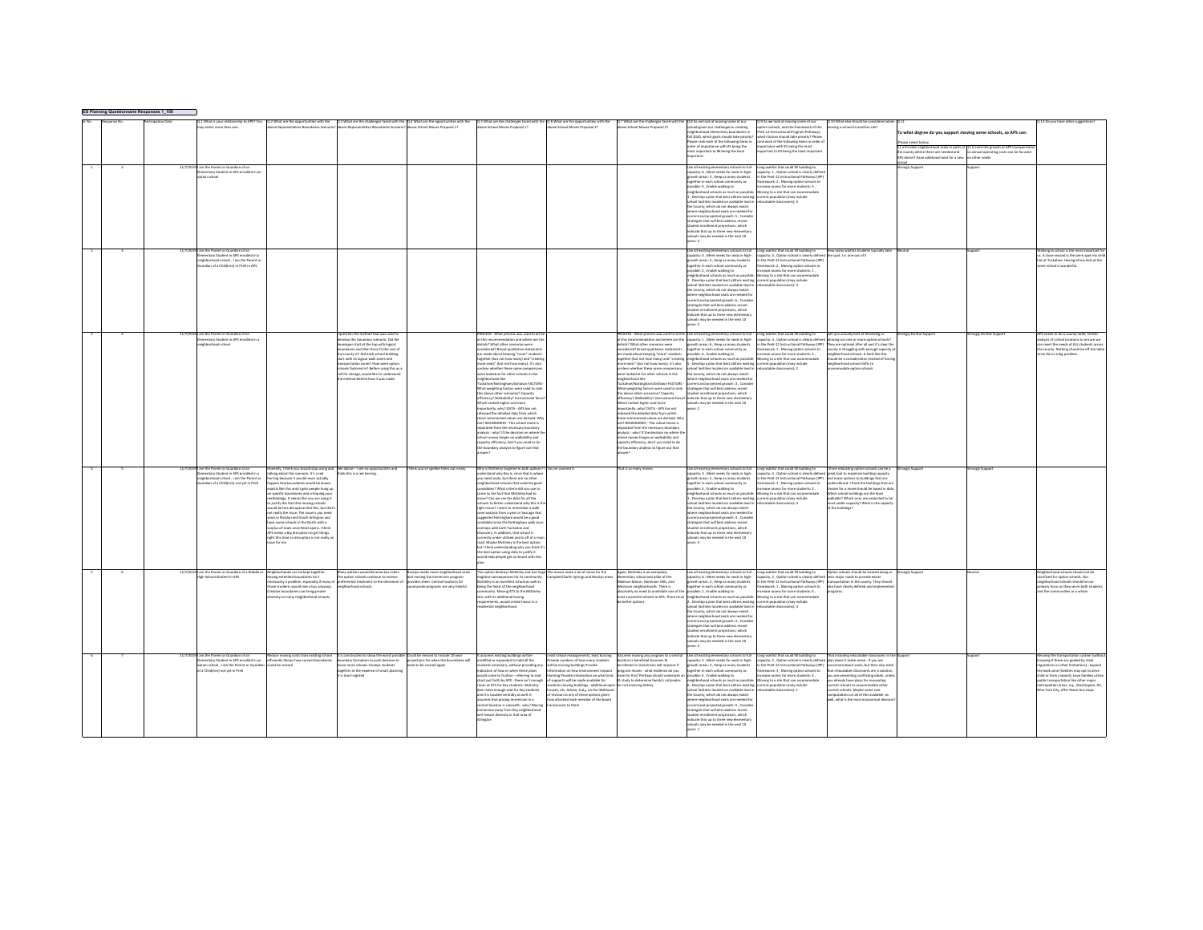**ES Planning Questionnaire Responses 1_100**

| ID No. | Response No. | Participation Date | Q.1 What is your relationship to APS? You may select more than one. | Q.2 What are the opportunities with the above Representative Boundaries Scenario? | Q.3 What are the challenges found with the above Representative Boundaries Scenario? | Q.4 What are the opportunities with the above School Moves Proposal 1? | Q.5 What are the challenges found with the above School Moves Proposal 1? | Q.6 What are the opportunities with the above School Moves Proposal 2? | Q.7 What are the challenges found with the above School Moves Proposal 2? | Q.8 As we look at moving some of our schools given our challenges in creating neighborhood elementary boundaries in Fall 2020, which goals should take priority? Please rank each of the following items in order of importance with #1 being the most important to #6 being the least important. | Q.9 As we look at moving some of our option schools, and the framework of the PreK-12 Instructional Program Pathways, which factors should take priority? Please rank each of the following items in order of importance with #1 being the most important to #4 being the least important. | Q.10 What else should be considered when moving a school to another site? | Q.11 To what degree do you support moving some schools, so APS can: (Please select below.) Q.11-a Provide neighborhood seats in parts of the county where there are needed and APS doesn't have additional land for a new school | Q.11-b Limit the growth of APS transportation so annual operating costs can be focused on other needs | Q.12 Do you have other suggestions? |
|---|---|---|---|---|---|---|---|---|---|---|---|---|---|---|---|
| 1 | 2 | 11/7/2019 | I am the Parent or Guardian of an Elementary Student in APS enrolled in an option school | | | | | | | Use attending elementary schools to full capacity: 6 , Meet needs for seats in high-growth areas: 1 , Keep as many students together in each school community as possible: 4 , Enable walking to neighborhood schools as much as possible: 3 , Develop a plan that best utilizes existing school facilities located on available land in the County, which do not always match where neighborhood seats are needed for current and projected growth: 5 , Consider strategies that will best address recent student enrollment projections, which indicate that up to three new elementary schools may be needed in the next 10 years: 2 | Long waitlist that could fill building to capacity: 1 , Option school is clearly defined in the PreK-12 Instructional Pathways (IPP) framework: 2 , Moving option schools to increase access for more students: 4 , Moving to a site that can accommodate current population (may include relocatable classrooms): 3 | | Strongly Support | Support | |
| 2 | 3 | 11/7/2019 | I am the Parent or Guardian of an Elementary Student in APS enrolled in a neighborhood school , I am the Parent or Guardian of a Child(ren) in PreK in APS | | | | | | | Use attending elementary schools to full capacity: 4 , Meet needs for seats in high-growth areas: 3 , Keep as many students together in each school community as possible: 2 , Enable walking to neighborhood schools as much as possible: 1 , Develop a plan that best utilizes existing school facilities located on available land in the County, which do not always match where neighborhood seats are needed for current and projected growth: 6 , Consider strategies that will best address recent student enrollment projections, which indicate that up to three new elementary schools may be needed in the next 10 years: 5 | Long waitlist that could fill building to capacity: 4 , Option school is clearly defined in the PreK-12 Instructional Pathways (IPP) framework: 2 , Moving option schools to increase access for more students: 1 , Moving to a site that can accommodate current population (may include relocatable classrooms): 3 | How many waitlist students typically take the spot. I.e. one out of 5 | Neutral | Support | Walking to school is the most important for us. A close second is the pre-k spot my child has at Tuckahoe. Having all my kids at the same school is wonderful. |
| 3 | 4 | 11/7/2019 | I am the Parent or Guardian of an Elementary Student in APS enrolled in a neighborhood school | | I question the method that was used to develop this boundary scenario. Did the developer start at the top with logical boundaries and then force fit the rest of the county in? Did each school building start with its typical walk zones and transportation zones? How were option schools factored in? Before using this as a call for change, would like to understand the method behind how it was made. | | PROCESS - What process was used to arrive at this recommendation and where are the details? What other scenarios were considered? Broad qualitative statements are made about keeping "more" students together (but not how many) and "creating more seats" (but not how many). It's also unclear whether these same comparisons were looked at for other schools in the neighborhood like Tuckahoe/Nottingham/Ashlawn FACTORS - What weighting factors were used to rank this above other scenarios? Capacity efficiency? Walkability? Instructional focus? Which ranked higher and more importantly, why? DATA - APS has not released the detailed data from which these summarized values are derived. Why not? BOUNDARIES - This school move is separated from the necessary boundary analysis - why? If the decision on where the school moves hinges on walkability and capacity efficiency, don't you need to do the boundary analysis to figure out that answer? | | PROCESS - What process was used to arrive at this recommendation and where are the details? What other scenarios were considered? Broad qualitative statements are made about keeping "more" students together (but not how many) and "creating more seats" (but not how many). It's also unclear whether these same comparisons were looked at for other schools in the neighborhood like Tuckahoe/Nottingham/Ashlawn FACTORS - What weighting factors were used to rank this above other scenarios? Capacity efficiency? Walkability? Instructional focus? Which ranked higher and more importantly, why? DATA - APS has not released the detailed data from which these summarized values are derived. Why not? BOUNDARIES - This school move is separated from the necessary boundary analysis - why? If the decision on where the school moves hinges on walkability and capacity efficiency, don't you need to do the boundary analysis to figure out that answer? | Use attending elementary schools to full capacity: 1 , Meet needs for seats in high-growth areas: 6 , Keep as many students together in each school community as possible: 3 , Enable walking to neighborhood schools as much as possible: 5 , Develop a plan that best utilizes existing school facilities located on available land in the County, which do not always match where neighborhood seats are needed for current and projected growth: 4 , Consider strategies that will best address recent student enrollment projections, which indicate that up to three new elementary schools may be needed in the next 10 years: 2 | Long waitlist that could fill building to capacity: 3 , Option school is clearly defined in the PreK-12 Instructional Pathways (IPP) framework: 4 , Moving option schools to increase access for more students: 1 , Moving to a site that can accommodate current population (may include relocatable classrooms): 2 | Can you actually look at dissolving or phasing out one or more option schools? There are optional schools and it's clear the county is struggling with enough capacity at neighborhood schools. It feels like this should be a consideration instead of forcing neighborhood school shifts to accommodate option schools. | Strongly Do Not Support | Strongly Do Not Support | APS needs to do a county-wide, holistic analysis of school locations to ensure we can meet the needs of ALL students across the county. Nothing should be off the table since this is a big problem. |
| 4 | 5 | 11/7/2019 | I am the Parent or Guardian of an Elementary Student in APS enrolled in a neighborhood school , I am the Parent or Guardian of a Child(ren) not yet in PreK | Honestly, I think you should stop using and talking about this scenario. It's a red herring because it would never actually happen that boundaries would be drawn exactly like this and it gets people hung up on specific boundaries and critiquing your methodology. It seems like you are using it to justify the fact that moving schools would be less disruptive that this, but that's not really the issue. The issue is you need seats in Rosslyn and South Arlington and have some schools in the North with a surplus of seats once Reed opens. I think APS needs a big disruption to get things right this time so disruption is not really an issue for me. | See above - I see no opportunities and think this is a red herring. | I think you've spelled them out nicely. | Why is McKinley targeted in both options? I understand why Key is, since that is where you need seats, but there are so other neighborhood schools that could be good candidates? What criteria did you use to come to the fact that McKinley had to move? Can we see the data for all the schools to better understand why this is the right move? I seem to remember a walk zone analysis from a year or two ago that suggested Nottingham would be a good candidate since the Nottingham walk zone overlaps with both Tuckahoe and Discovery. In addition, that school is currently under utilized and is off of a main road. Maybe McKinley is the best option, but I think understanding why you think it's the best option using data to justify it would help people get on board with this plan. | You've covered it. | That is so many moves. | Use attending elementary schools to full capacity: 4 , Meet needs for seats in high-growth areas: 2 , Keep as many students together in each school community as possible: 6 , Enable walking to neighborhood schools as much as possible: 1 , Develop a plan that best utilizes existing school facilities located on available land in the County, which do not always match where neighborhood seats are needed for current and projected growth: 3 , Consider strategies that will best address recent student enrollment projections, which indicate that up to three new elementary schools may be needed in the next 10 years: 5 | Long waitlist that could fill building to capacity: 4 , Option school is clearly defined in the PreK-12 Instructional Pathways (IPP) framework: 2 , Moving option schools to increase access for more students: 1 , Moving to a site that can accommodate current population (may include relocatable classrooms): 3 | I think relocating option schools can be a great tool to maximize building capacity and move options to buildings that are underutilized. I think the buildings that are chosen for a move should be based in data. Which school buildings are the best walkable? Which ones are projected to be most under-capacity? What is the capacity of the building? | Strongly Support | Strongly Support | |
| 5 | 6 | 11/7/2019 | I am the Parent or Guardian of a Middle or High School Student in APS | Neighborhoods can be kept together. Having extended boundaries isn't necessarily a problem, especially if many of those students would ride a bus anyways. Creative boundaries can bring greater diversity to many neighborhood schools. | Many walkers would become bus riders. The option schools continue to receive preferential treatment to the detriment of neighborhood schools. | Rosslyn needs more neighborhood seats and moving the immersion program provides them. Central locations for countywide programs are very helpful. | This option destroys McKinley and has huge negative consequences for its community. McKinley is an excellent school as well as being the heart of the neighborhood community. Moving ATS to the McKinley site, with its additional busing requirements, would create havoc in a residential neighborhood. | The moves make a lot of sense for the Campbell/Carlin Springs and Rosslyn areas. | Again, McKinley is an exemplary elementary school and pillar of the Madison Manor, Dominion Hills, and Westover neighborhoods. There is absolutely no need to annihilate one of the most successful schools in APS. There must be better options. | Use attending elementary schools to full capacity: 6 , Meet needs for seats in high-growth areas: 4 , Keep as many students together in each school community as possible: 1 , Enable walking to neighborhood schools as much as possible: 2 , Develop a plan that best utilizes existing school facilities located on available land in the County, which do not always match where neighborhood seats are needed for current and projected growth: 3 , Consider strategies that will best address recent student enrollment projections, which indicate that up to three new elementary schools may be needed in the next 10 years: 5 | Long waitlist that could fill building to capacity: 2 , Option school is clearly defined in the PreK-12 Instructional Pathways (IPP) framework: 1 , Moving option schools to increase access for more students: 4 , Moving to a site that can accommodate current population (may include relocatable classrooms): 3 | Option schools should be located along or near major roads to provide easier transportation in the county. They should also have clearly defined and implemented programs. | Strongly Support | Neutral | Neighborhood schools should not be sacrificed for option schools. Our neighborhood schools should be our primary focus as they serve both students and the communities as a whole. |
| 6 | 7 | 11/7/2019 | I am the Parent or Guardian of an Elementary Student in APS enrolled in an option school , I am the Parent or Guardian of a Child(ren) not yet in PreK | Reduce moving costs than existing school efficiently. Shows how current boundaries could be revised | It is constructed to show the worst possible boundary formation to push decision to move more schools. It keeps students together at the expense of smart planning. It is short-sighted | Could be revised to include 10 year projections for where the boundaries will need to be revised again | It assumes existing buildings will be modified or expanded to hold all the students necessary, without providing any indication of how or when these plans would come to fruition - referring to red-shirt put forth by APS - there isn't enough room at ATS for Key students. McKinley does have enough seat for Key students and it is located centrally as well. It assumes that placing immersion in a central location is a benefit - why? Moving immersion away from Key neighborhood will reduce diversity in that area of Arlington | Least school reassignments, least busing. Provide numbers of how many students will be moving buildings Provide training Provide information on what kind of supports will be made available for students moving buildings - additional open houses, etc. Advise, train, on the likelihood of revision to any of these options given how attached each member of the board has become to them | Assumes moving any program to a central location is beneficial Assumes EL enrollment in immersion will improve if program moves - what evidence do you have for this? Perhaps should undertake an EL study to determine family's rationale for not entering lottery | Use attending elementary schools to full capacity: 2 , Meet needs for seats in high-growth areas: 3 , Keep as many students together in each school community as possible: 6 , Enable walking to neighborhood schools as much as possible: 4 , Develop a plan that best utilizes existing school facilities located on available land in the County, which do not always match where neighborhood seats are needed for current and projected growth: 5 , Consider strategies that will best address recent student enrollment projections, which indicate that up to three new elementary schools may be needed in the next 10 years: 1 | Long waitlist that could fill building to capacity: 2 , Option school is clearly defined in the PreK-12 Instructional Pathways (IPP) framework: 3 , Moving option schools to increase access for more students: 4 , Moving to a site that can accommodate current population (may include relocatable classrooms): 1 | That including relocatable classrooms in the plan doesn't make sense - if you are concerned about seats, but then also state that relocatable classrooms are a solution, you are presenting conflicting ideals, unless you're planning for renovating current schools to accommodate other current schools. Maybe some cost computations on all of this available, as well, what is the most economical decision? | Support | Support | Revamp the transportation system (without knowing if these are guided by state regulations or other limitations) - expand the walk zone (families may opt to drive child or form carpool); have families utilize public transportation like other major metropolitan areas, e.g., Washington, DC, New York City; offer fewer bus stops |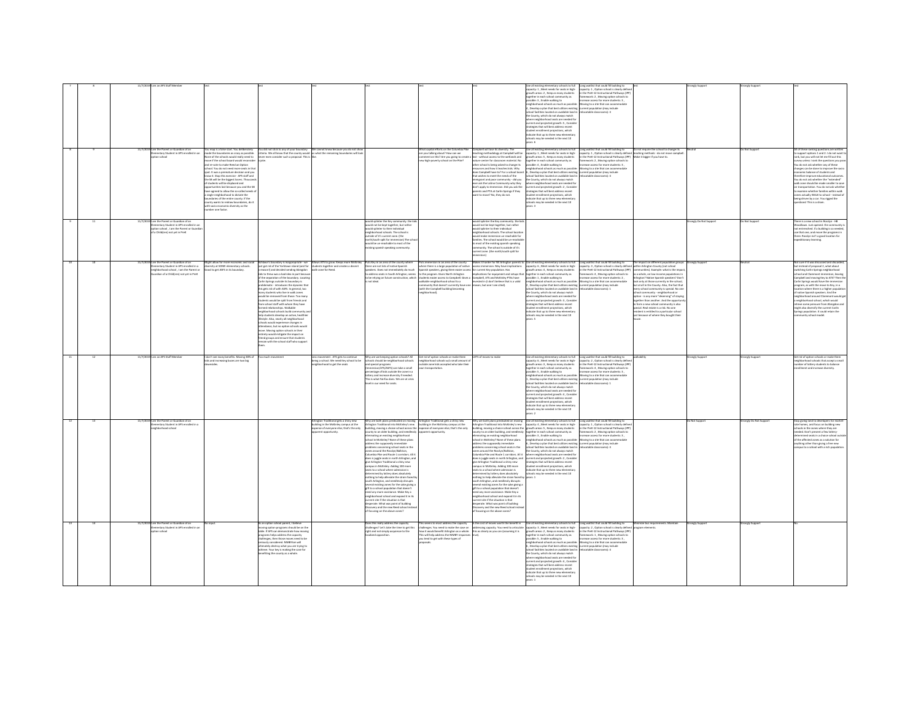| | | | | | | | | | | | | | | | |
|---|---|---|---|---|---|---|---|---|---|---|---|---|---|---|---|
| 7 | 8 | 11/7/2019 | I am an APS Staff Member | test | test | test | test | test | test | Use all existing elementary schools to full capacity: 1 , Meet needs for seats in high-growth areas: 2 , Keep as many students together in each school community as possible: 3 , Enable walking to neighborhood schools as much as possible: 4 , Develop a plan that best utilizes existing school facilities located on available land in the County, which do not always match where neighborhood seats are needed for current and projected growth: 5 , Consider strategies that will best address recent student enrollment projections, which indicate that up to three new elementary schools may be needed in the next 10 years: 6 | Long waitlist that could fill building to capacity: 1 , Option school is clearly defined in the PreK-12 Instructional Pathways (IPP) framework: 2 , Moving option schools to increase access for more students: 3 , Moving to a site that can accommodate current population (may include relocatable classrooms): 4 | test | Strongly Support | Strongly Support | test |
| 8 | 9 | 11/7/2019 | I am the Parent or Guardian of an Elementary Student in APS enrolled in an option school | You map is a false start. You deliberately made the boundaries as crazy as possible. None of the schools would really need to move if the school board would reconsider and re-vote to make Reed an Option school. You do not need more seats in that spot. It was a premature decision and you know it. Stop this exercise - APS staff and the SB will be the biggest losers. Thousands of students will be displaced and opportunities lost because you and the SB have agreed to allow the so-called needs of a single neighborhood to dictate the boundaries of the entire county. If the county wants to redraw boundaries, do it with socio-economic diversity as the number one factor. | You did not stick to any of your boundary criteria. We all know that the county would never even consider such a proposal. This is a joke. | We cannot know because you do not show us what the remaining boundaries will look like. | | What capital efforts on the Columbia Pike are you talking about? How can we comment on this? Are you going to create a new high poverty school on the Pike? | Campbell will lose its diversity. The teaching methodology at Campbell will be lost - without access to the wetlands and nature center for classroom material. No other school is being asked to change its resources and how it teaches kids. Why does Campbell have to? For a school board that wishes to meet the needs of the immigrant and poor community - did you ever ask the Latino Community why they don't apply to Immersion. Did you ask the parents and PTA at Carlin Springs if they want to move? No, they do not. | Use all existing elementary schools to full capacity: 1 , Meet needs for seats in high-growth areas: 5 , Keep as many students together in each school community as possible: 6 , Enable walking to neighborhood schools as much as possible: 4 , Develop a plan that best utilizes existing school facilities located on available land in the County, which do not always match where neighborhood seats are needed for current and projected growth: 2 , Consider strategies that will best address recent student enrollment projections, which indicate that up to three new elementary schools may be needed in the next 10 years: 3 | Long waitlist that could fill building to capacity: 1 , Option school is clearly defined in the PreK-12 Instructional Pathways (IPP) framework: 2 , Moving option schools to increase access for more students: 3 , Moving to a site that can accommodate current population (may include relocatable classrooms): 4 | Do not require the school to change its teaching methods - do not move campbell. Make it bigger if you have to. | Neutral | Do Not Support | All of these ranking questions are written to support options 1 and 2. I do not want to rank, but you will not let me fill out this survey unless I rank the questions you pose. You do not ask whether any of these changes can be done to increase the socio economic balance of students and therefore improve educational outcomes. You do not ask whether the "extended" walk zone should be made smaller to save on transportation. You do not ask whether to examine whether families within walk zones actually WALK to school - instead of being driven by a car. You rigged the questions! This is a sham. |
| 9 | 11 | 11/7/2019 | I am the Parent or Guardian of an Elementary Student in APS enrolled in an option school , I am the Parent or Guardian of a Child(ren) not yet in PreK | | | | would splinter the Key community. the kids would not be kept together, but rather would splinter to their individual neighborhood schools. The school is outside of it's current zone. (the north/south split for immersion) The school would be un-reachable to most of the existing spanish speaking community. | | would splinter the Key community. the kids would not be kept together, but rather would splinter to their individual neighborhood schools. The school location would make immersion un-reachable for families. The school would be un-reachable to most of the existing spanish speaking community. The school is outside of it's current zone. (the north/south split for immersion) | | | | Strongly Do Not Support | Do Not Support | There is a new school in Rosslyn - HB Woodlawn. Just opened. the community is not entrenched. If a building is so needed, use that one, and move the programs in there. Rosslyn isn't a good location for expeditionary learning. |
| 10 | 10 | 11/7/2019 | I am the Parent or Guardian of an Elementary Student in APS enrolled in a neighborhood school , I am the Parent or Guardian of a Child(ren) not yet in PreK | Might allow for more economic and racial diversity at SOME elementary schools. Good to get ASFS in its boundary. | Ashlawn's boundary is inappropriate - we just got rid of the Yorktown island (and for a reason!) and decided sending Abingdon kids to Drew was a bad idea in part because of the separation of the boundary. Locating Carlin Springs outside its boundary is problematic - introduces the dynamic that this gets rid of with ASFS. In general, too many students who live in walk zones would be removed from them. Too many students would be split from friends and from school staff with whom they have formed relationships. Walkable neighborhood schools build community and help students develop an active, healthier lifestyle. Also, nearly all neighborhood schools would experience changes in attendance, but no option schools would move. Moving option schools in their entirety would mitigate the impact on friend groups and ensure that students remain with the school staff who support them. | Allows ATS to grow. Keeps more McKinley students together and creates a decent walk zone for Reed. | Puts Key in an area of the county where there are not lots of native Spanish speakers. Does not immediately do much to address seats in South Arlington; seems to be relying on future construction, which is not ideal. | Puts immersion in an area of the county where there is a large population of native Spanish speakers, giving them easier access to the program. Gives North Arlington students easier access to Campbell. Gives a walkable neighborhood school to a community that doesn't currently have one (with the Campbell building becoming neighborhood). | Makes it harder for NW Arlington parents to access immersion. May have implications for current Key population. Has implications for equipment and setups that Campbell, ATS and McKinley PTAs have invested in (I don't believe that is a valid reason, but one I see cited). | Use all existing elementary schools to full capacity: 6 , Meet needs for seats in high-growth areas: 3 , Keep as many students together in each school community as possible: 1 , Enable walking to neighborhood schools as much as possible: 2 , Develop a plan that best utilizes existing school facilities located on available land in the County, which do not always match where neighborhood seats are needed for current and projected growth: 4 , Consider strategies that will best address recent student enrollment projections, which indicate that up to three new elementary schools may be needed in the next 10 years: 5 | Long waitlist that could fill building to capacity: 3 , Option school is clearly defined in the PreK-12 Instructional Pathways (IPP) framework: 4 , Moving option schools to increase access for more students: 2 , Moving to a site that can accommodate current population (may include relocatable classrooms): 1 | The impact on different population groups within Arlington County (not school communities). Example: what is the impact, as a whole, on low-income populations in Arlington? Native Spanish speakers? (Not just only at those currently in the school, but at all in the County. Also, the fact that every school community is special. No one school community - neighborhood or option - is any more "deserving" of staying together than another. And the opportunity to form a new school community is also special. Real estate is a risk. No one resident is entitled to a particular school just because of where they bought their house. | Strongly Support | Neutral | Not sure if it was discussed and discarded, but instead of proposal 2, what about switching Carlin Springs neighborhood school and Claremont immersion, leaving Campbell and moving Key to ATS? Then the Carlin Springs would have the immersion program, as with the move to Key, in a location where there is a higher population of native Spanish speakers. And the neighborhood moved around Claremont would get a neighborhood school, which would relieve some pressure from Abingdon and might also diversify the current Carlin Springs population. It could retain the community school model. |
| 11 | 12 | 11/7/2019 | I am an APS Staff Member | I don't see many benefits. Moving 38% of kids and increasing buses are two big downsides. | Too much movement | Less movement . ATS gets to continue being a school. We need Key school to be neighborhood to get the seats. | Why are we keeping option schools? All schools should be neighborhood schools and special programs (immersion/ATS/MPS) can take a small percentage of kids outside the zone in a lottery and increase diversity if needed. This is what Fairfax does. We are at crisis level in our need for seats. | Get rid of option schools or make them neighborhood schools w/a small amount of outside zone kids accepted who take their own transportation. | LOTS of moves to make | Use all existing elementary schools to full capacity: 3 , Meet needs for seats in high-growth areas: 4 , Keep as many students together in each school community as possible: 5 , Enable walking to neighborhood schools as much as possible: 1 , Develop a plan that best utilizes existing school facilities located on available land in the County, which do not always match where neighborhood seats are needed for current and projected growth: 6 , Consider strategies that will best address recent student enrollment projections, which indicate that up to three new elementary schools may be needed in the next 10 years: 2 | Long waitlist that could fill building to capacity: 2 , Option school is clearly defined in the PreK-12 Instructional Pathways (IPP) framework: 4 , Moving option schools to increase access for more students: 3 , Moving to a site that can accommodate current population (may include relocatable classrooms): 1 | walkability | Strongly Support | Strongly Support | Get rid of option schools or make them neighborhood schools that accept a small number of lottery students to balance enrollment and increase diversity. |
| 12 | 13 | 11/7/2019 | I am the Parent or Guardian of an Elementary Student in APS enrolled in a neighborhood school | | | Arlington Traditional gets a shiny new building in the McKinley campus at the expense of everyone else, that's the only apparent opportunity. | Why are both plans predicated on moving Arlington Traditional into McKinley's new building, moving a choice school across the county to an older building, and needlessly eliminating an existing neighborhood school in McKinley? None of these plans address the supposedly immediate problems concerning school seats in the zones around the Rosslyn/Ballston, Columbia Pike and Route 1 corridors. All it does is juggle seats in north Arlington, and give Arlington Traditional a shiny new campus in McKinley. Adding 100 more seats to a school where admission is determined by lottery does absolutely nothing to help alleviate the strain faced by south Arlington, and needlessly disrupts several existing zones for the sake giving a gift to a school population that doesn't need any more assistance. Make Key a neighborhood school and expand it in its current site if the situation is that desperate. What was point of building Discovery and the new Reed school instead of focusing on the above zones? | Arlington Traditional gets a shiny new building in the McKinley campus at the expense of everyone else, that's the only apparent opportunity. | Why are both plans predicated on moving Arlington Traditional into McKinley's new building, moving a choice school across the county to an older building, and needlessly eliminating an existing neighborhood school in McKinley? None of these plans address the supposedly immediate problems concerning school seats in the zones around the Rosslyn/Ballston, Columbia Pike and Route 1 corridors. All it does is juggle seats in north Arlington, and give Arlington Traditional a shiny new campus in McKinley. Adding 100 more seats to a school where admission is determined by lottery does absolutely nothing to help alleviate the strain faced by south Arlington, and needlessly disrupts several existing zones for the sake giving a gift to a school population that doesn't need any more assistance. Make Key a neighborhood school and expand it in its current site if the situation is that desperate. What was point of building Discovery and the new Reed school instead of focusing on the above zones? | Use all existing elementary schools to full capacity: 4 , Meet needs for seats in high-growth areas: 3 , Keep as many students together in each school community as possible: 5 , Enable walking to neighborhood schools as much as possible: 2 , Develop a plan that best utilizes existing school facilities located on available land in the County, which do not always match where neighborhood seats are needed for current and projected growth: 6 , Consider strategies that will best address recent student enrollment projections, which indicate that up to three new elementary schools may be needed in the next 10 years: 1 | Long waitlist that could fill building to capacity: 1 , Option school is clearly defined in the PreK-12 Instructional Pathways (IPP) framework: 2 , Moving option schools to increase access for more students: 3 , Moving to a site that can accommodate current population (may include relocatable classrooms): 4 | | Do Not Support | Strongly Do Not Support | Stop giving land to developers for market rate homes, and focus on building new schools in the zones where they are needed. Don't present a few lottery-determined seats in a choice school outside of the affected zones as a solution for anything other than giving a free new campus to a school with a rich population. |
| 13 | 14 | 11/7/2019 | I am the Parent or Guardian of an Elementary Student in APS enrolled in an option school | No input. | As an option school parent, I believe moving option programs should be on the table. If APS can demonstrate how moving programs helps address the capacity challenges, then those moves need to be seriously considered. NIMBYism will ultimately destroy what you are trying to achieve. Your key is making the case for benefiting the county as a whole. | | Does this really address the capacity challenges? Let's take the time to get this right and not simply acquiesce to the localized opposition. | This seems to most address the capacity challenges. You need to make the case on how it would benefit Arlington as a whole. This will help address the NIMBY responses you tend to get with these types of proposals. | Is the cost of moves worth the benefit in addressing capacity. You need to articulate this as clearly as you can (assuming it is true). | Use all existing elementary schools to full capacity: 3 , Meet needs for seats in high-growth areas: 2 , Keep as many students together in each school community as possible: 5 , Enable walking to neighborhood schools as much as possible: 6 , Develop a plan that best utilizes existing school facilities located on available land in the County, which do not always match where neighborhood seats are needed for current and projected growth: 4 , Consider strategies that will best address recent student enrollment projections, which indicate that up to three new elementary schools may be needed in the next 10 years: 1 | Long waitlist that could fill building to capacity: 2 , Option school is clearly defined in the PreK-12 Instructional Pathways (IPP) framework: 1 , Moving option schools to increase access for more students: 3 , Moving to a site that can accommodate current population (may include relocatable classrooms): 4 | Minimize bus requirements. Maintain program elements. | Strongly Support | Strongly Support | No. |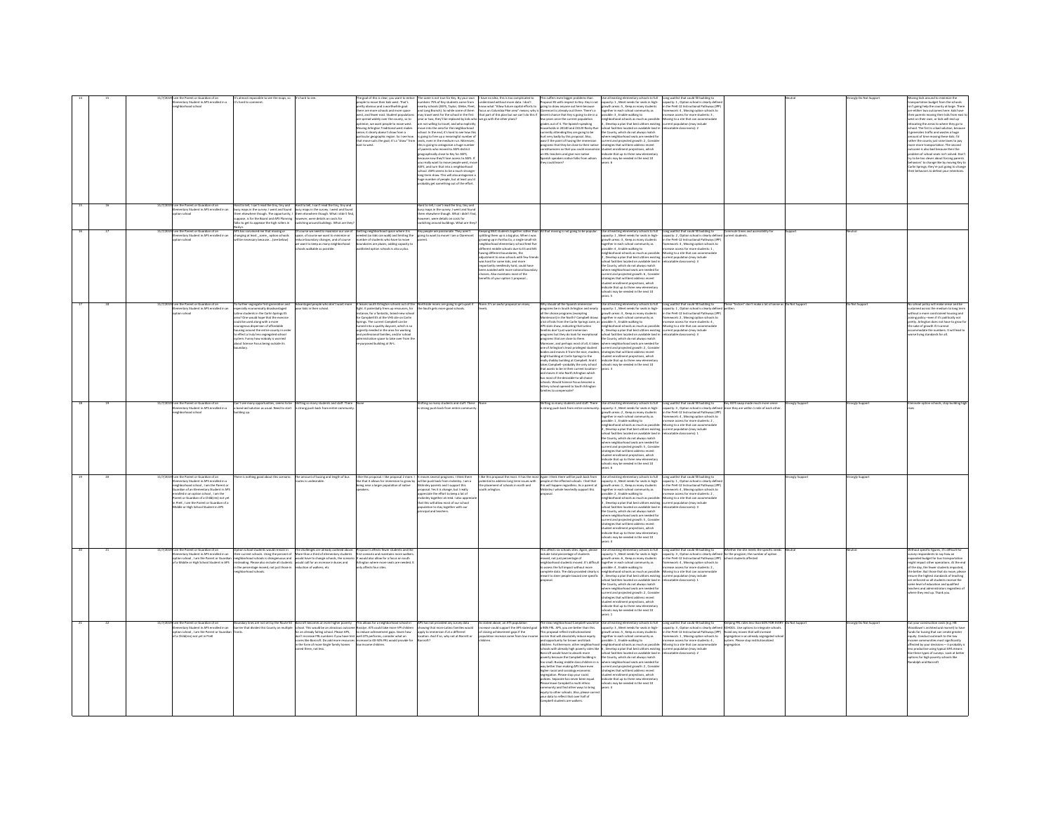| | | | | | | | | | | | | | | |
|---|---|---|---|---|---|---|---|---|---|---|---|---|---|---|
| 15 | 15 | 11/7/2019 I am the Parent or Guardian of an Elementary Student in APS enrolled in a neighborhood school | It's almost impossible to see the maps, so it's hard to comment. | It's hard to see. | The goal of this is clear, you want to entice people to move their kids west. That's pretty obvious and a worthwhile goal: there are more schools and more space west, and fewer east. Student populations are spread widely over the county, so to optimize, we want people to move west. Moving Arlington Traditional west makes sense. It clearly doesn't draw from a particular geographic region, so I see how that move suits the goal; it's a "draw" from east to west. | The same is not true for Key. By your own numbers 75% of Key students come from nearby schools (ASFS, Taylor, Glebe, Fleet, and Long Branch). So while some of them may travel west for the school in the first year or two, they'll be replaced by kids who are not willing to travel, and who explicitly move into the zone for the neighborhood school. In the end, it's hard to see how this is going to free up a meaningful number of seats, even in the medium run. Moreover, this is going to antagonize a huge number of parents who moved to ASFS district geographically close to Key for ASFS, because now they'll lose access to ASFS. If you really want to move people west, move ASFS, and turn that into a neighborhood school. ASFS seems to be a much stronger long-term draw. This will also antagonize a huge number of people, but at least you'd probably get something out of the effort. | I have no idea, this is too complicated to understand without more data. I don't know what "Allow future capital efforts to focus on Columbia Pike area" means; why is that part of this plan but we can't do this if we go with the other plans? | This suffers even bigger problems than Proposal #1 with respect to Key. Key is not going to draw anyone out here because Claremont is already out there. There's a decent chance that Key is going to die in a few years once the current population grades out of it. The Spanish-speaking households in 24140 and 24120 Rocky Run are currently attending Key are going to be hurt very badly by this proposal. Also, wasn't the point of having the immersion programs that they be close to their native constituencies so that you could economize on ESL teachers and give non-native Spanish speakers native folks from whom they could learn? | Use all existing elementary schools to full capacity: 1, Meet needs for seats in high-growth areas: 5, Keep as many students together in each school community as possible: 3, Enable walking to neighborhood schools as much as possible: 4, Develop a plan that best utilizes existing school facilities located on available land in the County, which do not always match where neighborhood seats are needed for current and projected growth: 2, Consider strategies that will best address recent student enrollment projections, which indicate that up to three new elementary schools may be needed in the next 10 years: 6 | Long waitlist that could fill building to capacity: 1, Option school is clearly defined in the PreK-12 Instructional Pathways (IPP) framework: 4, Moving option schools to increase access for more students: 3, Moving to a site that can accommodate current population (may include relocatable classrooms): 2 | | Neutral | Strongly Do Not Support | Moving kids around to minimize the transportation budget for schools isn't going help the county at large. There are either two outcomes here: kids have their parents moving their kids from east to west on their own, or kids will end up relocating the areas to where they go to school. The first is a bad solution, because it generates traffic and wastes a huge amount of time moving these kids. I'd rather the county just raise taxes to pay more transportation. The second outcome is also bad because then the problem of school seats isn't solved. Don't try to be too clever about forcing parents' behavior; to change the by moving Key to Carlin Springs; they're just going to change their behaviors to defeat your intentions. |
| 15 | 16 | 11/7/2019 I am the Parent or Guardian of an Elementary Student in APS enrolled in an option school | Hard to tell, I can't read the tiny, tiny and busy maps in the survey. I went and found them elsewhere though. The opportunity, I suppose, is for the Board and APS Planning folks to get to appease the high sellers in Bluemont. | Hard to tell, I can't read the tiny, tiny and busy maps in the survey. I went and found them elsewhere though. What I didn't find, however, were details on costs for switching around buildings. What are they? | | Hard to tell, I can't read the tiny, tiny and busy maps in the survey. I went and found them elsewhere though. What I didn't find, however, were details on costs for switching around buildings. What are they? | | | | | | | | | |
| 16 | 17 | 11/7/2019 I am the Parent or Guardian of an Elementary Student in APS enrolled in an option school | APS has convinced me that moving or changing at least _some_ option schools will be necessary because... (see below) | Of course we need to maximize our use of space; of course we want to minimize or reduce boundary changes; and of course we want to keep as many neighborhood schools walkable as possible. | Getting neighborhood space where it is needed (so kids can walk) and limiting the number of students who have to move boundaries are pluses; adding capacity to waitlisted option schools is also a plus. | Key people are passionate. They aren't going to want to move! I am a Claremont parent. | Keeping MOST students together rather than splitting them up is a big plus. When I was growing up in Fairfax Co, a neighborhood elementary school fed five different middle schools due to ES and MS having different boundaries; the adjustment to new schools with few friends was hard for some kids, and more importantly needlessly hard; could have been avoided with more rational boundary choices. Also maintains most of the benefits of your option 1 proposal... | All that moving is not going to be popular. | Use all existing elementary schools to full capacity: 1, Meet needs for seats in high-growth areas: 3, Keep as many students together in each school community as possible: 4, Enable walking to neighborhood schools as much as possible: 2, Develop a plan that best utilizes existing school facilities located on available land in the County, which do not always match where neighborhood seats are needed for current and projected growth: 6, Consider strategies that will best address recent student enrollment projections, which indicate that up to three new elementary schools may be needed in the next 10 years: 5 | Long waitlist that could fill building to capacity: 2, Option school is clearly defined in the PreK-12 Instructional Pathways (IPP) framework: 4, Moving option schools to increase access for more students: 1, Moving to a site that can accommodate current population (may include relocatable classrooms): 3 | Commute times and accessibility for current students. | Support | Neutral | |
| 17 | 18 | 11/7/2019 I am the Parent or Guardian of an Elementary Student in APS enrolled in an option school | To further segregate first-generation and especially economically disadvantaged Latino students in the Carlin Springs ES area? One would hope that the exercise would be used along with a more courageous dispersion of affordable housing around the entire county in order to effect a truly less segregated school system. Funny how nobody is worried about Science Focus being outside its boundary. | Advantaged people who don't want more poor kids in their school. | It leaves south Arlington schools out of the fight. It potentially frees up resources, for instance, for a fantastic, brand-new school for Campbell ES at the VHS site on Carlin Springs. The current Campbell can be turned into a quality daycare, which is so urgently needed in the area for working and professional families and/or school administration space to take over from the repurposed building at W-L. | Northside moves are going to get upset if the South gets more good schools. | None. It's an awful proposal on many levels. | Why should all the Spanish immersion programs be in South Arlington and nearly all the choice programs (excepting Montessori) in the North? Campbell draws a lot of kids from the Carlin Springs zone, as APS stats show, indicating that Latino families don't just want immersion programs but they do look for exceptional programs that are close to them. Moreover, and perhaps most of all, it takes one of Arlington's least privileged student bodies and moves it from the nice, modern, bright building at Carlin Springs to the really shabby building at Campbell. And it takes Campbell--probably the only school that wants to term their current location--and moves it into North Arlington which has most of the desirable-to-all choice schools. Would Science Focus become a lottery school opened to South Arlington families to compensate? | Use all existing elementary schools to full capacity: 2, Meet needs for seats in high-growth areas: 4, Keep as many students together in each school community as possible: 5, Enable walking to neighborhood schools as much as possible: 6, Develop a plan that best utilizes existing school facilities located on available land in the County, which do not always match where neighborhood seats are needed for current and projected growth: 1, Consider strategies that will best address recent student enrollment projections, which indicate that up to three new elementary schools may be needed in the next 10 years: 3 | Long waitlist that could fill building to capacity: 1, Option school is clearly defined in the PreK-12 Instructional Pathways (IPP) framework: 2, Moving option schools to increase access for more students: 4, Moving to a site that can accommodate current population (may include relocatable classrooms): 3 | These "factors" don't make a lot of sense as written. | Do Not Support | Do Not Support | No school policy will make sense and be sustained across the medium to long term without a more coordinated housing and zoning policy--even if it's politically not pretty. Arlington does not have to grow for the sake of growth if it cannot accommodate the numbers. It will lead to worse living standards for all. |
| 18 | 19 | 11/7/2019 I am the Parent or Guardian of an Elementary Student in APS enrolled in a neighborhood school | Can't see many opportunities, seems to be a band-aid solution as usual. Need to start building up. | Shifting so many students and staff. There is strong push back from entire community. | None | Shifting so many students and staff. There is strong push back from entire community. | None | Shifting so many students and staff. There is strong push back from entire community. | Use all existing elementary schools to full capacity: 5, Meet needs for seats in high-growth areas: 2, Keep as many students together in each school community as possible: 1, Enable walking to neighborhood schools as much as possible: 3, Develop a plan that best utilizes existing school facilities located on available land in the County, which do not always match where neighborhood seats are needed for current and projected growth: 5, Consider strategies that will best address recent student enrollment projections, which indicate that up to three new elementary schools may be needed in the next 10 years: 6 | Long waitlist that could fill building to capacity: 3, Option school is clearly defined in the PreK-12 Instructional Pathways (IPP) framework: 4, Moving option schools to increase access for more students: 2, Moving to a site that can accommodate current population (may include relocatable classrooms): 1 | Key ASFS swap made much more sense since they are within 1 mile of each other. | Strongly Support | Strongly Support | Eliminate option schools, stop building high rises |
| 19 | 20 | 11/7/2019 I am the Parent or Guardian of an Elementary Student in APS enrolled in a neighborhood school, I am the Parent or Guardian of an Elementary Student in APS enrolled in an option school, I am the Parent or Guardian of a Child(ren) not yet in PreK, I am the Parent or Guardian of a Middle or High School Student in APS | There is nothing good about this scenario. | The amount of busing and length of bus routes is undesirable. | I like this proposal. I like proposal 2 more. I like that it allows for immersion to grow by being near a larger population of native speakers. | It moves several programs. I think there will be push back from mckinley. I am a Mckinley parent and I support this proposal. Yes it is change, but I really appreciate the effort to keep a lot of mckinley together at reed. I also appreciate that this will allow most of our school population to stay together with our principal and teachers. | I like this proposal the most. It has the most potential to address long term issues with the placement of schools in north and south arlington. | Again I think there will be push back from people of the effected schools. I feel that this will happen regardless. As a parent at Mckinley I whole heartedly support this proposal. | Use all existing elementary schools to full capacity: 6, Meet needs for seats in high-growth areas: 1, Keep as many students together in each school community as possible: 2, Enable walking to neighborhood schools as much as possible: 4, Develop a plan that best utilizes existing school facilities located on available land in the County, which do not always match where neighborhood seats are needed for current and projected growth: 5, Consider strategies that will best address recent student enrollment projections, which indicate that up to three new elementary schools may be needed in the next 10 years: 3 | Long waitlist that could fill building to capacity: 1, Option school is clearly defined in the PreK-12 Instructional Pathways (IPP) framework: 4, Moving option schools to increase access for more students: 2, Moving to a site that can accommodate current population (may include relocatable classrooms): 3 | | Strongly Support | Strongly Support | |
| 20 | 21 | 11/7/2019 I am the Parent or Guardian of an Elementary Student in APS enrolled in an option school, I am the Parent or Guardian of a Middle or High School Student in APS | Option school students would remain in their current schools. Using the percent of neighborhood schools is disingenuous and misleading. Please also include all students in the percentage moved, not just those in neighborhood schools. | The challenges are already outlined above. More than a third of elementary students would have to change schools, the scenario would call for an increase in buses and reduction of walkers, etc. | Proposal 1 affects fewer students and the first scenario and maintains more walkers. It would also allow for a focus on south Arlington where more seats are needed. It only affects four sites. | | | This affects six schools sites. Again, please include total percentage of students moved, not just percentage of neighborhood students moved. It's difficult to assess the full impact without more complete data. The data provided clearly is meant to steer people toward one specific proposal. | Use all existing elementary schools to full capacity: 5, Meet needs for seats in high-growth areas: 6, Keep as many students together in each school community as possible: 4, Enable walking to neighborhood schools as much as possible: 3, Develop a plan that best utilizes existing school facilities located on available land in the County, which do not always match where neighborhood seats are needed for current and projected growth: 2, Consider strategies that will best address recent student enrollment projections, which indicate that up to three new elementary schools may be needed in the next 10 years: 1 | Long waitlist that could fill building to capacity: 4, Option school is clearly defined in the PreK-12 Instructional Pathways (IPP) framework: 3, Moving option schools to increase access for more students: 2, Moving to a site that can accommodate current population (may include relocatable classrooms): 1 | Whether the site meets the specific needs for the program; the number of option school students affected | Neutral | Neutral | Without specific figures, it's difficult for survey respondents to say how an expanded budget for bus transportation might impact other operations. At the end of the day, the fewer students impacted, the better. But those that do move, please ensure the highest standards of teaching are enforced so all students receive the same level of education and qualified teachers and administrators regardless of where they end up. Thank you. |
| 21 | 22 | 11/7/2019 I am the Parent or Guardian of an Elementary Student in APS enrolled in an option school, I am the Parent or Guardian of a Child(ren) not yet in PreK | Boundary lines are not set by the Route 50 barrier that divides this County on multiple fronts. | Barcroft becomes an even higher poverty school. This would be an obvious outcome for an already failing school. Please APS, don't increase FRL numbers if you have test scores like Barcroft. Do add more resources in the form of more Single family homes zoned there, not less. | This allows for a neighborhood school in Barcroft. APS could take more SFH children to reduce achievement gaps. Given how well ATS performs, consider what an increase to 40-50% FRL would provide for low income children. | APS has not provided any survey data showing that more Latino families would apply to immersion if at a different location. And if so, why not at Barrett or Barcroft? | As stated above, an ATS population increase would support the APS stated goal of closing achievement gaps if the population increase came from low income children. | The new neighborhood Campbell would be a 90% FRL. APS, you are better than this. This proposal reflect institutionalized racism that will absolutely reduce equity and opportunity for brown and black children. Furthermore, other neighborhood schools with already high poverty rates like Barcroft would have to absorb more poverty because the Campbell building is too small. Busing middle class children in is way better than making APS have even higher racial and sociology economic segregation. Please stop your racist policies. Separate has never been equal. Please leave Campbell a multi ethnic community and find other ways to bring equity to other schools. Also, please correct your data to reflect that over half of Campbell students are walkers. | Use all existing elementary schools to full capacity: 6, Meet needs for seats in high-growth areas: 5, Keep as many students together in each school community as possible: 4, Enable walking to neighborhood schools as much as possible: 1, Develop a plan that best utilizes existing school facilities located on available land in the County, which do not always match where neighborhood seats are needed for current and projected growth: 2, Consider strategies that will best address recent student enrollment projections, which indicate that up to three new elementary schools may be needed in the next 10 years: 3 | Long waitlist that could fill building to capacity: 3, Option school is clearly defined in the PreK-12 Instructional Pathways (IPP) framework: 1, Moving option schools to increase access for more students: 4, Moving to a site that can accommodate current population (may include relocatable classrooms): 2 | Keeping FRL rates less than 80% FOR EVERY SCHOOL. Use options to integrate schools. Avoid any moves that will increase segregation in an already segregated school system. Please stop institutionalized segregation. | Do Not Support | Strongly Do Not Support | Cut your construction costs (e.g. HB Woodlawn's architectural marvel) to have funds for busing that can create greater equity. Conduct outreach to the low income communities most significantly affected by your decisions -- it probably is less productive using typical APS means. Use these types of surveys, look at better options for high poverty schools like Randolph and Barcroft. |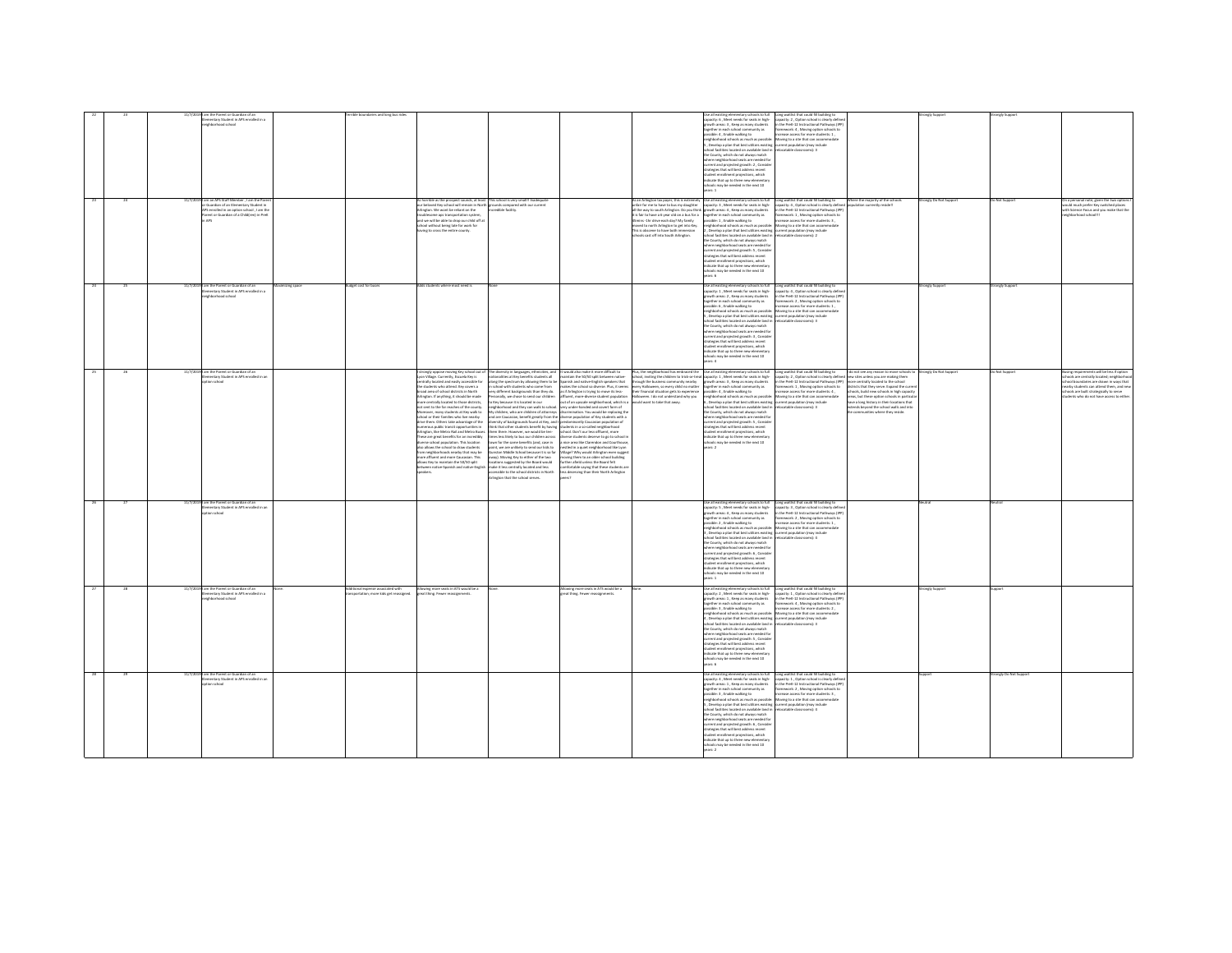| | | | | | | | | | | | | | | | |
|---|---|---|---|---|---|---|---|---|---|---|---|---|---|---|---|
| 22 | 23 | 11/7/2019 | I am the Parent or Guardian of an Elementary Student in APS enrolled in a neighborhood school | | Flexible boundaries and long bus rides | | | | | Use all existing elementary schools to full capacity: 6 , Meet needs for seats in high-growth areas: 3 , Keep as many students together in each school community as possible: 4 , Enable walking to neighborhood schools as much as possible: 5 , Develop a plan that best utilizes existing school facilities located on available land in the County, which do not always match where neighborhood seats are needed for current and projected growth: 2 , Consider strategies that will best address recent student enrollment projections, which indicate that up to three new elementary schools may be needed in the next 10 years: 1 | Long waitlist that could fill building to capacity: 2 , Option school is clearly defined in the PreK-12 Instructional Pathways (IPP) framework: 4 , Moving option schools to increase access for more students: 1 , Moving to a site that can accommodate current population (may include relocatable classrooms): 3 | | Strongly Support | Strongly Support | |
| 23 | 24 | 11/7/2019 | I am an APS Staff Member , I am the Parent or Guardian of an Elementary Student in APS enrolled in an option school , I am the Parent or Guardian of a Child(ren) in PreK in APS | | | As horrible as the prospect sounds, at least our beloved Key school will remain in North Arlington. We wont be reliant on the troublesome apsi transportation system, and we will be able to drop our child off at school without being late for work for having to cross the entire county. | This school is very small! Inadequate grounds compared with our current incredible facility. | | As an Arlington tax payer, this is extremely unfair for me to have to bus my daughter all the way to south Arlington. Do you think it is fair to have a 6 year old on a bus for a 30mins - 1hr drive each day? My family moved to north Arlington to get into Key. This is obscene to have both immersion schools cast off into South Arlington. | Use all existing elementary schools to full capacity: 3 , Meet needs for seats in high-growth areas: 5 , Keep as many students together in each school community as possible: 1 , Enable walking to neighborhood schools as much as possible: 2 , Develop a plan that best utilizes existing school facilities located on available land in the County, which do not always match where neighborhood seats are needed for current and projected growth: 5 , Consider strategies that will best address recent student enrollment projections, which indicate that up to three new elementary schools may be needed in the next 10 years: 6 | Long waitlist that could fill building to capacity: 3 , Option school is clearly defined in the PreK-12 Instructional Pathways (IPP) framework: 1 , Moving option schools to increase access for more students: 3 , Moving to a site that can accommodate current population (may include relocatable classrooms): 2 | Where the majority of the schools population currently reside? | Strongly Do Not Support | Do Not Support | On a personal note, given the two options I would much prefer Key switched places with Science Focus and you make that the neighborhood school!!! |
| 24 | 25 | 11/7/2019 | I am the Parent or Guardian of an Elementary Student in APS enrolled in a neighborhood school | Maximizing space | Budget cost for buses | Adds students where most need is | None | | | Use all existing elementary schools to full capacity: 1 , Meet needs for seats in high-growth areas: 2 , Keep as many students together in each school community as possible: 6 , Enable walking to neighborhood schools as much as possible: 5 , Develop a plan that best utilizes existing school facilities located on available land in the County, which do not always match where neighborhood seats are needed for current and projected growth: 3 , Consider strategies that will best address recent student enrollment projections, which indicate that up to three new elementary schools may be needed in the next 10 years: 4 | Long waitlist that could fill building to capacity: 4 , Option school is clearly defined in the PreK-12 Instructional Pathways (IPP) framework: 2 , Moving option schools to increase access for more students: 1 , Moving to a site that can accommodate current population (may include relocatable classrooms): 3 | | Strongly Support | Strongly Support | |
| 25 | 26 | 11/7/2019 | I am the Parent or Guardian of an Elementary Student in APS enrolled in an option school | | | I strongly oppose moving Key school out of Lyon Village. Currently, Escuela Key is centrally located and easily accessible for the students who attend. Key covers a broad area of school districts in North Arlington. If anything, it should be made more centrally located to those districts, not sent to the far reaches of the county. Moreover, many students at Key walk to school or their families who live nearby drive them. Others take advantage of the numerous public transit opportunities in Arlington, like Metro Rail and Metro Buses. These are great benefits for an incredibly diverse school population. This location also allows the school to draw students from neighborhoods nearby that may be more affluent and more Caucasian. This allows Key to maintain the 50/50 split between native Spanish and native English speakers. | The diversity in languages, ethnicities, and nationalities at Key benefits students all along the spectrum by allowing them to be in school with students who come from very different backgrounds than they do. Personally, we chose to send our children to Key because it is located in our neighborhood and they can walk to school. My children, who are children of attorneys and are Caucasian, benefit greatly from the diversity of backgrounds found at Key, and I think that other students benefit by having them there. However, we would be ten times less likely to bus our children across town for the same benefits (and, case in point, we are unlikely to send our kids to Gunston Middle School because it is so far away). Moving Key to either of the two locations suggested by the Board would make it less centrally located and less accessible to the school districts in North Arlington that the school serves. | It would also make it more difficult to maintain the 50/50 split between native Spanish and native English speakers that makes the school so diverse. Plus, it seems as if Arlington is trying to move its less affluent, more diverse student population out of an upscale neighborhood, which is a very under-handed and covert form of discrimination. You would be replacing the diverse population of Key students with a predominantly Caucasian population of students in a so-called neighborhood school. Don't our less affluent, more diverse students deserve to go to school in a nice area like Clarendon and Courthouse, nestled in a quiet neighborhood like Lyon Village? Why would Arlington even suggest moving them to an older school building further afield unless the Board felt comfortable saying that these students are less deserving than their North Arlington peers? | Plus, the neighborhood has embraced the school, inviting the children to trick-or-treat through the business community nearby every Halloween, so every child no matter their financial situation gets to experience Halloween. I do not understand why you would want to take that away. | Use all existing elementary schools to full capacity: 1 , Meet needs for seats in high-growth areas: 3 , Keep as many students together in each school community as possible: 4 , Enable walking to neighborhood schools as much as possible: 6 , Develop a plan that best utilizes existing school facilities located on available land in the County, which do not always match where neighborhood seats are needed for current and projected growth: 5 , Consider strategies that will best address recent student enrollment projections, which indicate that up to three new elementary schools may be needed in the next 10 years: 2 | Long waitlist that could fill building to capacity: 2 , Option school is clearly defined in the PreK-12 Instructional Pathways (IPP) framework: 1 , Moving option schools to increase access for more students: 4 , Moving to a site that can accommodate current population (may include relocatable classrooms): 3 | I do not see any reason to move schools to new sites unless you are making them more centrally located to the school districts that they serve. Expand the current schools, build new schools in high capacity areas, but leave option schools in particular have a long history in their locations that extends beyond the school walls and into the communities where they reside. | Strongly Do Not Support | Do Not Support | Busing requirements will be less if option schools are centrally located; neighborhood school boundaries are drawn in ways that nearby students can attend them, and new schools are built strategically to serve students who do not have access to either. |
| 26 | 27 | 11/7/2019 | I am the Parent or Guardian of an Elementary Student in APS enrolled in an option school | | | | | | | Use all existing elementary schools to full capacity: 5 , Meet needs for seats in high-growth areas: 4 , Keep as many students together in each school community as possible: 2 , Enable walking to neighborhood schools as much as possible: 3 , Develop a plan that best utilizes existing school facilities located on available land in the County, which do not always match where neighborhood seats are needed for current and projected growth: 6 , Consider strategies that will best address recent student enrollment projections, which indicate that up to three new elementary schools may be needed in the next 10 years: 1 | Long waitlist that could fill building to capacity: 4 , Option school is clearly defined in the PreK-12 Instructional Pathways (IPP) framework: 2 , Moving option schools to increase access for more students: 1 , Moving to a site that can accommodate current population (may include relocatable classrooms): 3 | | Neutral | Neutral | |
| 27 | 28 | 11/7/2019 | I am the Parent or Guardian of an Elementary Student in APS enrolled in a neighborhood school | None. | Additional expense associated with transportation; more kids get reassigned. | Allowing more seats in ATS would be a great thing. Fewer reassignments. | None | Allowing more seats in ATS would be a great thing. Fewer reassignments. | None | Use all existing elementary schools to full capacity: 2 , Meet needs for seats in high-growth areas: 1 , Keep as many students together in each school community as possible: 5 , Enable walking to neighborhood schools as much as possible: 4 , Develop a plan that best utilizes existing school facilities located on available land in the County, which do not always match where neighborhood seats are needed for current and projected growth: 3 , Consider strategies that will best address recent student enrollment projections, which indicate that up to three new elementary schools may be needed in the next 10 years: 6 | Long waitlist that could fill building to capacity: 1 , Option school is clearly defined in the PreK-12 Instructional Pathways (IPP) framework: 4 , Moving option schools to increase access for more students: 2 , Moving to a site that can accommodate current population (may include relocatable classrooms): 3 | | Strongly Support | Support | |
| 28 | 29 | 11/7/2019 | I am the Parent or Guardian of an Elementary Student in APS enrolled in an option school | | | | | | | Use all existing elementary schools to full capacity: 4 , Meet needs for seats in high-growth areas: 1 , Keep as many students together in each school community as possible: 3 , Enable walking to neighborhood schools as much as possible: 5 , Develop a plan that best utilizes existing school facilities located on available land in the County, which do not always match where neighborhood seats are needed for current and projected growth: 6 , Consider strategies that will best address recent student enrollment projections, which indicate that up to three new elementary schools may be needed in the next 10 years: 2 | Long waitlist that could fill building to capacity: 1 , Option school is clearly defined in the PreK-12 Instructional Pathways (IPP) framework: 2 , Moving option schools to increase access for more students: 3 , Moving to a site that can accommodate current population (may include relocatable classrooms): 4 | | Support | Strongly Do Not Support | |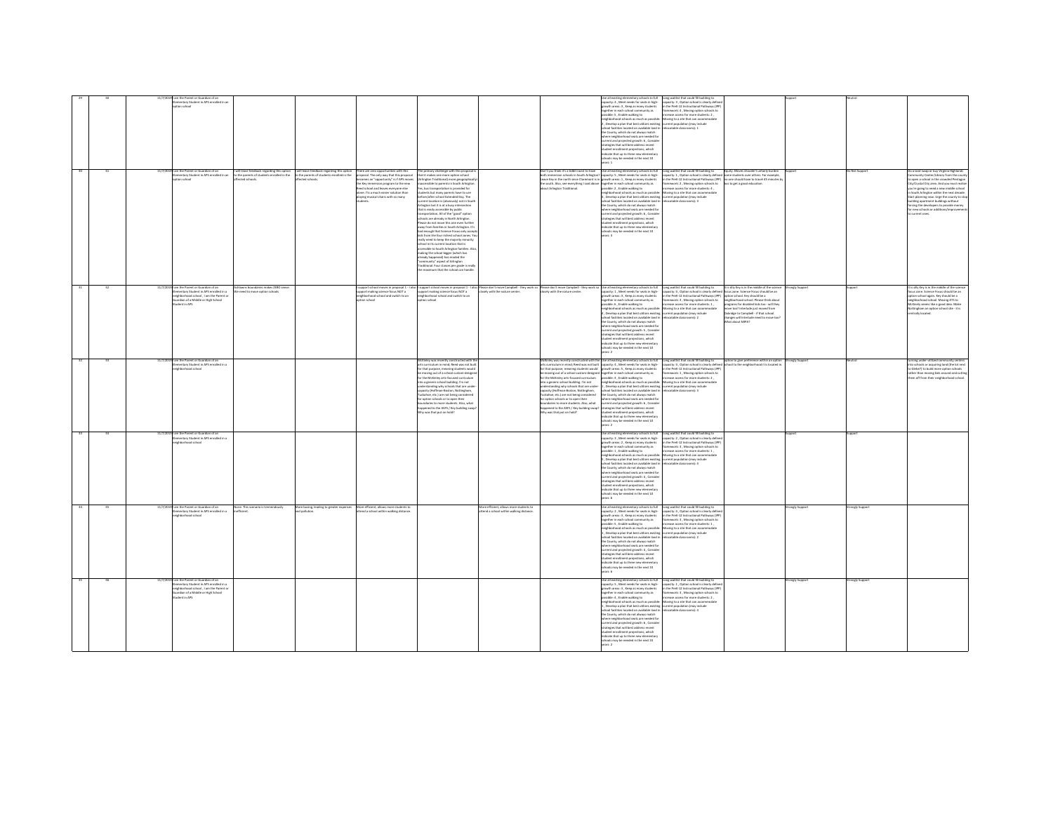| | | | | | | | | | | | | | | | | | |
|---|---|---|---|---|---|---|---|---|---|---|---|---|---|---|---|---|---|
| 29 | 30 | | 11/7/2019 | I am the Parent or Guardian of an Elementary Student in APS enrolled in an option school | | | | | | | | Use all existing elementary schools to full capacity: 4 , Meet needs for seats in high-growth areas: 3 , Keep as many students together in each school community as possible: 5 , Enable walking to neighborhood schools as much as possible: 2 , Develop a plan that best utilizes existing school facilities located on available land in the County, which do not always match where neighborhood seats are needed for current and projected growth: 6 , Consider strategies that will best address recent student enrollment projections, which indicate that up to three new elementary schools may be needed in the next 10 years: 1 | Long waitlist that could fill building to capacity: 3 , Option school is clearly defined in the PreK-12 Instructional Pathways (IPP) framework: 4 , Moving option schools to increase access for more students: 2 , Moving to a site that can accommodate current population (may include relocatable classrooms): 1 | | Support | Neutral | |
| 30 | 31 | | 11/7/2019 | I am the Parent or Guardian of an Elementary Student in APS enrolled in an option school | I will leave feedback regarding this option to the parents of students enrolled in the affected schools. | I will leave feedback regarding this option to the parents of students enrolled in the affected schools. | There are zero opportunities with this proposal. The only way that this proposal becomes an "opportunity" is if APS moves the Key immersion program to the new Reed school and leaves everyone else alone. It's a much easier solution than playing musical chairs with so many students. | The primary challenge with this proposal is that it makes one more option school (Arlington Traditional) more geographically inaccessible to parents in South Arlington. Yes, bus transportation is provided for students but many parents have to use before/after school Extended Day. The current location is (obviously) not in South Arlington but it is at a busy intersection that is easily accessible by public transportation. All of the "good" option schools are already in North Arlington. Please do not move this one even further away from families in South Arlington. It's bad enough that Science Focus only accepts kids from the four richest school zones. You really need to keep the majority minority school in its current location that is accessible to South Arlington families. Also, making the school bigger (which has already happened) has eroded the "community" aspect of Arlington Traditional. Four classes per grade is really the maximum that the school can handle. | | Don't you think it's a bit ironic to have both immersion schools in South Arlington (leave Key in the north since Claremont is in the south. Also, see everything I said above about Arlington Traditional. | | Use all existing elementary schools to full capacity: 5 , Meet needs for seats in high-growth areas: 1 , Keep as many students together in each school community as possible: 2 , Enable walking to neighborhood schools as much as possible: 4 , Develop a plan that best utilizes existing school facilities located on available land in the County, which do not always match where neighborhood seats are needed for current and projected growth: 6 , Consider strategies that will best address recent student enrollment projections, which indicate that up to three new elementary schools may be needed in the next 10 years: 3 | Long waitlist that could fill building to capacity: 1 , Option school is clearly defined in the PreK-12 Instructional Pathways (IPP) framework: 2 , Moving option schools to increase access for more students: 4 , Moving to a site that can accommodate current population (may include relocatable classrooms): 3 | Equity. Moves shouldn't unfairly burden some students over others. For example, no one should have to travel 45 minutes by bus to get a good education. | Support | Do Not Support | Do a land swap or buy Virginia Highlands Community Center/Library from the county to open a school in the crowded Pentagon City/Crystal City area. And you must realize you're going to need a new middle school in South Arlington within the next decade. Start planning now. Urge the county to stop building apartment buildings without forcing the developers to provide money for new schools or additions/improvements to current ones. |
| 31 | 32 | | 11/7/2019 | I am the Parent or Guardian of an Elementary Student in APS enrolled in a neighborhood school , I am the Parent or Guardian of a Middle or High School Student in APS | Ashlawn boundaries makes ZERO sense. We need to move option schools | | I support school moves in proposal 1 - I also support making science focus NOT a neighborhood school and switch to an option school | I support school moves in proposal 1 - I also support making science focus NOT a neighborhood school and switch to an option school | Please don't move Campbell - they work so closely with the nature center. | Please don't move Campbell - they work so closely with the nature center. | | Use all existing elementary schools to full capacity: 1 , Meet needs for seats in high-growth areas: 4 , Keep as many students together in each school community as possible: 3 , Enable walking to neighborhood schools as much as possible: 6 , Develop a plan that best utilizes existing school facilities located on available land in the County, which do not always match where neighborhood seats are needed for current and projected growth: 5 , Consider strategies that will best address recent student enrollment projections, which indicate that up to three new elementary schools may be needed in the next 10 years: 2 | Long waitlist that could fill building to capacity: 4 , Option school is clearly defined in the PreK-12 Instructional Pathways (IPP) framework: 1 , Moving option schools to increase access for more students: 3 , Moving to a site that can accommodate current population (may include relocatable classrooms): 2 | It is silly Key is in the middle of the science focus zone. Science Focus should be an option school. Key should be a neighborhood school. Please think about programs for disabled kids too - will they move too? Interlude just moved from Oakridge to Campbell - if that school changes will Interlude need to move too? What about MIPA? | Strongly Support | Support | It is silly Key is in the middle of the science focus zone. Science Focus should be an option school again. Key should be a neighborhood school. Moving ATS to McKinley seems like a good idea. Make Nottingham an option school site - it is centrally located. |
| 32 | 33 | | 11/7/2019 | I am the Parent or Guardian of an Elementary Student in APS enrolled in a neighborhood school | | | | McKinley was recently constructed with the arts curriculum in mind; Reed was not built for that purpose, meaning students would be moving out of a school custom-designed for the McKinley arts-focused curriculum into a generic school building. I'm not understanding why schools that are under-capacity (Hoffman-Boston, Nottingham, Tuckahoe, etc.) are not being considered for option schools or to open their boundaries to more students. Also, what happened to the ASFS / Key building swap? Why was that put on hold? | | McKinley was recently constructed with the arts curriculum in mind; Reed was not built for that purpose, meaning students would be moving out of a school custom-designed for the McKinley arts-focused curriculum into a generic school building. I'm not understanding why schools that are under-capacity (Hoffman-Boston, Nottingham, Tuckahoe, etc.) are not being considered for option schools or to open their boundaries to more students. Also, what happened to the ASFS / Key building swap? Why was that put on hold? | | Use all existing elementary schools to full capacity: 4 , Meet needs for seats in high-growth areas: 5 , Keep as many students together in each school community as possible: 3 , Enable walking to neighborhood schools as much as possible: 1 , Develop a plan that best utilizes existing school facilities located on available land in the County, which do not always match where neighborhood seats are needed for current and projected growth: 6 , Consider strategies that will best address recent student enrollment projections, which indicate that up to three new elementary schools may be needed in the next 10 years: 2 | Long waitlist that could fill building to capacity: 2 , Option school is clearly defined in the PreK-12 Instructional Pathways (IPP) framework: 4 , Moving option schools to increase access for more students: 1 , Moving to a site that can accommodate current population (may include relocatable classrooms): 3 | Option to give preference within an option school to the neighborhood it is located in. | Strongly Support | Neutral | Turning under-utilized community centers into schools or acquiring land (the lot next to Glebe?) to build more option schools rather than moving kids around and cutting them off from their neighborhood school. |
| 33 | 34 | | 11/7/2019 | I am the Parent or Guardian of an Elementary Student in APS enrolled in a neighborhood school | | | | | | | | Use all existing elementary schools to full capacity: 3 , Meet needs for seats in high-growth areas: 2 , Keep as many students together in each school community as possible: 1 , Enable walking to neighborhood schools as much as possible: 5 , Develop a plan that best utilizes existing school facilities located on available land in the County, which do not always match where neighborhood seats are needed for current and projected growth: 4 , Consider strategies that will best address recent student enrollment projections, which indicate that up to three new elementary schools may be needed in the next 10 years: 6 | Long waitlist that could fill building to capacity: 2 , Option school is clearly defined in the PreK-12 Instructional Pathways (IPP) framework: 1 , Moving option schools to increase access for more students: 3 , Moving to a site that can accommodate current population (may include relocatable classrooms): 4 | | Support | Support | |
| 34 | 35 | | 11/7/2019 | I am the Parent or Guardian of an Elementary Student in APS enrolled in a neighborhood school | None. This scenario is tremendously inefficient. | More busing, leading to greater expenses and pollution. | More efficient, allows more students to attend a school within walking distance. | | More efficient, allows more students to attend a school within walking distance. | | | Use all existing elementary schools to full capacity: 2 , Meet needs for seats in high-growth areas: 3 , Keep as many students together in each school community as possible: 5 , Enable walking to neighborhood schools as much as possible: 1 , Develop a plan that best utilizes existing school facilities located on available land in the County, which do not always match where neighborhood seats are needed for current and projected growth: 4 , Consider strategies that will best address recent student enrollment projections, which indicate that up to three new elementary schools may be needed in the next 10 years: 6 | Long waitlist that could fill building to capacity: 4 , Option school is clearly defined in the PreK-12 Instructional Pathways (IPP) framework: 3 , Moving option schools to increase access for more students: 1 , Moving to a site that can accommodate current population (may include relocatable classrooms): 2 | | Strongly Support | Strongly Support | |
| 35 | 36 | | 11/7/2019 | I am the Parent or Guardian of an Elementary Student in APS enrolled in a neighborhood school , I am the Parent or Guardian of a Middle or High School Student in APS | | | | | | | | Use all existing elementary schools to full capacity: 5 , Meet needs for seats in high-growth areas: 3 , Keep as many students together in each school community as possible: 4 , Enable walking to neighborhood schools as much as possible: 1 , Develop a plan that best utilizes existing school facilities located on available land in the County, which do not always match where neighborhood seats are needed for current and projected growth: 6 , Consider strategies that will best address recent student enrollment projections, which indicate that up to three new elementary schools may be needed in the next 10 years: 2 | Long waitlist that could fill building to capacity: 2 , Option school is clearly defined in the PreK-12 Instructional Pathways (IPP) framework: 1 , Moving option schools to increase access for more students: 3 , Moving to a site that can accommodate current population (may include relocatable classrooms): 4 | | Strongly Support | Strongly Support | |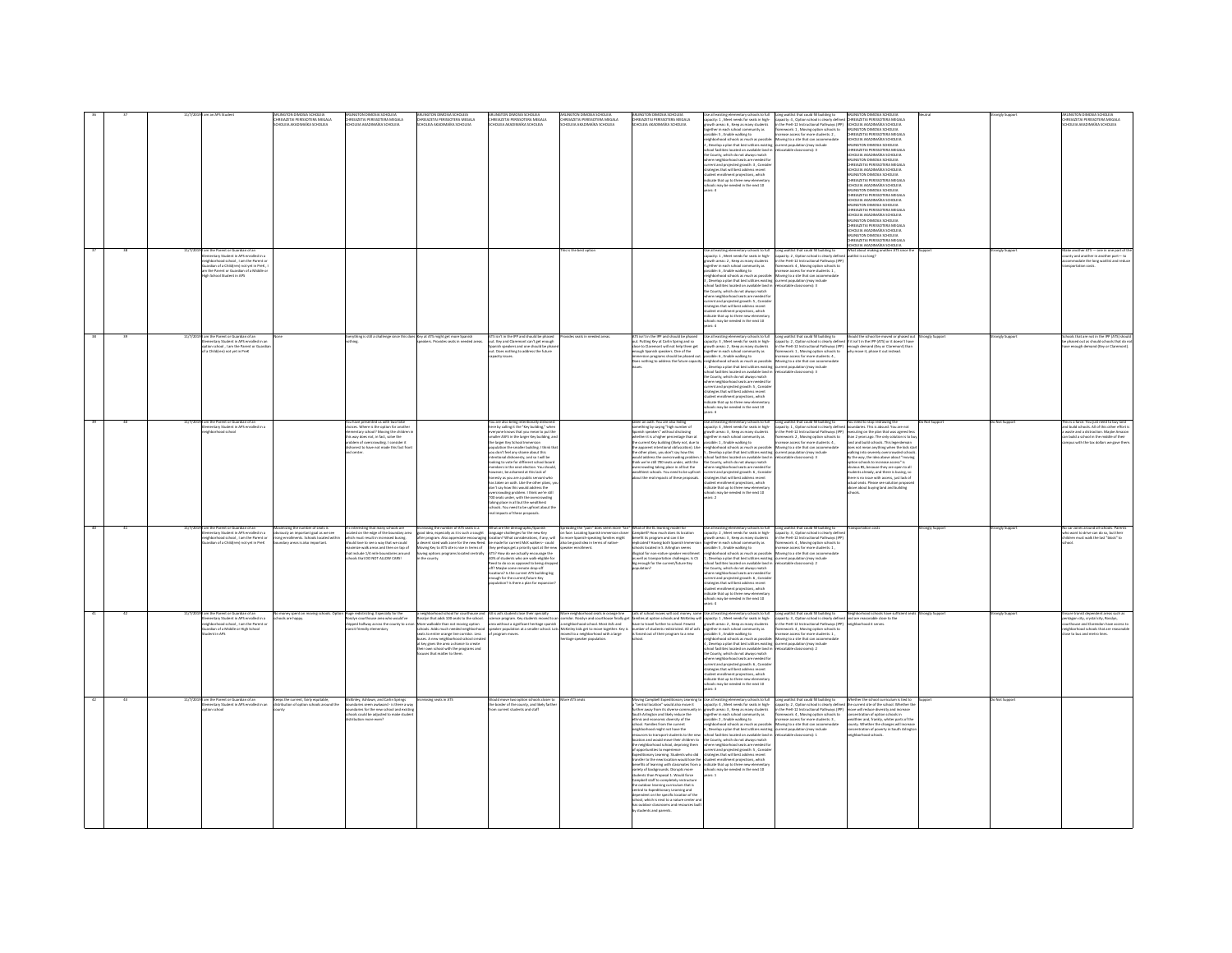| | | | | | | | | | | | | | | | |
|---|---|---|---|---|---|---|---|---|---|---|---|---|---|---|---|
| 36 | 37 | 11/7/2019 | I am an APS Student | ARLINGTON DIMOSIA SCHOLEIA CHIREAZETAI PERISSOTERA MEGALA SCHOLEIA AKADIMAIKA SCHOLEIA | ARLINGTON DIMOSIA SCHOLEIA CHIREAZETAI PERISSOTERA MEGALA SCHOLEIA AKADIMAIKA SCHOLEIA | ARLINGTON DIMOSIA SCHOLEIA CHIREAZETAI PERISSOTERA MEGALA SCHOLEIA AKADIMAIKA SCHOLEIA | ARLINGTON DIMOSIA SCHOLEIA CHIREAZETAI PERISSOTERA MEGALA SCHOLEIA AKADIMAIKA SCHOLEIA | ARLINGTON DIMOSIA SCHOLEIA CHIREAZETAI PERISSOTERA MEGALA SCHOLEIA AKADIMAIKA SCHOLEIA | ARLINGTON DIMOSIA SCHOLEIA CHIREAZETAI PERISSOTERA MEGALA SCHOLEIA AKADIMAIKA SCHOLEIA | Use all existing elementary schools to full capacity: 1 , Meet needs for seats in high-growth areas : 6 , Keep as many students together in each school community as possible: 5 , Enable walking to neighborhood schools as much as possible: 2 , Develop a plan that best utilizes existing school facilities located on available land in the County, which do not always match where neighborhood seats are needed for current and projected growth: 3 , Consider strategies that will best address recent student enrollment projections, which indicate that up to three new elementary schools may be needed in the next 10 years: 4 | Long waitlist that could fill building to capacity: 2 , Option school is clearly defined in the PreK-12 Instructional Pathways (IPP) framework : 1 , Moving option schools to increase access for more students: 4 , Moving to a site that can accommodate current population (may include relocatable classrooms): 3 | ARLINGTON DIMOSIA SCHOLEIA CHIREAZETAI PERISSOTERA MEGALA SCHOLEIA AKADIMAIKA SCHOLEIA ARLINGTON DIMOSIA SCHOLEIA CHIREAZETAI PERISSOTERA MEGALA SCHOLEIA AKADIMAIKA SCHOLEIA ARLINGTON DIMOSIA SCHOLEIA CHIREAZETAI PERISSOTERA MEGALA SCHOLEIA AKADIMAIKA SCHOLEIA ARLINGTON DIMOSIA SCHOLEIA CHIREAZETAI PERISSOTERA MEGALA SCHOLEIA AKADIMAIKA SCHOLEIA ARLINGTON DIMOSIA SCHOLEIA CHIREAZETAI PERISSOTERA MEGALA SCHOLEIA AKADIMAIKA SCHOLEIA ARLINGTON DIMOSIA SCHOLEIA CHIREAZETAI PERISSOTERA MEGALA SCHOLEIA AKADIMAIKA SCHOLEIA ARLINGTON DIMOSIA SCHOLEIA CHIREAZETAI PERISSOTERA MEGALA SCHOLEIA AKADIMAIKA SCHOLEIA ARLINGTON DIMOSIA SCHOLEIA CHIREAZETAI PERISSOTERA MEGALA SCHOLEIA AKADIMAIKA SCHOLEIA | Neutral | Strongly Support | ARLINGTON DIMOSIA SCHOLEIA CHIREAZETAI PERISSOTERA MEGALA SCHOLEIA AKADIMAIKA SCHOLEIA |
| 37 | 38 | 11/7/2019 | I am the Parent or Guardian of an Elementary Student in APS enrolled in a neighborhood school , I am the Parent or Guardian of a Child(ren) not yet in PreK , I am the Parent or Guardian of a Middle or High School Student in APS | | | | | This is the best option | | Use all existing elementary schools to full capacity: 1 , Meet needs for seats in high-growth areas : 2 , Keep as many students together in each school community as possible: 6 , Enable walking to neighborhood schools as much as possible: 5 , Develop a plan that best utilizes existing school facilities located on available land in the County, which do not always match where neighborhood seats are needed for current and projected growth: 4 , Consider strategies that will best address recent student enrollment projections, which indicate that up to three new elementary schools may be needed in the next 10 years: 3 | Long waitlist that could fill building to capacity: 1 , Option school is clearly defined in the PreK-12 Instructional Pathways (IPP) framework : 4 , Moving option schools to increase access for more students: 2 , Moving to a site that can accommodate current population (may include relocatable classrooms): 3 | What about making another ATS since the waitlist is so long? | Support | Strongly Support | Make another ATS — one in one part of the county and another in another part— to accommodate the long waitlist and reduce transportation costs. |
| 38 | 39 | 11/7/2019 | I am the Parent or Guardian of an Elementary Student in APS enrolled in an option school , I am the Parent or Guardian of a Child(ren) not yet in PreK | None | Everything is still a challenge since this does nothing. | Key at ATS might get more Spanish speakers. Provides seats in needed areas. | ATS isn't in the IPP and should be phased out. Key and Claremont can't get enough Spanish speakers and one should be phased out. Does nothing to address the future capacity issues. | Provides seats in needed areas. | ATS isn't in the IPP and should be phased out. Putting Key at Carlin Spring and so close to Claremont will not help them get enough Spanish speakers. One of the immersion programs should be phased out. Does nothing to address the future capacity issues. | Use all existing elementary schools to full capacity: 1 , Meet needs for seats in high-growth areas : 2 , Keep as many students together in each school community as possible: 6 , Enable walking to neighborhood schools as much as possible: 4 , Develop a plan that best utilizes existing school facilities located on available land in the County, which do not always match where neighborhood seats are needed for current and projected growth: 5 , Consider strategies that will best address recent student enrollment projections, which indicate that up to three new elementary schools may be needed in the next 10 years: 3 | Long waitlist that could fill building to capacity: 2 , Option school is clearly defined in the PreK-12 Instructional Pathways (IPP) framework : 1 , Moving option schools to increase access for more students: 4 , Moving to a site that can accommodate current population (may include relocatable classrooms): 3 | Should the school be moved or phased out if it isn't in the IPP (ATS) or it doesn't have enough demand (Key or Claremont) than why move it, phase it out instead. | Strongly Support | Strongly Support | Schools that are not in the IPP (ATS) should be phased out as should schools that do not have enough demand (Key or Claremont). |
| 39 | 40 | 11/7/2019 | I am the Parent or Guardian of an Elementary Student in APS enrolled in a neighborhood school | | You have presented us with two false choices: Where is the option for another elementary school? Moving the children in this way does not, in fact, solve the problem of overcrowding. I consider it dishonest to have not made this fact front and center. | | You are also being intentionally dishonest here by calling it the "Key building," where everyone knows that you mean to put the smaller ATS in the larger Key building, and the larger Key School Immersion population the smaller building. I think that you don't feel any shame about this intentional dishonesty, and so I will be looking to vote for different school board members in the next election. You should, however, be ashamed at this lack of honesty as you are a public servant who has taken an oath. Like the other plans, you don't say how this would address the overcrowding problem. I think we're still 700 seats under, with the overcrowding taking place in all but the wealthiest schools. You need to be upfront about the real impacts of these proposals. | | Green on earth. You are also hiding something by saying "high number of Spanish speakers" without disclosing whether it is a higher percentage than at the current Key building (likely not, due to the apparent intentional obfuscation). Like the other plans, you don't say how this would address the overcrowding problem. I think we're still 700 seats under, with the overcrowding taking place in all but the wealthiest schools. You need to be upfront about the real impacts of these proposals. | Use all existing elementary schools to full capacity: 4 , Meet needs for seats in high-growth areas : 3 , Keep as many students together in each school community as possible: 1 , Enable walking to neighborhood schools as much as possible: 5 , Develop a plan that best utilizes existing school facilities located on available land in the County, which do not always match where neighborhood seats are needed for current and projected growth: 6 , Consider strategies that will best address recent student enrollment projections, which indicate that up to three new elementary schools may be needed in the next 10 years: 2 | Long waitlist that could fill building to capacity: 1 , Option school is clearly defined in the PreK-12 Instructional Pathways (IPP) framework : 2 , Moving option schools to increase access for more students: 4 , Moving to a site that can accommodate current population (may include relocatable classrooms): 3 | You need to stop redrawing the boundaries. This is absurd. You are not executing on the plan that was agreed less than 2 years ago. The only solution is to buy land and build schools. This legerdemain does not mean anything where the kids start walking into severely overcrowded schools. By the way, the idea above about "moving option schools to increase access" is obvious BS, because they are open to all students already, and there is busing, so there is no issue with access, just lack of actual seats. Please see solution proposed above about buying land and building schools. | Do Not Support | Do Not Support | This is a farce. You just need to buy land and build schools. All of this other effort is a waste and a distraction. Maybe Amazon can build a school in the middle of their campus with the tax dollars we gave them. |
| 40 | 41 | 11/7/2019 | I am the Parent or Guardian of an Elementary Student in APS enrolled in a neighborhood school , I am the Parent or Guardian of a Child(ren) not yet in PreK | Maximizing the number of seats is obviously an important goal as we see rising enrollments. Schools located within boundary areas is also important. | It's interesting that many schools are located on the edge of the boundary area which must result in increased busing. Would love to see a way that we could maximize walk areas and then on top of that include 1/4 mile boundaries around schools that DO NOT ALLOW CARS! | Increasing the number of ATS seats is a good idea, especially as it is such a sought after program. Also appreciate encouraging a decent sized walk zone for the new Reed. Moving Key to ATS site is nice in terms of having options programs located centrally in the county. | What are the demographic/Spanish language challenges for the new Key location? What considerations, if any, will be made for current ATS walkers-- could they perhaps get a priority spot at the new ATS? How do we actually encourage the 40% of students who are walk eligible for Reed to do so as opposed to being dropped off? Maybe some remote drop-off locations? Is the current ATS building big enough for the current/future Key population? Is there a plan for expansion? | Spreading the "pain" does seem more "fair" on face. Locating Spanish immersion closer to more Spanish-speaking families might also be good idea in terms of native-speaker enrollment. | What of the EL magnet model for Campbell? How much does its location benefit its program and can it be replicated? Having both Spanish Immersion schools located in S. Arlington seems illogical for non-native speaker enrollment as well as transportation challenges. Is CS big enough for the current/future Key population? | Use all existing elementary schools to full capacity: 2 , Meet needs for seats in high-growth areas : 3 , Keep as many students together in each school community as possible: 5 , Enable walking to neighborhood schools as much as possible: 1 , Develop a plan that best utilizes existing school facilities located on available land in the County, which do not always match where neighborhood seats are needed for current and projected growth: 6 , Consider strategies that will best address recent student enrollment projections, which indicate that up to three new elementary schools may be needed in the next 10 years: 4 | Long waitlist that could fill building to capacity: 3 , Option school is clearly defined in the PreK-12 Instructional Pathways (IPP) framework : 4 , Moving option schools to increase access for more students: 1 , Moving to a site that can accommodate current population (may include relocatable classrooms): 2 | Transportation costs | Strongly Support | Strongly Support | No car zones around all schools. Parents who want to drive can do so, but their children must walk the last "block" to school. |
| 41 | 42 | 11/7/2019 | I am the Parent or Guardian of an Elementary Student in APS enrolled in a neighborhood school , I am the Parent or Guardian of a Middle or High School Student in APS | No money spent on moving schools. Option schools are happy. | Huge redistricting. Especially for the Rosslyn courthouse area who would be shipped halfway across the county to a non transit friendly elementary. | a neighborhood school for courthouse and Rosslyn that adds 100 seats to the school. More walkable than not moving option schools. Adds much needed neighborhood seats to entire orange line corridor. Less buses. A new neighborhood school created at key gives the area a chance to create their own school with the programs and focuses that matter to them. | Mm ats students lose their specialty science program. Key students moved to an area without a significant heritage spanish speaker population at a smaller school. Lots of program moves. | More neighborhood seats in orange line corridor. Rosslyn and courthouse finally get a neighborhood school. Most Ats and McKinley kids get to move together. Key is moved to a neighborhood with a large heritage speaker population | Lots of school moves will cost money. some families at option schools and McKinley will have to travel further to school. Fewest number of students redistricted. All of ats is forced out of their program to a new school | Use all existing elementary schools to full capacity: 1 , Meet needs for seats in high-growth areas : 2 , Keep as many students together in each school community as possible: 5 , Enable walking to neighborhood schools as much as possible: 3 , Develop a plan that best utilizes existing school facilities located on available land in the County, which do not always match where neighborhood seats are needed for current and projected growth: 4 , Consider strategies that will best address recent student enrollment projections, which indicate that up to three new elementary schools may be needed in the next 10 years: 6 | Long waitlist that could fill building to capacity: 3 , Option school is clearly defined in the PreK-12 Instructional Pathways (IPP) framework : 4 , Moving option schools to increase access for more students: 1 , Moving to a site that can accommodate current population (may include relocatable classrooms): 2 | Neighborhood schools have sufficient seats and are reasonable close to the neighborhood it serves. | Strongly Support | Strongly Support | Ensure transit dependent areas such as pentagon city, crystal city, Rosslyn, courthouse and Clarendon have access to neighborhood schools that are reasonable close to bus and metro lines. |
| 42 | 43 | 11/7/2019 | I am the Parent or Guardian of an Elementary Student in APS enrolled in an option school | Keeps the current, fairly equitable, distribution of option schools around the county | McKinley, Ashlawn, and Carlin Springs boundaries seem awkward - is there a way boundaries for the new school and existing schools could be adjusted to make student distribution more even? | Increasing seats in ATS | Would move two option schools closer to the border of the county, and likely farther from current students and staff | More ATS seats | Moving Campbell Expeditionary Learning to a "central location" would also move it further away from its diverse community in South Arlington and likely reduce the ethnic and economic diversity of the school. Families from the current neighborhood might not have the resources to transport students to the new location and would move their children to the neighborhood school, depriving them of opportunities to experience Expeditionary Learning. Students who did transfer to the new location would lose the benefits of learning with classmates from a variety of backgrounds. Disrupts more students than Proposal 1. Would force Campbell staff to completely restructure the outdoor learning curriculum that is central to Expeditionary Learning and dependent on the specific location of the school, which is next to a nature center and has outdoor classrooms and resources built by students and parents. | Use all existing elementary schools to full capacity: 4 , Meet needs for seats in high-growth areas : 3 , Keep as many students together in each school community as possible: 2 , Enable walking to neighborhood schools as much as possible: 6 , Develop a plan that best utilizes existing school facilities located on available land in the County, which do not always match where neighborhood seats are needed for current and projected growth: 5 , Consider strategies that will best address recent student enrollment projections, which indicate that up to three new elementary schools may be needed in the next 10 years: 1 | Long waitlist that could fill building to capacity: 4 , Option school is clearly defined in the PreK-12 Instructional Pathways (IPP) framework : 2 , Moving option schools to increase access for more students: 3 , Moving to a site that can accommodate current population (may include relocatable classrooms): 1 | Whether the school curriculum is tied to the current site of the school. Whether the move will reduce diversity and increase concentration of option schools in wealthier and, frankly, whiter parts of the county. Whether the changes will increase concentration of poverty in South Arlington neighborhood schools. | Support | Do Not Support | |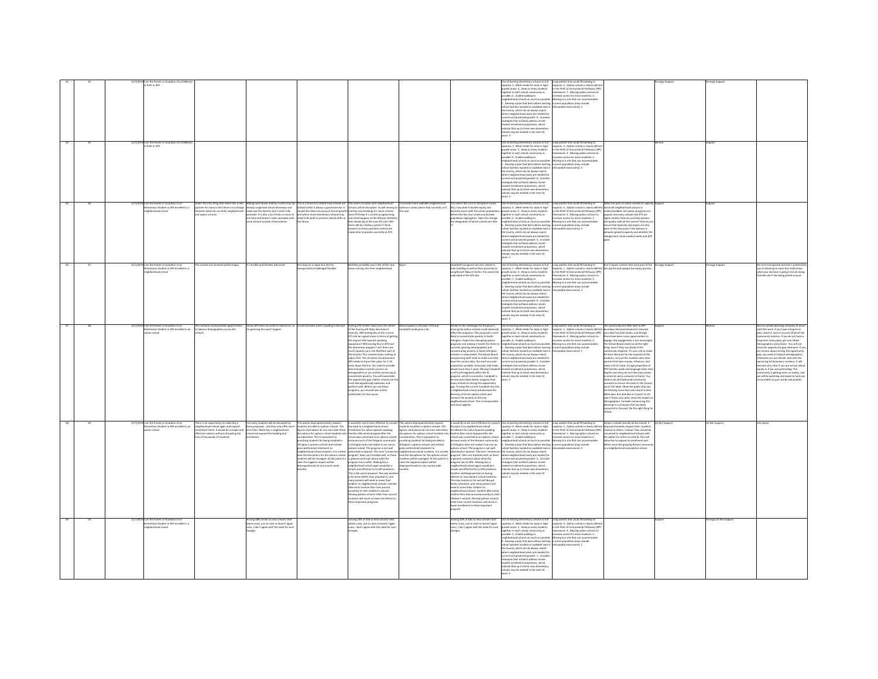| | | | | | | | | | | | | | | | | | |
|---|---|---|---|---|---|---|---|---|---|---|---|---|---|---|---|---|---|
| 43 | 44 | 11/7/2019 | I am the Parent or Guardian of a Child(ren) in PreK in APS | | | | | | | Use all existing elementary schools to full capacity: 5 , Meet needs for seats in high-growth areas: 6 , Keep as many students together in each school community as possible: 2 , Enable walking to neighborhood schools as much as possible: 1 , Develop a plan that best utilizes existing school facilities located on available land in the County, which do not always match where neighborhood seats are needed for current and projected growth: 4 , Consider strategies that will best address recent student enrollment projections, which indicate that up to three new elementary schools may be needed in the next 10 years: 3 | Long waitlist that could fill building to capacity: 4 , Option school is clearly defined in the PreK-12 Instructional Pathways (IPP) framework: 1 , Moving option schools to increase access for more students: 2 , Moving to a site that can accommodate current population (may include relocatable classrooms): 3 | | Strongly Support | Strongly Support | |
| 44 | 45 | 11/7/2019 | I am the Parent or Guardian of a Child(ren) in PreK in APS | | | | | | | Use all existing elementary schools to full capacity: 3 , Meet needs for seats in high-growth areas: 5 , Keep as many students together in each school community as possible: 6 , Enable walking to neighborhood schools as much as possible: 4 , Develop a plan that best utilizes existing school facilities located on available land in the County, which do not always match where neighborhood seats are needed for current and projected growth: 1 , Consider strategies that will best address recent student enrollment projections, which indicate that up to three new elementary schools may be needed in the next 10 years: 2 | Long waitlist that could fill building to capacity: 4 , Option school is clearly defined in the PreK-12 Instructional Pathways (IPP) framework: 2 , Moving option schools to increase access for more students: 1 , Moving to a site that can accommodate current population (may include relocatable classrooms): 3 | | Neutral | Support | |
| 45 | 46 | 11/7/2019 | I am the Parent or Guardian of an Elementary Student in APS enrolled in a neighborhood school | Under the only thing that seems like a net positive for many is that there is no change between what are currently neighborhood and option schools. | Adding more buses and bus routes may tax already congested school driveways and roads and the districts don't seem fully workable. It is also a lot of kids to move at one time and doesn't seem workable with some schools outside of boundaries. | This is a chance to rethink how schools are utilized which is always a good exercise. It should also take into account future growth and where more elementary schools may need to be built to prevent radical shifts in the future. | The switch of option and neighborhood schools will be disruptive. As with moving to entirely new buildings for some schools. Does ATS keep it's current programming and what happens to the leftover McKinley kids remaining at the new ATS site? Will there still be a lottery system? I think answers to these questions need to be made clear to parents currently at ATS. | It provides more walkable neighborhood options in areas where that currently isn't the case. | This seems like a lot of disruptive moves. Also, how does it handle equity and diversity issues with the school populations. Seems like this may create unintended population segregation. Does this change the designation of which schools are title 1? | Use all existing elementary schools to full capacity: 4 , Meet needs for seats in high-growth areas: 5 , Keep as many students together in each school community as possible: 3 , Enable walking to neighborhood schools as much as possible: 6 , Develop a plan that best utilizes existing school facilities located on available land in the County, which do not always match where neighborhood seats are needed for current and projected growth: 2 , Consider strategies that will best address recent student enrollment projections, which indicate that up to three new elementary schools may be needed in the next 10 years: 1 | Long waitlist that could fill building to capacity: 4 , Option school is clearly defined in the PreK-12 Instructional Pathways (IPP) framework: 3 , Moving option schools to increase access for more students: 1 , Moving to a site that can accommodate current population (may include relocatable classrooms): 2 | While the push to utilize schools to capacity and build neighborhood schools is understandable, the option programs are popular and many schools like ATS are highly ranked. How do you keep options and quality with all the moves? How do you ensure that diversity and equity are also parts of the discussion? The balance is between growth/capacity and whether the changes best serve student needs and APS goals. | Support | Support | |
| 46 | 47 | 11/7/2019 | I am the Parent or Guardian of an Elementary Student in APS enrolled in a neighborhood school | The schools not involved will be happy. | It's terrible and families will revolt. | Key stays as a major bus line for transportation challenged families. | McKinley probably won't like all the new buses coming into their neighborhood. | None. | Campbell's programs are very linked to their building as well as their proximity to Long Branch Nature Center, this cannot be replicated at the ATS site. | Use all existing elementary schools to full capacity: 5 , Meet needs for seats in high-growth areas: 4 , Keep as many students together in each school community as possible: 6 , Enable walking to neighborhood schools as much as possible: 1 , Develop a plan that best utilizes existing school facilities located on available land in the County, which do not always match where neighborhood seats are needed for current and projected growth: 3 , Consider strategies that will best address recent student enrollment projections, which indicate that up to three new elementary schools may be needed in the next 10 years: 2 | Long waitlist that could fill building to capacity: 1 , Option school is clearly defined in the PreK-12 Instructional Pathways (IPP) framework: 4 , Moving option schools to increase access for more students: 3 , Moving to a site that can accommodate current population (may include relocatable classrooms): 2 | Don't impact schools that were part of the last painful and opaque boundary process. | Strongly Support | Strongly Support | Be more transparent and don't pretend like you're listening to input but really know what your decision is going to be all along. Families don't like being jerked around. |
| 47 | 48 | 11/7/2019 | I am the Parent or Guardian of an Elementary Student in APS enrolled in an option school | This scenario could provide opportunities to balance demographics across the schools. | I know APS does not want to add buses, so I'm guessing this won't happen. | Could eliminate some crowding in Rosslyn. | Putting ATS further away from the center of the County will likely decrease its diversity. Still putting Key at the current ATS site be a good move in terms of getting the require 50% Spanish speaking population? Will moving Key to ATS hurt the immersion program? Isn't there too much capacity up in the Northern part of the County? This scenario does nothing to adjust that. This all seems too piecemeal. APS needs to show their plans for 5-10 years down the line. You need to provide data and plan a prime concern on demographics or you will be continuing to concentrate poverty. You will exacerbate the opportunity gap. Option schools are the most demographically balanced, and perform well. Before you risk these programs, you should have a clear justification for the moves. | More capacity in Rosslyn? ATS and Campbell could grow a bit. | Similar to the challenges for Proposal 1, moving the option schools could adversely affect the programs. This proposal is more likely to concentrate poverty in South Arlington. Aside from disrupting option programs and making it harder for them to succeed, ignoring demographics and concentrating poverty in South Arlington schools is irresponsible. The School Board and planning staff need to make sure they have the current data, the most accurate projections possible, and a plan that looks ahead more than 2 years. Moving Campbell to ATS will negatively affect the EL program, which is successful. Campbell is diverse and makes better progress than many schools at closing the opportunity gap. Turning the current Campbell site into a neighborhood school will decrease the diversity of the EL option school and increase the poverty at the new neighborhood school. This is irresponsible and short-sighted. | Use all existing elementary schools to full capacity: 2 , Meet needs for seats in high-growth areas: 3 , Keep as many students together in each school community as possible: 4 , Enable walking to neighborhood schools as much as possible: 6 , Develop a plan that best utilizes existing school facilities located on available land in the County, which do not always match where neighborhood seats are needed for current and projected growth: 5 , Consider strategies that will best address recent student enrollment projections, which indicate that up to three new elementary schools may be needed in the next 10 years: 1 | Long waitlist that could fill building to capacity: 3 , Option school is clearly defined in the PreK-12 Instructional Pathways (IPP) framework: 2 , Moving option schools to increase access for more students: 4 , Moving to a site that can accommodate current population (may include relocatable classrooms): 1 | The community has little faith in APS boundary decisions because in the past your data has been faulty, and though there have been many opportunities to engage, the engagement is not meaningful. The School Board needs to do the right thing, even if they are afraid of the community response. It's your job to make the best decisions for the majority of the students, not just the students who have parents that have money, influence, and make a lot of noise. A large proportion of APS families speak a language other than English and many do not have easy access to internet and a computer at home. You need to do old fashioned community outreach to ensure all voices in the County are at the table. Show the public that you are thinking more than one step at a time. What does this look like in 5 years? In 10 years? Show your data, show the impact on demographics. Consider outsourcing this planning to a company that has been successful in the past. Do the right thing for all kids. | Support | Neutral | Get an outside planning company to assist with this work. If you have a long term plan, share it, even if you are afraid of the community reaction. If you do not have a long term vision/plan, get one. Make demographics a key factor. You will not close the opportunity gap otherwise. If you are serious about closing the opportunity gap, you need to balance demographics, otherwise you are all talk. And with the upcoming full boundary revisions, it will become very clear if you are serious about equity or if you are pretending. The community is getting wise on equity, and we will be watching and ready to hold you accountable to your words and policies. |
| 48 | 49 | 11/7/2019 | I am the Parent or Guardian of an Elementary Student in APS enrolled in an option school | There is an opportunity to make Key a neighborhood school again and expand enrollment there. It would be a simple and effective solution without disrupting the lives of thousands of students! | Too many students will be disrupted by these proposals, and they only offer short-term fixes. Make Key a neighborhood school and expand the building and enrollment. | This option disproportionately impacts students enrolled in options schools. The figures cited above do not even take these disruptions for options school students into consideration. This is equivalent to punishing students for being enrolled in Arlington's options schools and instead gives preferential treatment to neighborhood school students. It is unclear how the disruptions for the options school students will be managed. At this point it is clear the negative impact will be disproportionate to any county-wide benefits. | It would be much more effective to convert Key back to a neighborhood school. Enrollment for native Spanish speaking families (like mine) dropped after the school was converted to an options school because much of the Hispanic community in Arlington does not realize it can use an options school. The program is not well advertised in Spanish. The term "immersion program" does not translate well, so there is general confusion about what the program has to offer. Making Key a neighborhood school again would be a simple and effective fix to APS problems. This is the worst proposal. The new location is far (even farther than proposal 1), and many parents will need to move their children to neighborhood schools. Families (like mine) resolve their lives around proximity to their children's schools. Moving options schools miles from current locations will result in lower enrollment in these important programs. | This option disproportionately impacts students enrolled in options schools. The figures cited above do not even take these disruptions for options school students into consideration. This is equivalent to punishing students for being enrolled in Arlington's options schools and instead gives preferential treatment to neighborhood school students. It is unclear how the disruptions for the options school students will be managed. At this point it is clear the negative impact will be disproportionate to any county-wide benefits. | It would be much more effective to convert Key back to a neighborhood school. Enrollment for native Spanish speaking families (like mine) dropped after the school was converted to an options school because much of the Hispanic community in Arlington does not realize it can use an options school. The program is not well advertised in Spanish. The term "immersion program" does not translate well, so there is general confusion about what the program has to offer. Making Key a neighborhood school again would be a simple and effective fix to APS problems. Another challenge pertains to busing children to new options school locations. The new location is far and will disrupt family schedules, and many parents will need to move their children to neighborhood schools. Families (like mine) resolve their lives around proximity to their children's schools. Moving options schools miles from current locations will result in lower enrollment in these important programs. | Use all existing elementary schools to full capacity: 5 , Meet needs for seats in high-growth areas: 2 , Keep as many students together in each school community as possible: 1 , Enable walking to neighborhood schools as much as possible: 6 , Develop a plan that best utilizes existing school facilities located on available land in the County, which do not always match where neighborhood seats are needed for current and projected growth: 3 , Consider strategies that will best address recent student enrollment projections, which indicate that up to three new elementary schools may be needed in the next 10 years: 4 | Long waitlist that could fill building to capacity: 2 , Option school is clearly defined in the PreK-12 Instructional Pathways (IPP) framework: 1 , Moving option schools to increase access for more students: 4 , Moving to a site that can accommodate current population (may include relocatable classrooms): 3 | Options schools should not be moved, it disproportionately impacts their students relative to others. Instead, they should be converted to neighborhood schools with the option for others to attend. This will allow Key to expand its enrollment and better serve the growing Rosslyn community as a neighborhood and options school. | Do Not Support | Do Not Support | See above |
| 49 | 50 | 11/7/2019 | I am the Parent or Guardian of an Elementary Student in APS enrolled in a neighborhood school | | moving 38% of kids to new schools! that seems crazy. just to save on buses? again crazy. I don't agree with the need for such changes. | | moving 29% of kids to new schools! that seems crazy. just to save on buses? again crazy. I don't agree with the need for such changes. | | moving 20% of kids to new schools! that seems crazy. just to save on buses? again crazy. I don't agree with the need for such changes. | Use all existing elementary schools to full capacity: 4 , Meet needs for seats in high-growth areas: 5 , Keep as many students together in each school community as possible: 3 , Enable walking to neighborhood schools as much as possible: 6 , Develop a plan that best utilizes existing school facilities located on available land in the County, which do not always match where neighborhood seats are needed for current and projected growth: 1 , Consider strategies that will best address recent student enrollment projections, which indicate that up to three new elementary schools may be needed in the next 10 years: 2 | Long waitlist that could fill building to capacity: 3 , Option school is clearly defined in the PreK-12 Instructional Pathways (IPP) framework: 4 , Moving option schools to increase access for more students: 2 , Moving to a site that can accommodate current population (may include relocatable classrooms): 1 | | | Support | Strongly Do Not Support |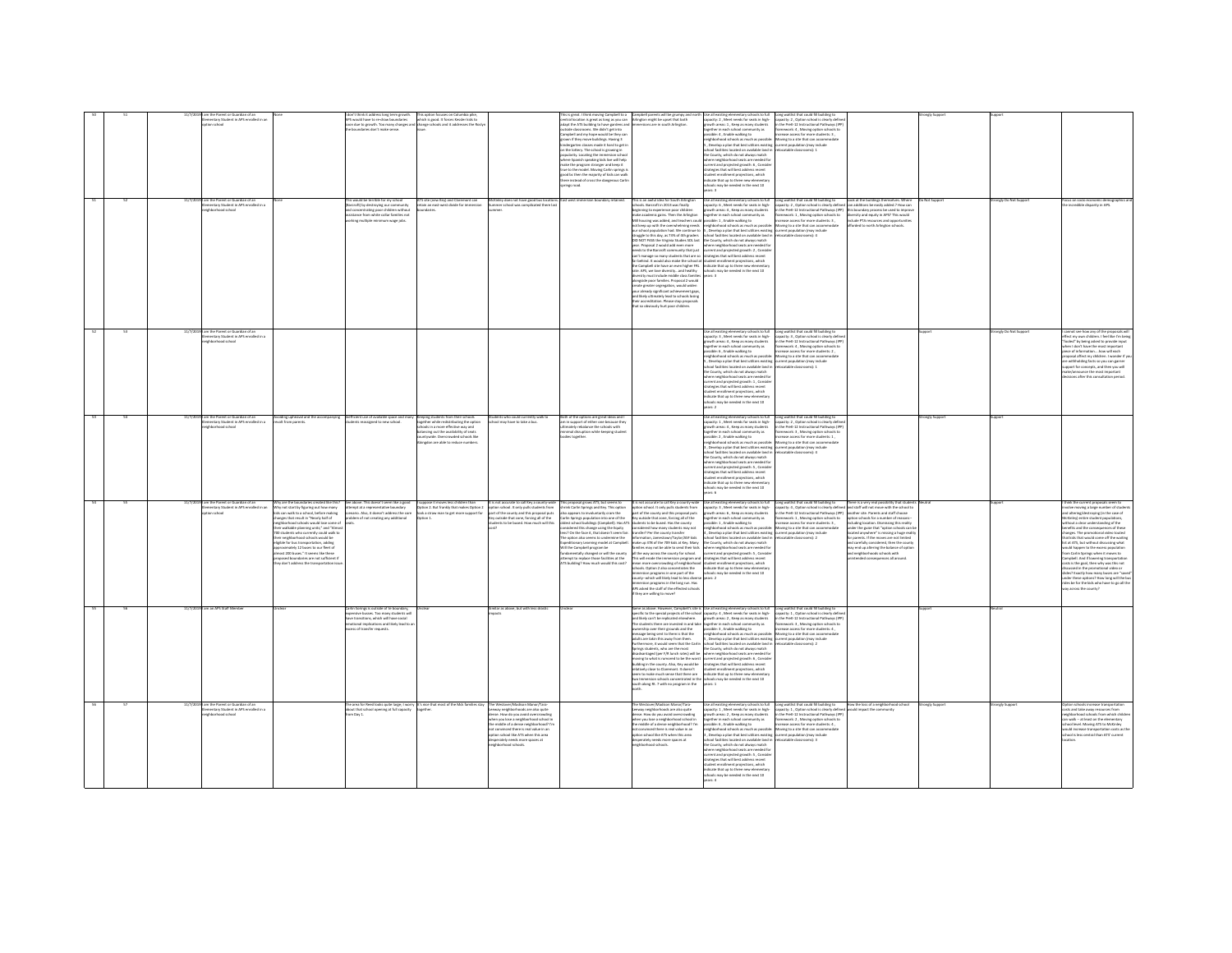| | | | | | | | | | | | | | | | |
|---|---|---|---|---|---|---|---|---|---|---|---|---|---|---|---|
| 50 | 51 | 11/7/2019 | I am the Parent or Guardian of an Elementary Student in APS enrolled in an option school | None | I don't think it address long term growth. APS would have to redraw boundaries soon due to growth. Too many changes and the boundaries don't make sense. | This option focuses on Columbia pike, which is good. It forces Kessler kids to change schools and it addresses the Rosslyn issue. | | This is great. I think moving Campbell to a central location is great as long as you can adapt the ATS building to have gardens and outside classrooms. We didn't get into Campbell and my hope would be they can grown if they move buildings. Having 3 kindergarten classes made it hard to get in on the lottery. The school is growing in popularity. Locating the immersion school where Spanish speaking kids live will help make the program stronger and keep it true to the model. Moving Carlin springs is good to then the majority of kids can walk there instead of cross the dangerous Carlin springs road. | Campbell parents will be grumpy and north Arlington might be upset that both immersions are in south Arlington. | Use all existing elementary schools to full capacity: 2 , Meet needs for seats in high-growth areas: 1 , Keep as many students together in each school community as possible: 4 , Enable walking to neighborhood schools as much as possible: 5 , Develop a plan that best utilizes existing school facilities located on available land in the County, which do not always match where neighborhood seats are needed for current and projected growth: 6 , Consider strategies that will best address recent student enrollment projections, which indicate that up to three new elementary schools may be needed in the next 10 years: 3 | Long waitlist that could fill building to capacity: 2 , Option school is clearly defined in the PreK-12 Instructional Pathways (IPP) framework: 4 , Moving option schools to increase access for more students: 3 , Moving to a site that can accommodate current population (may include relocatable classrooms): 1 | | Strongly Support | Support | |
| 51 | 52 | 11/7/2019 | I am the Parent or Guardian of an Elementary Student in APS enrolled in a neighborhood school | None | This would be terrible for my school (Barcroft) by destroying our community and concentrating poor children without assistance from white collar families not working multiple minimum wage jobs. | ATS site (new Key) and Claremont can retain an east-west divide for immersion boundaries. | Definitely does not have good bus locations: summer school was complicated there last summer. | Find west immersion boundary retained. | This is an awful idea for South Arlington schools. Barcroft in 2013 was finally beginning to experience poor children make academic gains. Then the Arlington Mill housing was added, and teachers could not keep up with the overwhelming needs our school population had. We continue to struggle to this day, as 73% of ELL grades DID NOT PASS the Virginia Studies SOL last year. Proposal 2 would add even more needs to the Barcroft community that just can't manage so many students that are so far behind. It would also make the school at the Campbell site have an even higher FRL rate. APS, we love diversity... and healthy diversity must include middle class families alongside poor families. Proposal 2 would create greater segregation, would widen your already significant achievement gaps, and likely ultimately lead to schools losing their accreditation. Please stop proposals that so obviously hurt poor children. | Use all existing elementary schools to full capacity: 4 , Meet needs for seats in high-growth areas: 6 , Keep as many students together in each school community as possible: 5 , Enable walking to neighborhood schools as much as possible: 1 , Develop a plan that best utilizes existing school facilities located on available land in the County, which do not always match where neighborhood seats are needed for current and projected growth: 2 , Consider strategies that will best address recent student enrollment projections, which indicate that up to three new elementary schools may be needed in the next 10 years: 3 | Long waitlist that could fill building to capacity: 4 , Option school is clearly defined in the PreK-12 Instructional Pathways (IPP) framework: 2 , Moving option schools to increase access for more students: 1 , Moving to a site that can accommodate current population (may include relocatable classrooms): 3 | Look at the buildings themselves. Where can additions be most easily added? How can this boundary process be used to improve diversity and equity in APS? This would include PTA resources and opportunities afforded to north Arlington schools. | Do Not Support | Strongly Do Not Support | Focus on socio-economic demographics and the incredible disparity in APS. |
| 52 | 53 | 11/7/2019 | I am the Parent or Guardian of an Elementary Student in APS enrolled in a neighborhood school | | | | | | | Use all existing elementary schools to full capacity: 3 , Meet needs for seats in high-growth areas: 4 , Keep as many students together in each school community as possible: 6 , Enable walking to neighborhood schools as much as possible: 1 , Develop a plan that best utilizes existing school facilities located on available land in the County, which do not always match where neighborhood seats are needed for current and projected growth: 5 , Consider strategies that will best address recent student enrollment projections, which indicate that up to three new elementary schools may be needed in the next 10 years: 2 | Long waitlist that could fill building to capacity: 3 , Option school is clearly defined in the PreK-12 Instructional Pathways (IPP) framework: 4 , Moving option schools to increase access for more students: 2 , Moving to a site that can accommodate current population (may include relocatable classrooms): 1 | | Support | Strongly Do Not Support | I cannot see how any of the proposals will effect my own children. I feel like I'm being "herded" by being asked to provide input when I don't have the most important piece of information... how will each proposal affect my children. I wonder if you are withholding facts so you can garner support for concepts, and then you will make/announce the most important decisions after this consultation period. |
| 53 | 54 | 11/7/2019 | I am the Parent or Guardian of an Elementary Student in APS enrolled in a neighborhood school | Avoiding upheaval and the accompanying revolt from parents. | Inefficient use of available space and many students reassigned to new school. | Keeping students from their schools together while redistributing the option schools in a more effective way and balancing out the availability of seats countywide. Overcrowded schools like Arlington are able to reduce numbers. | Students who could currently walk to school may have to take a bus. | Both of the options are great ideas and I am in support of either one because they ultimately rebalance the schools with minimal disruption while keeping student bodies together. | | Use all existing elementary schools to full capacity: 1 , Meet needs for seats in high-growth areas: 3 , Keep as many students together in each school community as possible: 2 , Enable walking to neighborhood schools as much as possible: 4 , Develop a plan that best utilizes existing school facilities located on available land in the County, which do not always match where neighborhood seats are needed for current and projected growth: 5 , Consider strategies that will best address recent student enrollment projections, which indicate that up to three new elementary schools may be needed in the next 10 years: 6 | Long waitlist that could fill building to capacity: 1 , Option school is clearly defined in the PreK-12 Instructional Pathways (IPP) framework: 2 , Moving option schools to increase access for more students: 4 , Moving to a site that can accommodate current population (may include relocatable classrooms): 3 | | Strongly Support | Support | |
| 54 | 55 | 11/7/2019 | I am the Parent or Guardian of an Elementary Student in APS enrolled in an option school | Why are the boundaries created like this? Why not start by figuring out how many kids can walk to a school, before making changes that result in "Nearly half of neighborhood schools would lose some of their walkable planning units." and "Almost 700 students who currently could walk to their neighborhood schools would be eligible for bus transportation, adding approximately 12 buses to our fleet of almost 200 buses." It seems like these proposed boundaries are not sufficient if they don't address the transportation issue. | See above. This doesn't seem like a good attempt at a representative boundary scenario. Also, it doesn't address the core problem of not creating any additional seats. | I suppose it moves less children than Option 2. But frankly that makes Option 2 look a straw man to get more support for Option 1. | It is not accurate to call Key a county-wide option school. It only pulls students from part of the county and this proposal puts Key outside that zone, forcing all of the students to be bused. How much will this cost? | This proposal grows ATS, but seems to shrink Carlin Springs and Key. This option also appears to involuntarily cram the Carlin Springs population into one of the oldest school buildings (Campbell). Has ATS considered this change using the Equity lens? On the face it, that doesn't seem fair. The option also seems to undermine the Expeditionary Learning model at Campbell. Will the Campbell program be fundamentally changed or will the county attempt to replace those facilities at the ATS building? How much would this cost? | It is not accurate to call Key a county-wide option school. It only pulls students from part of the county and this proposal puts Key outside that zone, forcing all of the students to be bused. Has the county considered how many students may not transfer? Per the county transfer information, Jamestown/Taylor/ASF kids make up 37% of the 709 kids at Key. Many families may not be able to send their kids all the way across the county for school. This will render the immersion program and mean more overcrowding of neighborhood schools. Option 2 also concentrates the immersion programs in one part of the county--which will likely lead to less diverse immersion programs in the long run. Has APS asked the staff of the effected schools if they are willing to move? | Use all existing elementary schools to full capacity: 3 , Meet needs for seats in high-growth areas: 6 , Keep as many students together in each school community as possible: 1 , Enable walking to neighborhood schools as much as possible: 4 , Develop a plan that best utilizes existing school facilities located on available land in the County, which do not always match where neighborhood seats are needed for current and projected growth: 5 , Consider strategies that will best address recent student enrollment projections, which indicate that up to three new elementary schools may be needed in the next 10 years: 2 | Long waitlist that could fill building to capacity: 4 , Option school is clearly defined in the PreK-12 Instructional Pathways (IPP) framework: 3 , Moving option schools to increase access for more students: 2 , Moving to a site that can accommodate current population (may include relocatable classrooms): 1 | There is a very real possibility that students and staff will not move with the school to another site. Parents and staff choose option schools for a number of reasons-- including location. Dismissing this reality under the guise that "option schools can be located anywhere" is missing a huge reality for parents. If the moves are not well thought out and carefully considered, then the county may end up altering the balance of option and neighborhood schools with unintended consequences all around. | Neutral | Support | I think the current proposals seem to involve moving a large number of students and altering/destroying (in the case of McKinley) entire student populations, without a clear understanding of the benefits and the consequences of these changes. The promotional video touted that kids that would come off the waiting list at ATS, but without discussing what would happen to the excess population from Carlin Springs when it moves to Campbell. And if lowering transportation costs is the goal, then why was this not discussed in the promotional video or slides? Exactly how many buses are "saved" under these options? How long will the bus rides be for the kids who have to go all the way across the county? |
| 55 | 56 | 11/7/2019 | I am an APS Staff Member | Unclear | Carlin Springs is outside of its boundary, expensive busses. Too many students will have transitions, which will have social emotional implications and likely lead to an excess of transfer requests. | Unclear | Similar as above, but with less drastic impacts | Unclear | Same as above. However, Campbell's site is specific to the special projects of the school and likely can't be replicated elsewhere. The students there are invested in and take ownership over their grounds and the message being sent to them is that the adults can take this away from them. Furthermore, it would seem that the Carlin Springs students, who are the most disadvantaged (per F/R lunch rates) will be moving to what is rumored to be the worst building in the county. Also, Key would be relatively close to Claremont. It doesn't seem to make much sense that there are two immersion schools concentrated in the south along Rt. 7 with no program in the north. | Use all existing elementary schools to full capacity: 4 , Meet needs for seats in high-growth areas: 5 , Keep as many students together in each school community as possible: 2 , Enable walking to neighborhood schools as much as possible: 3 , Develop a plan that best utilizes existing school facilities located on available land in the County, which do not always match where neighborhood seats are needed for current and projected growth: 6 , Consider strategies that will best address recent student enrollment projections, which indicate that up to three new elementary schools may be needed in the next 10 years: 1 | Long waitlist that could fill building to capacity: 1 , Option school is clearly defined in the PreK-12 Instructional Pathways (IPP) framework: 3 , Moving option schools to increase access for more students: 4 , Moving to a site that can accommodate current population (may include relocatable classrooms): 2 | | Support | Neutral | |
| 56 | 57 | 11/7/2019 | I am the Parent or Guardian of an Elementary Student in APS enrolled in a neighborhood school | | The area for Reed looks quite large. I worry about that school opening at full capacity from Day 1. | It's nice that most of the McK families stay together. | The Westover/Madison Manor/Tara-Leeway neighborhoods are also quite dense. How do you avoid overcrowding when you lose a neighborhood school in the middle of a dense neighborhood? I'm not convinced there is real value in an option school like ATS when this area desperately needs more spaces at neighborhood schools. | | The Westover/Madison Manor/Tara-Leeway neighborhoods are also quite dense. How do you avoid overcrowding when you lose a neighborhood school in the middle of a dense neighborhood? I'm not convinced there is real value in an option school like ATS when this area desperately needs more spaces at neighborhood schools. | Use all existing elementary schools to full capacity: 1 , Meet needs for seats in high-growth areas: 2 , Keep as many students together in each school community as possible: 3 , Enable walking to neighborhood schools as much as possible: 4 , Develop a plan that best utilizes existing school facilities located on available land in the County, which do not always match where neighborhood seats are needed for current and projected growth: 5 , Consider strategies that will best address recent student enrollment projections, which indicate that up to three new elementary schools may be needed in the next 10 years: 6 | Long waitlist that could fill building to capacity: 1 , Option school is clearly defined in the PreK-12 Instructional Pathways (IPP) framework: 2 , Moving option schools to increase access for more students: 4 , Moving to a site that can accommodate current population (may include relocatable classrooms): 3 | How the loss of a neighborhood school would impact the community | Strongly Support | Strongly Support | Option schools increase transportation costs and take away resources from neighborhood schools from which children can walk -- at least on the elementary school level. Moving ATS to McKinley would increase transportation costs as the school is less central than ATS' current location. |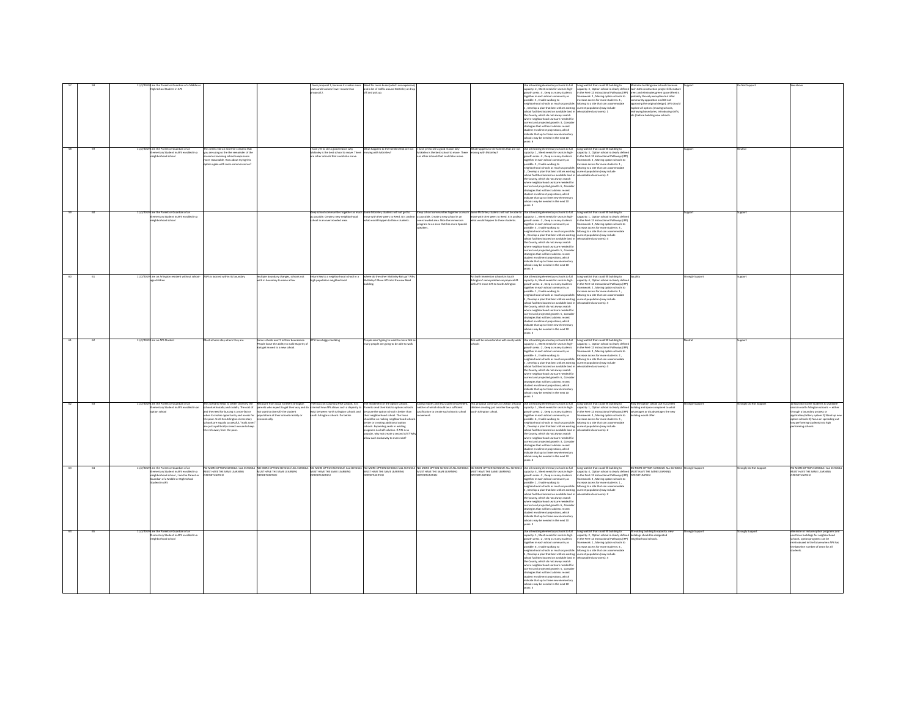| | | | | | | | | | | | | | | | |
|---|---|---|---|---|---|---|---|---|---|---|---|---|---|---|---|
| 57 | 58 | 11/7/2019 | I am the Parent or Guardian of a Middle or High School Student in APS | | | I favor proposal 1, because it creates more seats and involves fewer moves than proposal 2. | Need for more buses (which are expensive) and a lot of traffic around McKinley at drop off and pick up. | | | Use all existing elementary schools to full capacity: 2 , Meet needs for seats in high-growth areas : 3 , Keep as many students together in each school community as possible: 5 , Enable walking to neighborhood schools as much as possible: 1 , Develop a plan that best utilizes existing school facilities located on available land in the County, which do not always match where neighborhood seats are needed for current and projected growth: 4 , Consider strategies that will best address recent student enrollment projections, which indicate that up to three new elementary schools may be needed in the next 10 years: 6 | Long waitlist that could fill building to capacity: 3 , Option school is clearly defined in the PreK-12 Instructional Pathways (IPP) framework: 2 , Moving option schools to increase access for more students: 4 , Moving to a site that can accommodate current population (may include relocatable classrooms): 1 | Minimize building new schools because each ADS construction project kills mature trees and eliminates green space (Reed is probably the only exception but after community opposition and CBI not approving the original design). APS should explore all options (moving schools, redrawing boundaries, introducing shifts, etc.) before building new schools. | Support | Do Not Support | See above |
| 58 | 59 | 11/7/2019 | I am the Parent or Guardian of an Elementary Student in APS enrolled in a neighborhood school | This seems like an extreme scenario that you are using so the the remainder of the scenarios involving school swaps seem more reasonable. How about trying this option again with more common sense? | | I have yet to see a good reason why McKinley is the best school to move. There are other schools that could also move. | What happens to the families that are not moving with McKinley? | I have yet to see a good reason why McKinley is the best school to move. There are other schools that could also move. | What happens to the families that are not moving with McKinley? | Use all existing elementary schools to full capacity: 1 , Meet needs for seats in high-growth areas : 3 , Keep as many students together in each school community as possible: 5 , Enable walking to neighborhood schools as much as possible: 2 , Develop a plan that best utilizes existing school facilities located on available land in the County, which do not always match where neighborhood seats are needed for current and projected growth: 6 , Consider strategies that will best address recent student enrollment projections, which indicate that up to three new elementary schools may be needed in the next 10 years: 4 | Long waitlist that could fill building to capacity: 2 , Option school is clearly defined in the PreK-12 Instructional Pathways (IPP) framework: 1 , Moving option schools to increase access for more students: 4 , Moving to a site that can accommodate current population (may include relocatable classrooms): 3 | | Support | Neutral | |
| 59 | 60 | 11/7/2019 | I am the Parent or Guardian of an Elementary Student in APS enrolled in a neighborhood school | | | Keep school communities together as much as possible. Create a new neighborhood school in an overcrowded area. | Some McKinley students will not get to move with their peers to Reed. It is unclear what would happen to these students. | Keep school communities together as much as possible. Create a new school in an overcrowded area. Move the immersion program to an area that has more Spanish speakers. | Some McKinley students will not be able to move with their peers to Reed. It is unclear what would happen to these students. | Use all existing elementary schools to full capacity: 1 , Meet needs for seats in high-growth areas : 2 , Keep as many students together in each school community as possible: 3 , Enable walking to neighborhood schools as much as possible: 4 , Develop a plan that best utilizes existing school facilities located on available land in the County, which do not always match where neighborhood seats are needed for current and projected growth: 5 , Consider strategies that will best address recent student enrollment projections, which indicate that up to three new elementary schools may be needed in the next 10 years: 6 | Long waitlist that could fill building to capacity: 1 , Option school is clearly defined in the PreK-12 Instructional Pathways (IPP) framework: 2 , Moving option schools to increase access for more students: 3 , Moving to a site that can accommodate current population (may include relocatable classrooms): 4 | | Support | Support | |
| 60 | 61 | 11/7/2019 | I am an Arlington resident without school age children | ASFS is located within its boundary | Multiple boundary changes, schools not with in boundary to some a few | return Key to a neighborhood school in a high population neighborhood | where do the other McKinley kids go? Why McKinley? Move ATS into the new Reed building. | | Put both immersion schools in South Arlington? same problem as proposal #1 with ATS move ATS to South Arlington | Use all existing elementary schools to full capacity: 6 , Meet needs for seats in high-growth areas : 2 , Keep as many students together in each school community as possible: 1 , Enable walking to neighborhood schools as much as possible: 4 , Develop a plan that best utilizes existing school facilities located on available land in the County, which do not always match where neighborhood seats are needed for current and projected growth: 5 , Consider strategies that will best address recent student enrollment projections, which indicate that up to three new elementary schools may be needed in the next 10 years: 3 | Long waitlist that could fill building to capacity: 4 , Option school is clearly defined in the PreK-12 Instructional Pathways (IPP) framework: 2 , Moving option schools to increase access for more students: 1 , Moving to a site that can accommodate current population (may include relocatable classrooms): 3 | Equality | Strongly Support | Support | |
| 61 | 62 | 11/7/2019 | I am an APS Student | Most schools stay where they are. | Some schools aren't in their boundaries. People loose the ability to walk Majority of kids get moved to a new school. | ATS has a bigger building | People aren't going to want to move Not as many people are going to be able to walk | | Kids will be moved and so will county wide schools | Use all existing elementary schools to full capacity: 1 , Meet needs for seats in high-growth areas : 2 , Keep as many students together in each school community as possible: 4 , Enable walking to neighborhood schools as much as possible: 3 , Develop a plan that best utilizes existing school facilities located on available land in the County, which do not always match where neighborhood seats are needed for current and projected growth: 6 , Consider strategies that will best address recent student enrollment projections, which indicate that up to three new elementary schools may be needed in the next 10 years: 5 | Long waitlist that could fill building to capacity: 1 , Option school is clearly defined in the PreK-12 Instructional Pathways (IPP) framework: 3 , Moving option schools to increase access for more students: 2 , Moving to a site that can accommodate current population (may include relocatable classrooms): 4 | | Neutral | Support | |
| 62 | 63 | 11/7/2019 | I am the Parent or Guardian of an Elementary Student in APS enrolled in an option school | This scenario helps to better diversify the schools ethnically and racially. The cost of and the need for bussing is a non-factor when it creates opportunity and access for the poor. Until ALL Arlington elementary schools are equally successful, "walk zones" are just a politically correct excuse to keep the rich away from the poor. | Resistant from vocal northern Arlington parents who expect to get their way and do not want to diversify the student populations at their schools racially or economically. | The focus on Columbia Pike schools. It is criminal how APS allows such a disparity to exist between north Arlington schools and south Arlington schools. Do better. | The movement of the option schools. Parents send their kids to options schools because the option school is better than their neighborhood school. The focus should be on making neighborhood schools better or creating additional option schools. Expanding seats in existing programs is a half solution. If ATS is so popular, why not create a second ATS? Why allow such exclusivity to even exist? | Saving money and less student movement, neither of which should be a sufficient justification to create such chaotic school movement. | This proposal continues to section off poor children creating just another low quality south Arlington school. | Use all existing elementary schools to full capacity: 1 , Meet needs for seats in high-growth areas : 2 , Keep as many students together in each school community as possible: 6 , Enable walking to neighborhood schools as much as possible: 5 , Develop a plan that best utilizes existing school facilities located on available land in the County, which do not always match where neighborhood seats are needed for current and projected growth: 3 , Consider strategies that will best address recent student enrollment projections, which indicate that up to three new elementary schools may be needed in the next 10 years: 4 | Long waitlist that could fill building to capacity: 1 , Option school is clearly defined in the PreK-12 Instructional Pathways (IPP) framework: 4 , Moving option schools to increase access for more students: 3 , Moving to a site that can accommodate current population (may include relocatable classrooms): 2 | How the option school use its current building and space compared to what advantages or disadvantages the new building would offer. | Strongly Support | Strongly Do Not Support | 1) Bus low income students to available seats in north Arlington schools -- either through a boundary process or option/lottery system 2) Stand up new option schools 3) Focus on spreading out low performing students into high performing schools |
| 63 | 64 | 11/7/2019 | I am the Parent or Guardian of an Elementary Student in APS enrolled in a neighborhood school , I am the Parent or Guardian of a Middle or High School Student in APS | NO MORE OPTION SCHOOLS! ALL SCHOOLS MUST HAVE THE SAME LEARNING OPPORTUNITIES! | NO MORE OPTION SCHOOLS! ALL SCHOOLS MUST HAVE THE SAME LEARNING OPPORTUNITIES! | NO MORE OPTION SCHOOLS! ALL SCHOOLS MUST HAVE THE SAME LEARNING OPPORTUNITIES! | NO MORE OPTION SCHOOLS! ALL SCHOOLS MUST HAVE THE SAME LEARNING OPPORTUNITIES! | NO MORE OPTION SCHOOLS! ALL SCHOOLS MUST HAVE THE SAME LEARNING OPPORTUNITIES! | NO MORE OPTION SCHOOLS! ALL SCHOOLS MUST HAVE THE SAME LEARNING OPPORTUNITIES! | Use all existing elementary schools to full capacity: 4 , Meet needs for seats in high-growth areas : 2 , Keep as many students together in each school community as possible: 1 , Enable walking to neighborhood schools as much as possible: 3 , Develop a plan that best utilizes existing school facilities located on available land in the County, which do not always match where neighborhood seats are needed for current and projected growth: 6 , Consider strategies that will best address recent student enrollment projections, which indicate that up to three new elementary schools may be needed in the next 10 years: 5 | Long waitlist that could fill building to capacity: 3 , Option school is clearly defined in the PreK-12 Instructional Pathways (IPP) framework: 4 , Moving option schools to increase access for more students: 1 , Moving to a site that can accommodate current population (may include relocatable classrooms): 2 | NO MORE OPTION SCHOOLS! ALL SCHOOLS MUST HAVE THE SAME LEARNING OPPORTUNITIES! | Strongly Support | Strongly Do Not Support | NO MORE OPTION SCHOOLS! ALL SCHOOLS MUST HAVE THE SAME LEARNING OPPORTUNITIES! |
| 64 | 65 | 11/7/2019 | I am the Parent or Guardian of an Elementary Student in APS enrolled in a neighborhood school | | | | | | | Use all existing elementary schools to full capacity: 1 , Meet needs for seats in high-growth areas : 2 , Keep as many students together in each school community as possible: 6 , Enable walking to neighborhood schools as much as possible: 4 , Develop a plan that best utilizes existing school facilities located on available land in the County, which do not always match where neighborhood seats are needed for current and projected growth: 5 , Consider strategies that will best address recent student enrollment projections, which indicate that up to three new elementary schools may be needed in the next 10 years: 3 | Long waitlist that could fill building to capacity: 2 , Option school is clearly defined in the PreK-12 Instructional Pathways (IPP) framework: 1 , Moving option schools to increase access for more students: 4 , Moving to a site that can accommodate current population (may include relocatable classrooms): 3 | Fill existing building to capacity. new buildings should be designated neighborhood schools. | Strongly Support | Strongly Support | Eliminate or reduce option programs and use those buildings for neighborhood schools. option programs can be reintroduced in the future when APS has the baseline number of seats for all students. |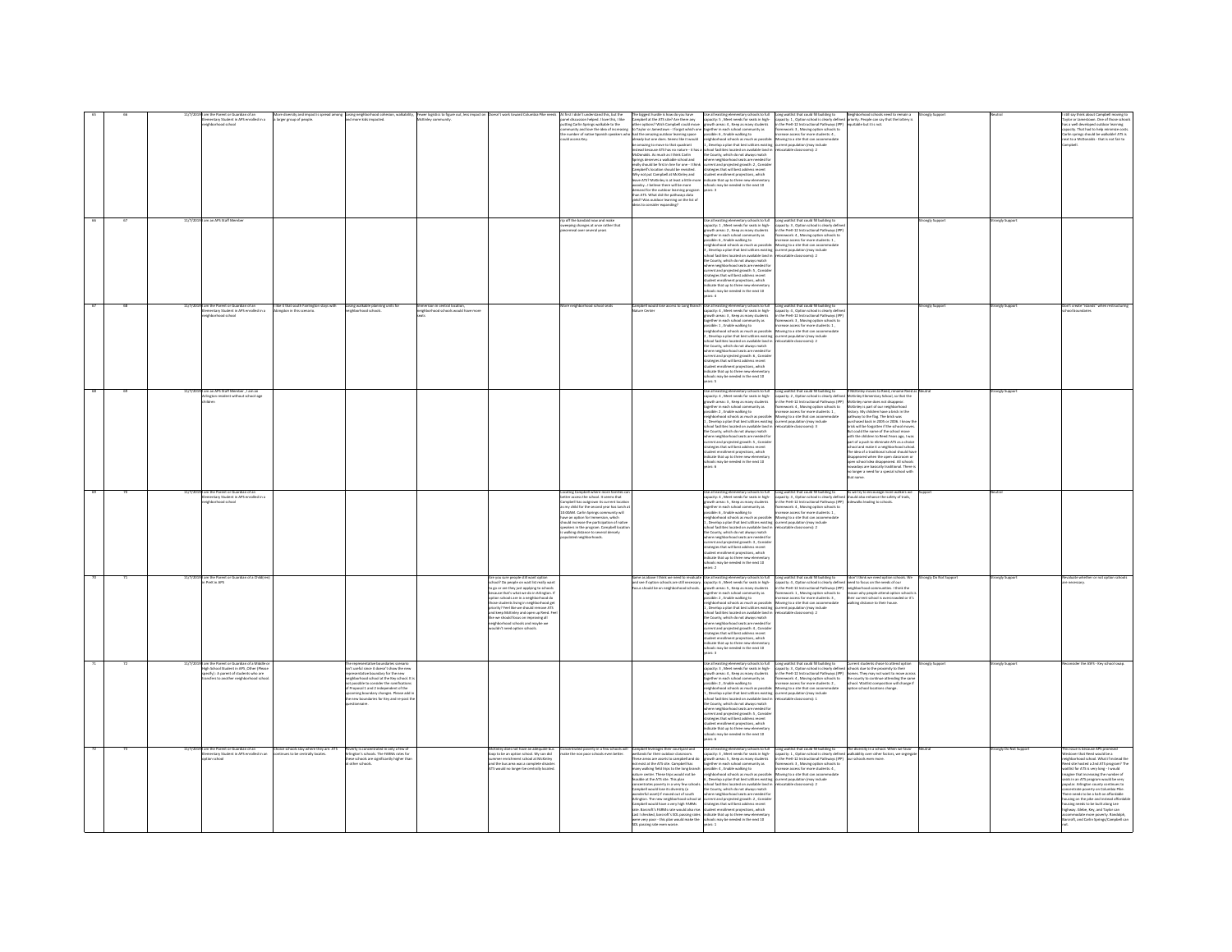| | | | | | | | | | | | | | | | |
|---|---|---|---|---|---|---|---|---|---|---|---|---|---|---|---|
| 65 | 66 | 11/7/2019 | I am the Parent or Guardian of an Elementary Student in APS enrolled in a neighborhood school | More diversity and impact is spread among a larger group of people. | Losing neighborhood cohesion, walkability, and more kids impacted. | Fewer logistics to figure out, less impact on McKinley community. | Doesn't work toward Columbia Pike needs | At first I didn't understand this, but the panel discussion helped. I love this, I like putting Carlin Springs walkable to the community and love the idea of increasing the number of native Spanish speakers who could access Key. | The biggest hurdle is how do you have Campbell at the ATS site? Are there any other options? Wish Campbell could move to Taylor or Jamestown - I forget which one had the amazing outdoor learning space already but one does. Seems like it would be amazing to move to that quadrant instead because ATS has no nature - it has a McDonalds. As much as I think Carlin Springs deserves a walkable school and really should be first in line for one - I think Campbell's location should be revisited. Why not put Campbell at McKinley and leave ATS? McKinley is at least a little more woodsy - I believe there will be more demand for the outdoor learning program than ATS. What did the pathways data yield? Was outdoor learning on the list of ideas to consider expanding? | Use all existing elementary schools to full capacity: 5 , Meet needs for seats in high-growth areas: 4 , Keep as many students together in each school community as possible: 6 , Enable walking to neighborhood schools as much as possible: 1 , Develop a plan that best utilizes existing school facilities located on available land in the County, which do not always match where neighborhood seats are needed for current and projected growth: 2 , Consider strategies that will best address recent student enrollment projections, which indicate that up to three new elementary schools may be needed in the next 10 years: 3 | Long waitlist that could fill building to capacity: 1 , Option school is clearly defined in the PreK-12 Instructional Pathways (IPP) framework: 3 , Moving option schools to increase access for more students: 4 , Moving to a site that can accommodate current population (may include relocatable classrooms): 2 | Neighborhood schools need to remain a priority. People can say that the lottery is equitable but it is not. | Strongly Support | Neutral | I still say think about Campbell moving to Taylor or Jamestown. One of those schools has a well developed outdoor learning capacity. That had to help minimize costs. Carlin springs should be walkable! ATS is next to a McDonalds - that is not fair to Campbell. |
| 66 | 67 | 11/7/2019 | I am an APS Staff Member | | | | | rip off the bandaid now and make sweeping changes at once rather than piecemeal over several years | | Use all existing elementary schools to full capacity: 1 , Meet needs for seats in high-growth areas: 2 , Keep as many students together in each school community as possible: 6 , Enable walking to neighborhood schools as much as possible: 3 , Develop a plan that best utilizes existing school facilities located on available land in the County, which do not always match where neighborhood seats are needed for current and projected growth: 5 , Consider strategies that will best address recent student enrollment projections, which indicate that up to three new elementary schools may be needed in the next 10 years: 4 | Long waitlist that could fill building to capacity: 3 , Option school is clearly defined in the PreK-12 Instructional Pathways (IPP) framework: 4 , Moving option schools to increase access for more students: 1 , Moving to a site that can accommodate current population (may include relocatable classrooms): 2 | | Strongly Support | Strongly Support | |
| 67 | 68 | 11/7/2019 | I am the Parent or Guardian of an Elementary Student in APS enrolled in a neighborhood school | I like it that south Fairlington stays with Abingdon in this scenario. | Losing walkable planning units for neighborhood schools. | Immersion in central location, neighborhood schools would have more seats. | | More neighborhood school seats | Campbell would lose access to Long Branch Nature Center | Use all existing elementary schools to full capacity: 4 , Meet needs for seats in high-growth areas: 3 , Keep as many students together in each school community as possible: 2 , Enable walking to neighborhood schools as much as possible: 1 , Develop a plan that best utilizes existing school facilities located on available land in the County, which do not always match where neighborhood seats are needed for current and projected growth: 6 , Consider strategies that will best address recent student enrollment projections, which indicate that up to three new elementary schools may be needed in the next 10 years: 5 | Long waitlist that could fill building to capacity: 4 , Option school is clearly defined in the PreK-12 Instructional Pathways (IPP) framework: 3 , Moving option schools to increase access for more students: 1 , Moving to a site that can accommodate current population (may include relocatable classrooms): 2 | | Strongly Support | Strongly Support | Don't create "islands" when restructuring school boundaries. |
| 68 | 69 | 11/7/2019 | I am an APS Staff Member , I am an Arlington resident without school-age children | | | | | | | Use all existing elementary schools to full capacity: 4 , Meet needs for seats in high-growth areas: 3 , Keep as many students together in each school community as possible: 2 , Enable walking to neighborhood schools as much as possible: 1 , Develop a plan that best utilizes existing school facilities located on available land in the County, which do not always match where neighborhood seats are needed for current and projected growth: 5 , Consider strategies that will best address recent student enrollment projections, which indicate that up to three new elementary schools may be needed in the next 10 years: 6 | Long waitlist that could fill building to capacity: 2 , Option school is clearly defined in the PreK-12 Instructional Pathways (IPP) framework: 4 , Moving option schools to increase access for more students: 1 , Moving to a site that can accommodate current population (may include relocatable classrooms): 3 | If McKinley moves to Reed, rename Reed as McKinley Elementary School, so that the McKinley name does not disappear. McKinley is part of our neighborhood history. My children have a brick in the pathway to the flag. The brick was purchased back in 2005 or 2006. I know the brick will be forgotten if the school moves. But could the name of the school move with the children to Reed? Years ago, I was part of a push to eliminate ATS as a choice school and make it a neighborhood school. The idea of a traditional school should have disappeared when the open classroom or open school idea disappeared. All schools nowadays are basically traditional. There is no longer a need for a special school with that name. | Neutral | Strongly Support | |
| 69 | 70 | 11/7/2019 | I am the Parent or Guardian of an Elementary Student in APS enrolled in a neighborhood school | | | | | Locating Campbell where more families can better access the school. It seems that Campbell has outgrown its current location as my child for the second year has lunch at 10:00AM. Carlin Springs community will have an option for immersion, which should increase the participation of native speakers in the program. Campbell location is walking distance to several densely populated neighborhoods. | | Use all existing elementary schools to full capacity: 4 , Meet needs for seats in high-growth areas: 5 , Keep as many students together in each school community as possible: 6 , Enable walking to neighborhood schools as much as possible: 1 , Develop a plan that best utilizes existing school facilities located on available land in the County, which do not always match where neighborhood seats are needed for current and projected growth: 3 , Consider strategies that will best address recent student enrollment projections, which indicate that up to three new elementary schools may be needed in the next 10 years: 2 | Long waitlist that could fill building to capacity: 3 , Option school is clearly defined in the PreK-12 Instructional Pathways (IPP) framework: 4 , Moving option schools to increase access for more students: 1 , Moving to a site that can accommodate current population (may include relocatable classrooms): 2 | As we try to encourage more walkers we should also enhance the safety of trails, sidewalks leading to schools. | Support | Neutral | |
| 70 | 71 | 11/7/2019 | I am the Parent or Guardian of a Child(ren) in PreK in APS | | | | Are you sure people still want option schools? Do people on wait list really want to go or are they just applying to schools because that's what we do in Arlington. If option schools are in a neighborhood do those students living in neighborhood get priority? Feel like we should remove ATS and keep McKinley and open up Reed. Feel like we should focus on improving all neighborhood schools and maybe we wouldn't need option schools. | | Same as above I think we need to evaluate and see if option schools are still necessary. Focus should be on neighborhood schools. | Use all existing elementary schools to full capacity: 6 , Meet needs for seats in high-growth areas: 5 , Keep as many students together in each school community as possible: 4 , Enable walking to neighborhood schools as much as possible: 1 , Develop a plan that best utilizes existing school facilities located on available land in the County, which do not always match where neighborhood seats are needed for current and projected growth: 2 , Consider strategies that will best address recent student enrollment projections, which indicate that up to three new elementary schools may be needed in the next 10 years: 3 | Long waitlist that could fill building to capacity: 4 , Option school is clearly defined in the PreK-12 Instructional Pathways (IPP) framework: 1 , Moving option schools to increase access for more students: 3 , Moving to a site that can accommodate current population (may include relocatable classrooms): 2 | I don't think we need option schools. We need to focus on the needs of our neighborhood communities. I think the reason why people attend option schools is their current school is overcrowded or it's walking distance to their house. | Strongly Do Not Support | Strongly Support | Reevaluate whether or not option schools are necessary. |
| 71 | 72 | 11/7/2019 | I am the Parent or Guardian of a Middle or High School Student in APS , Other (Please specify) : A parent of students who are transfers to another neighborhood school. | | The representative boundaries scenario isn't useful since it doesn't show the new representative boundary for the new neighborhood school at the Key school. It is not possible to consider the ramifications of Proposal 1 and 2 independent of the upcoming boundary changes. Please add in the new boundaries for Key and re-post the questionnaire. | | | | | Use all existing elementary schools to full capacity: 4 , Meet needs for seats in high-growth areas: 5 , Keep as many students together in each school community as possible: 3 , Enable walking to neighborhood schools as much as possible: 2 , Develop a plan that best utilizes existing school facilities located on available land in the County, which do not always match where neighborhood seats are needed for current and projected growth: 1 , Consider strategies that will best address recent student enrollment projections, which indicate that up to three new elementary schools may be needed in the next 10 years: 6 | Long waitlist that could fill building to capacity: 3 , Option school is clearly defined in the PreK-12 Instructional Pathways (IPP) framework: 2 , Moving option schools to increase access for more students: 4 , Moving to a site that can accommodate current population (may include relocatable classrooms): 1 | Current students chose to attend option schools due to the proximity to their homes. They may not want to move across the county to continue attending the same school. Waitlist composition will change if option school locations change. | Strongly Support | Strongly Support | Reconsider the ATS - Key school swap. |
| 72 | 73 | 11/7/2019 | I am the Parent or Guardian of an Elementary Student in APS enrolled in an option school | Choice schools stay where they are. ATS continues to be centrally located. | Poverty is concentrated in only a few of Arlington's schools. The FARMs rates for these schools are significantly higher than at other schools. | | McKinley does not have an adequate bus loop to be an option school. My son did summer enrichment school at McKinley and the bus area was a complete disaster. ATS would no longer be centrally located. | Concentrated poverty in a few schools will make the non-poor schools even better. | Campbell leverages their courtyard and wetlands for their outdoor classroom. These areas are assets to campbell and do not exist at the ATS site. Campbell has many walking field trips to the long branch nature center. These trips would not be feasible at the ATS site. This plan concentrates poverty in a very few schools. Campbell would lose its diversity (a wonderful asset) if moved out of south Arlington. The new neighborhood school at Campbell would have a very high FARMs rate. Barcroft's FARMs rate would also rise. Last I checked, Barcroft's SOL passing rates were very poor - this plan would make the SOL passing rate even worse. | Use all existing elementary schools to full capacity: 5 , Meet needs for seats in high-growth areas: 4 , Keep as many students together in each school community as possible: 6 , Enable walking to neighborhood schools as much as possible: 3 , Develop a plan that best utilizes existing school facilities located on available land in the County, which do not always match where neighborhood seats are needed for current and projected growth: 2 , Consider strategies that will best address recent student enrollment projections, which indicate that up to three new elementary schools may be needed in the next 10 years: 1 | Long waitlist that could fill building to capacity: 3 , Option school is clearly defined in the PreK-12 Instructional Pathways (IPP) framework: 1 , Moving option schools to increase access for more students: 4 , Moving to a site that can accommodate current population (may include relocatable classrooms): 2 | The diversity in a school. When we favor walkability over other factors, we segregate our schools even more. | Neutral | Strongly Do Not Support | This issue is because APS promised Westover that Reed would be a neighborhood school. What if instead the Reed site hosted a 2nd ATS program? The waitlist for ATS is very long - I would imagine that increasing the number of seats in an ATS program would be very popular. Arlington county continues to concentrate poverty on Columbia Pike. There needs to be a halt on affordable housing on the pike and instead affordable housing needs to be built along Lee highway, Glebe, Key, and Taylor can accommodate more poverty. Randolph, Barcroft, and Carlin Springs/Campbell can not. |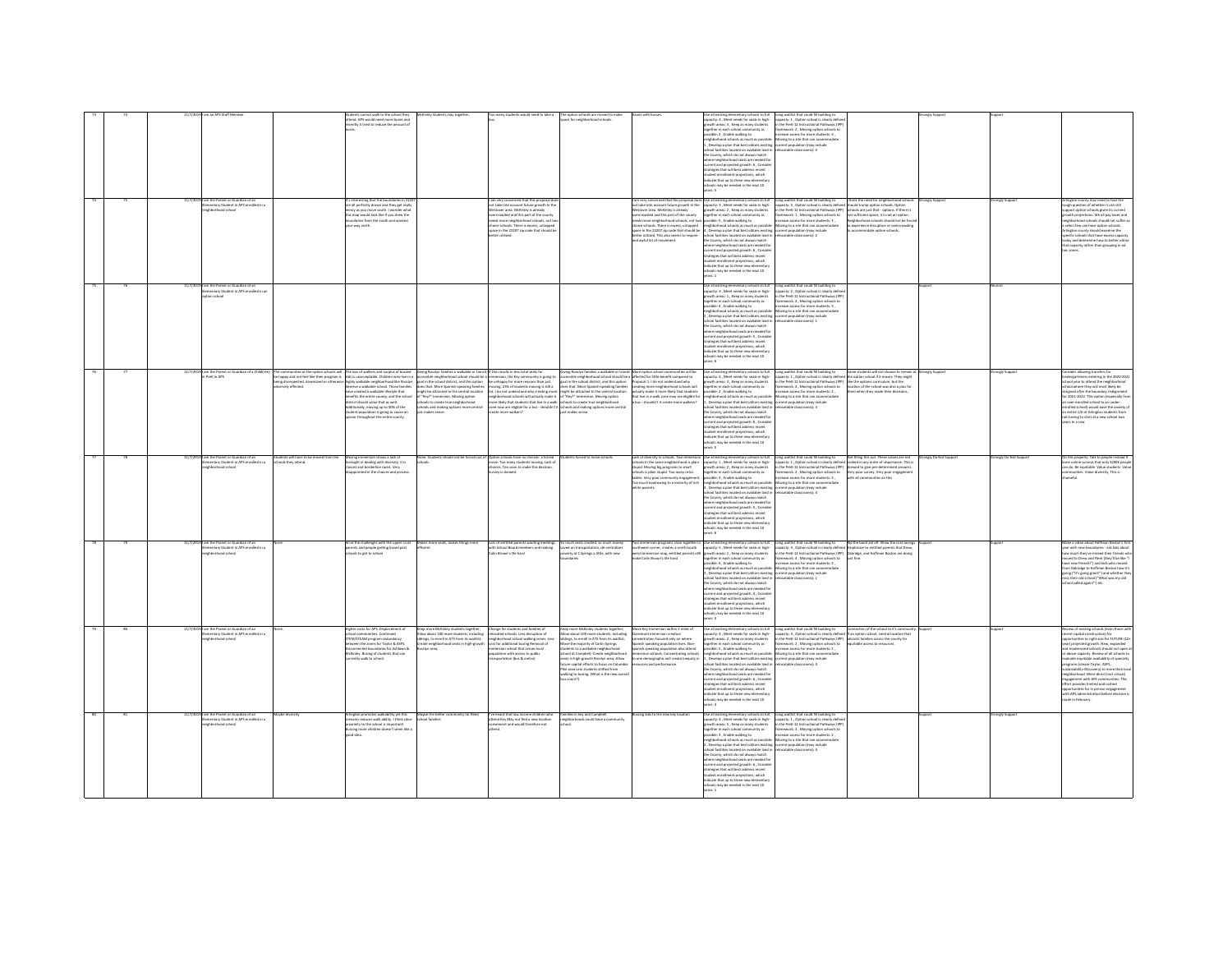| | | | | | | | | | | | | | | | |
|---|---|---|---|---|---|---|---|---|---|---|---|---|---|---|---|
| 73 | 74 | 11/7/2019 | I am an APS Staff Member | | Students cannot walk to the school they attend. APS would need more buses and recently it tried to reduce the amount of buses. | McKinley students stay together. | Too many students would need to take a bus. | The option schools are moved to make space for neighborhood schools. | Issues with busses. | Use all existing elementary schools to full capacity: 4 , Meet needs for seats in high-growth areas: 3 , Keep as many students together in each school community as possible: 2 , Enable walking to neighborhood schools as much as possible: 1 , Develop a plan that best utilizes existing school facilities located on available land in the County, which do not always match where neighborhood seats are needed for current and projected growth: 6 , Consider strategies that will best address recent student enrollment projections, which indicate that up to three new elementary schools may be needed in the next 10 years: 5 | Long waitlist that could fill building to capacity: 4 , Option school is clearly defined in the PreK-12 Instructional Pathways (IPP) framework: 2 , Moving option schools to increase access for more students: 1 , Moving to a site that can accommodate current population (may include relocatable classrooms): 3 | | Strongly Support | Support | |
| 74 | 75 | 11/7/2019 | I am the Parent or Guardian of an Elementary Student in APS enrolled in a neighborhood school | | It's interesting that the boundaries in 22207 are all perfectly drawn and they get really messy as you move south. I wonder what this map would look like if you drew the boundaries from the south and worked your way north. | | I am very concerned that this proposal does not take into account future growth in the Westover area. McKinley is already overcrowded and this part of the county needs more neighborhood schools, not two choice schools. There is excess, untapped space in the 22207 zip code that should be better utilized. | | I am very concerned that this proposal does not take into account future growth in the Westover area. McKinley is already overcrowded and this part of the county needs more neighborhood schools, not two choice schools. There is excess, untapped space in the 22207 zip code that should be better utilized. This also seems to require and awful lot of movement. | Use all existing elementary schools to full capacity: 3 , Meet needs for seats in high-growth areas: 2 , Keep as many students together in each school community as possible: 5 , Enable walking to neighborhood schools as much as possible: 4 , Develop a plan that best utilizes existing school facilities located on available land in the County, which do not always match where neighborhood seats are needed for current and projected growth: 6 , Consider strategies that will best address recent student enrollment projections, which indicate that up to three new elementary schools may be needed in the next 10 years: 1 | Long waitlist that could fill building to capacity: 1 , Option school is clearly defined in the PreK-12 Instructional Pathways (IPP) framework: 4 , Moving option schools to increase access for more students: 3 , Moving to a site that can accommodate current population (may include relocatable classrooms): 2 | I think the need for neighborhood schools should trump option schools. Option schools are just that - options. If there is not sufficient space, it is not an option. Neighborhood schools should not be forced to experience disruption or overcrowding to accommodate option schools. | Strongly Support | Strongly Support | Arlington county may need to face the tough question of whether it can still support option schools given its current growth projections. We all pay taxes and neighborhood schools should not suffer so a select few can have option schools. Arlington county should examine the specific schools that have excess capacity today and determine how to better utilize that capacity rather than grouping in ad hoc zones. |
| 75 | 76 | 11/7/2019 | I am the Parent or Guardian of an Elementary Student in APS enrolled in an option school | | | | | | | Use all existing elementary schools to full capacity: 3 , Meet needs for seats in high-growth areas: 1 , Keep as many students together in each school community as possible: 4 , Enable walking to neighborhood schools as much as possible: 2 , Develop a plan that best utilizes existing school facilities located on available land in the County, which do not always match where neighborhood seats are needed for current and projected growth: 5 , Consider strategies that will best address recent student enrollment projections, which indicate that up to three new elementary schools may be needed in the next 10 years: 6 | Long waitlist that could fill building to capacity: 2 , Option school is clearly defined in the PreK-12 Instructional Pathways (IPP) framework: 4 , Moving option schools to increase access for more students: 3 , Moving to a site that can accommodate current population (may include relocatable classrooms): 1 | | Support | Neutral | |
| 76 | 77 | 11/7/2019 | I am the Parent or Guardian of a Child(ren) in PreK in APS | The communities at the option schools will be happy and not feel like their program is being disrespected, downsized or otherwise adversely affected. | The loss of walkers and surplus of bussed kids is unacceptable. Children who live in a highly walkable neighborhood like Rosslyn deserve a walkable school. Those families have created a walkable lifestyle that benefits the entire county, and the school district should value that as well. Additionally, moving up to 80% of the student population is going to cause an uproar throughout the entire county. | Giving Rosslyn families a walkable or transit accessible neighborhood school should be a goal in the school district, and this option does that. More Spanish-speaking families might be attracted to the central location of "Key" immersion. Moving option schools to create true neighborhood schools and making options more central just makes sense. | If this results in less total seats for immersion, the Key community is going to be unhappy for more reasons than just moving. 29% of students moving is still a lot. I do not understand why creating more neighborhood schools will actually make it more likely that students that live in a walk zone now are eligible for a bus - shouldn't it create more walkers? | Giving Rosslyn families a walkable or transit accessible neighborhood school should be a goal in the school district, and this option does that. More Spanish-speaking families might be attracted to the central location of "Key" immersion. Moving option schools to create true neighborhood schools and making options more central just makes sense. | More option school communities will be affected for little benefit compared to Proposal 1. I do not understand why creating more neighborhood schools will actually make it more likely that students that live in a walk zone now are eligible for a bus - shouldn't it create more walkers? | Use all existing elementary schools to full capacity: 6 , Meet needs for seats in high-growth areas: 4 , Keep as many students together in each school community as possible: 3 , Enable walking to neighborhood schools as much as possible: 2 , Develop a plan that best utilizes existing school facilities located on available land in the County, which do not always match where neighborhood seats are needed for current and projected growth: 1 , Consider strategies that will best address recent student enrollment projections, which indicate that up to three new elementary schools may be needed in the next 10 years: 5 | Long waitlist that could fill building to capacity: 1 , Option school is clearly defined in the PreK-12 Instructional Pathways (IPP) framework: 4 , Moving option schools to increase access for more students: 2 , Moving to a site that can accommodate current population (may include relocatable classrooms): 3 | Some students will not choose to remain at the option school if it moves. They might like the options curriculum, but the location of the school was also a plus for them when they made their decisions. | Strongly Support | Strongly Support | Consider allowing transfers for kindergarteners entering in the 2020-2021 school year to attend the neighborhood school where they will most likely be assigned after the boundary realignment for 2021-2022. This option (especially from an over-enrolled school to an under-enrolled school) would ease the anxiety of an entire 1/6 of Arlington students from not having to start at a new school two years in a row. |
| 77 | 78 | 11/7/2019 | I am the Parent or Guardian of an Elementary Student in APS enrolled in a neighborhood school | Students will have to be moved from the schools they attend. | Moving immersion shows a lack of foresight in dealing with diversity. It is classist and borderline racist. Very disappointed in the choices and process. | None. Students should not be forced out of schools. | Option schools have no choices - a forced move. Too many students moving. Lack of choices. Too soon to make this decision. Survey is skewed. | Students forced to move schools. | Lack of diversity in schools. Two immersion schools in the same neighborhood is plain stupid. Moving big programs to small schools is plain stupid. Too many relocatables. Very poor community engagement. Too much kowtowing to a minority of rich white parents. | Use all existing elementary schools to full capacity: 1 , Meet needs for seats in high-growth areas: 2 , Keep as many students together in each school community as possible: 3 , Enable walking to neighborhood schools as much as possible: 4 , Develop a plan that best utilizes existing school facilities located on available land in the County, which do not always match where neighborhood seats are needed for current and projected growth: 5 , Consider strategies that will best address recent student enrollment projections, which indicate that up to three new elementary schools may be needed in the next 10 years: 6 | Long waitlist that could fill building to capacity: 1 , Option school is clearly defined in the PreK-12 Instructional Pathways (IPP) framework: 2 , Moving option schools to increase access for more students: 3 , Moving to a site that can accommodate current population (may include relocatable classrooms): 4 | Not filling this out. These values are not ranked in any order of importance. This is skewed to give pre-determined answers. Very poor survey. Very poor engagement with all communities on this. | Strongly Do Not Support | Strongly Do Not Support | Do this properly. Talk to people instead of lame online surveys that only SOME people can do. Be equitable. Value students. Value communities. Value diversity. This is shameful. |
| 78 | 79 | 11/7/2019 | I am the Parent or Guardian of an Elementary Student in APS enrolled in a neighborhood school | None | All of the challenges with the upper crust parents and people getting bused past schools to get to school | Makes more sense, makes things more efficient | Lots of entitled parents wasting meetings with School Board members and making Colin Brown's life hard | So much seats created, so much money saved on transportation, de-centralizes poverty at Claremont a little, with new boundaries | Two immersion programs close together in southwest corner, creates a north/south weird immersion map, entitled parents still make Colin Brown's life hard | Use all existing elementary schools to full capacity: 5 , Meet needs for seats in high-growth areas: 1 , Keep as many students together in each school community as possible: 6 , Enable walking to neighborhood schools as much as possible: 4 , Develop a plan that best utilizes existing school facilities located on available land in the County, which do not always match where neighborhood seats are needed for current and projected growth: 2 , Consider strategies that will best address recent student enrollment projections, which indicate that up to three new elementary schools may be needed in the next 10 years: 3 | Long waitlist that could fill building to capacity: 3 , Option school is clearly defined in the PreK-12 Instructional Pathways (IPP) framework: 4 , Moving option schools to increase access for more students: 2 , Moving to a site that can accommodate current population (may include relocatable classrooms): 1 | Rip the band aid off. Show the cost savings. Emphasize to entitled parents that Drew, Oakridge, and Hoffman Boston are doing just fine. | Support | Support | Make a video about Hoffman Boston's first year with new boundaries - ask kids about how much they've missed their friends who moved to Drew and Fleet (they'll be like "I have new friends!") and kids who moved from Oakridge to Hoffman Boston how it's going ("it's going great!") and whether they miss their old school ("What was my old school called again?") etc. |
| 79 | 80 | 11/7/2019 | I am the Parent or Guardian of an Elementary Student in APS enrolled in a neighborhood school | None. | Higher costs for APS. Displacement of school communities. Continued STEM/STEAM program redundancy between the zones for Taylor & ASFS. Disconnected boundaries for Ashlawn & McKinley. Busing of students that can currently walk to school. | Keep more McKinley students together. Allow about 100 more students, including siblings, to enroll in ATS from its waitlist. Create neighborhood seats in high-growth Rosslyn area. | Change for students and families of relocated schools. Less disruption of neighborhood school walking zones. Less cost for additional busing. Removal of immersion school that serves local population with access to public transportation (bus & metro). | Keep more McKinley students together. Allow about 100 more students, including siblings, to enroll in ATS from its waitlist. Move the majority of Carlin Springs students to a walkable neighborhood school at Campbell. Create neighborhood seats in high-growth Rosslyn area. Allow future capital efforts to focus on Columbia Pike area less students shifted from walking to busing. (What is the new overall bus count?) | Move Key immersion within 2 miles of Claremont immersion creates concentration focused only on where Spanish speaking population lives. Non-Spanish speaking population also attend immersion schools. Concentrating schools to one demographic will create inequity in resources and performance. | Use all existing elementary schools to full capacity: 4 , Meet needs for seats in high-growth areas: 6 , Keep as many students together in each school community as possible: 5 , Enable walking to neighborhood schools as much as possible: 1 , Develop a plan that best utilizes existing school facilities located on available land in the County, which do not always match where neighborhood seats are needed for current and projected growth: 2 , Consider strategies that will best address recent student enrollment projections, which indicate that up to three new elementary schools may be needed in the next 10 years: 3 | Long waitlist that could fill building to capacity: 4 , Option school is clearly defined in the PreK-12 Instructional Pathways (IPP) framework: 2 , Moving option schools to increase access for more students: 1 , Moving to a site that can accommodate current population (may include relocatable classrooms): 3 | Connection of the school to it's community. Emphasize on option school, central location that attracts families across the county for equitable access to resources. | Support | Support | Review of existing schools (even those with recent capital construction) for opportunities to right-size for FUTURE (10+ year) projected growth. New, expanded and modernized schools should not open at or above capacity. Review of all schools to evaluate equitable availability of specialty programs (Vasser-Taylor, ASFS, sustainability-Discovery) to more than local neighborhood. More direct (not virtual) engagement with APS communities. This effort provides limited and rushed opportunities for in-person engagement with APS administration before decision is made in February. |
| 80 | 81 | 11/7/2019 | I am the Parent or Guardian of an Elementary Student in APS enrolled in a neighborhood school | Maybe diversity | Arlington promotes walkability yet this scenario reduces walkability. I think close proximity to the school is important. Bussing more children doesn't seem like a good idea. | Maybe be better community for Reed school families | I've heard that low income children who attend Key may not find a new location convenient and would therefore not attend. | Families in Key and Campbell neighborhoods would have a community school. | Bussing kids to the new key location | Use all existing elementary schools to full capacity: 4 , Meet needs for seats in high-growth areas: 5 , Keep as many students together in each school community as possible: 3 , Enable walking to neighborhood schools as much as possible: 2 , Develop a plan that best utilizes existing school facilities located on available land in the County, which do not always match where neighborhood seats are needed for current and projected growth: 6 , Consider strategies that will best address recent student enrollment projections, which indicate that up to three new elementary schools may be needed in the next 10 years: 1 | Long waitlist that could fill building to capacity: 1 , Option school is clearly defined in the PreK-12 Instructional Pathways (IPP) framework: 3 , Moving option schools to increase access for more students: 2 , Moving to a site that can accommodate current population (may include relocatable classrooms): 4 | | Support | Strongly Support | |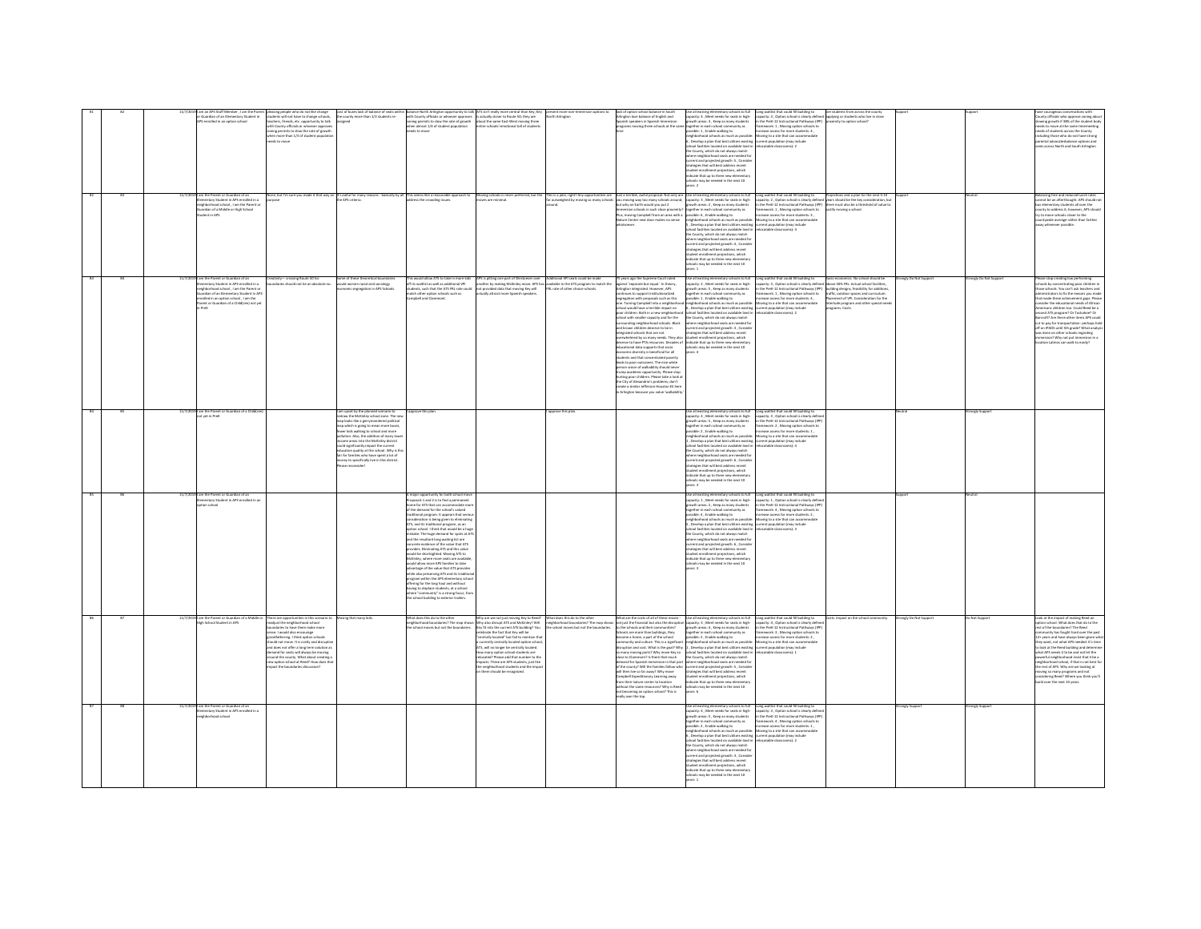| | | | | | | | | | | | | | | | |
|---|---|---|---|---|---|---|---|---|---|---|---|---|---|---|---|
| 81 | 82 | 11/7/2019 | I am an APS Staff Member , I am the Parent or Guardian of an Elementary Student in APS enrolled in an option school | Moving people who do not like change: students will not have to change schools, teachers, friends, etc. opportunity to talk with County officials or whoever approves zoning permits to slow the rate of growth when more than 1/3 of student population needs to move | Lack of buses lack of balance of seats within the county more than 1/3 students re-assigned | Balance North Arlington opportunity to talk with County officials or whoever approves zoning permits to slow the rate of growth when almost 1/4 of student population needs to move | ATS isn't really more central than Key; Key is actually closer to Route 50; they are about the same East-West moving these entire schools emotional toll of students | present more non-Immersion options to North Arlington | lack of option school balance in South Arlington loss balance of English and Spanish speakers in Spanish Immersion programs moving these schools at the same time | Use all existing elementary schools to full capacity: 4 , Meet needs for seats in high-growth areas: 3 , Keep as many students together in each school community as possible: 1 , Enable walking to neighborhood schools as much as possible: 6 , Develop a plan that best utilizes existing school facilities located on available land in the County, which do not always match where neighborhood seats are needed for current and projected growth: 5 , Consider strategies that will best address recent student enrollment projections, which indicate that up to three new elementary schools may be needed in the next 10 years: 2 | Long waitlist that could fill building to capacity: 3 , Option school is clearly defined in the PreK-12 Instructional Pathways (IPP) framework: 1 , Moving option schools to increase access for more students: 4 , Moving to a site that can accommodate current population (may include relocatable classrooms): 2 | are students from across the county applying or students who live in close proximity to option school? | Support | Support | Have courageous conversations with County officials who approve zoning about slowing growth if 30% of the student body needs to move at the same time (meeting needs of students across the County including those who do not have strong parental advocates/volunteers) and seats across North and South Arlington |
| 82 | 83 | 11/7/2019 | I am the Parent or Guardian of an Elementary Student in APS enrolled in a neighborhood school , I am the Parent or Guardian of a Middle or High School Student in APS | None, but I'm sure you made it that way on purpose | It's awful for many reasons - basically by all the APS criteria. | This seems like a reasonable approach to address the crowding issues. | Moving schools is never preferred, but the moves are minimal. | This is a joke, right? Any opportunities are far outweighed by moving so many schools around. | Just a terrible, awful proposal. Not only are you moving way too many schools around, but why on Earth would you put 3 immersion schools in such close proximity? Plus, moving Campbell from an area with a Nature Center next door makes no sense whatsoever. | Use all existing elementary schools to full capacity: 4 , Meet needs for seats in high-growth areas: 2 , Keep as many students together in each school community as possible: 6 , Enable walking to neighborhood schools as much as possible: 5 , Develop a plan that best utilizes existing school facilities located on available land in the County, which do not always match where neighborhood seats are needed for current and projected growth: 3 , Consider strategies that will best address recent student enrollment projections, which indicate that up to three new elementary schools may be needed in the next 10 years: 1 | Long waitlist that could fill building to capacity: 2 , Option school is clearly defined in the PreK-12 Instructional Pathways (IPP) framework: 1 , Moving option schools to increase access for more students: 3 , Moving to a site that can accommodate current population (may include relocatable classrooms): 4 | Projections and a plan for the next 5-10 years should be the key consideration, but there must also be a threshold of value to justify moving a school. | Support | Neutral | Balancing free and reduced lunch rates cannot be an afterthought. APS should not bus elementary students all over the county to address it, however, APS should try to move schools closer to the countywide average rather than farther away whenever possible. |
| 83 | 84 | 11/7/2019 | I am the Parent or Guardian of an Elementary Student in APS enrolled in a neighborhood school , I am the Parent or Guardian of an Elementary Student in APS enrolled in an option school , I am the Parent or Guardian of a Child(ren) not yet in PreK | Creates?— crossing Route 50 for boundaries should not be an absolute no. | Some of these theoretical boundaries would worsen racial and sociology economic segregation in APS Schools. | This would allow ATS to take in more kids off its waitlist as well as additional VPI students, such that the ATS FRL rate could match other option schools such as Campbell and Claremont. | APS is pitting one part of Westover over another by making McKinley move. APS has not provided data that moving Key will actually attract more Spanish speakers. | Additional VPI seats could be made available in the ATS program to match the FRL rate of other choice schools. | 75 years ago the Supreme Court ruled against "separate but equal." In theory, Arlington integrated. However, APS continues to support institutionalized segregation with proposals such as this one. Turning Campbell into a neighborhood school would have a terrible impact on poor children. Both in a new neighborhood school with smaller capacity and for the surrounding neighborhood schools. Black and brown children deserve to be in integrated schools that are not overwhelmed by so many needs. They also deserve to have PTA resources. Decades of educational data supports that socio-economic diversity is beneficial for all students and that concentrated poverty leads to poor outcomes. The nice white person vision of walkability should never trump academic opportunity. Please stop hurting poor children. Please take a look at the City of Alexandria's problems; don't create a similar Jefferson Houston Elem here in Arlington because you value "walkability." | Use all existing elementary schools to full capacity: 4 , Meet needs for seats in high-growth areas: 5 , Keep as many students together in each school community as possible: 1 , Enable walking to neighborhood schools as much as possible: 6 , Develop a plan that best utilizes existing school facilities located on available land in the County, which do not always match where neighborhood seats are needed for current and projected growth: 3 , Consider strategies that will best address recent student enrollment projections, which indicate that up to three new elementary schools may be needed in the next 10 years: 2 | Long waitlist that could fill building to capacity: 3 , Option school is clearly defined in the PreK-12 Instructional Pathways (IPP) framework: 1 , Moving option schools to increase access for more students: 4 , Moving to a site that can accommodate current population (may include relocatable classrooms): 2 | Socio economics. No school should be above 50% FRL. Actual school facilities, building designs, feasibility for additions, traffic, outdoor spaces and curriculum. Placement of VPI. Consideration for the interlude program and other special needs programs. Costs. | Strongly Do Not Support | Strongly Do Not Support | Please stop creating low performing schools by concentrating poor children in those schools. You can't ask teachers and administrators to fix the messes you made that made these achievement gaps. Please consider the educational needs of African American children too. Could Reed be a second ATS program? Or Tuckahoe? Or Barcroft? Are there either times APS could cut to pay for transportation; perhaps hold off on IPADS until 5th grade? What analysis was done on other schools regarding immersion? Why not put immersion in a location Latinos can walk to easily? |
| 84 | 85 | 11/7/2019 | I am the Parent or Guardian of a Child(ren) not yet in PreK | | | I am upset by the planned scenario to redraw the McKinley school zone. The new map looks like a gerrymandered political map which is going to mean more buses, fewer kids walking to school and more pollution. Also, the addition of many lower income areas into the McKinley district could significantly impact the current education quality at the school. Why is this fair for families who have spent a lot of money to specifically live in this district. Please reconsider! | I approve this plan | | I approve this plan | | Use all existing elementary schools to full capacity: 4 , Meet needs for seats in high-growth areas: 5 , Keep as many students together in each school community as possible: 2 , Enable walking to neighborhood schools as much as possible: 1 , Develop a plan that best utilizes existing school facilities located on available land in the County, which do not always match where neighborhood seats are needed for current and projected growth: 6 , Consider strategies that will best address recent student enrollment projections, which indicate that up to three new elementary schools may be needed in the next 10 years: 3 | Long waitlist that could fill building to capacity: 3 , Option school is clearly defined in the PreK-12 Instructional Pathways (IPP) framework: 2 , Moving option schools to increase access for more students: 1 , Moving to a site that can accommodate current population (may include relocatable classrooms): 4 | | Neutral | Strongly Support | |
| 85 | 86 | 11/7/2019 | I am the Parent or Guardian of an Elementary Student in APS enrolled in an option school | | | | A major opportunity for both school move Proposals 1 and 2 is to find a permanent home for ATS that can accommodate more of the demand for the school's valued traditional program. It appears that serious consideration is being given to eliminating ATS, and its traditional program, as an option school. I think that would be a huge mistake. The huge demand for spots at ATS and the resultant long waiting list are concrete evidence of the value that ATS provides. Eliminating ATS and this value would be shortsighted. Moving ATS to McKinley, where more seats are available, would allow more APS families to take advantage of the value that ATS provides while also preserving ATS and its traditional program within the APS elementary school offering for the long haul and without having to displace students at a school where "community" is a strong focus, from the school building to exterior traders. | | | | Use all existing elementary schools to full capacity: 1 , Meet needs for seats in high-growth areas: 2 , Keep as many students together in each school community as possible: 4 , Enable walking to neighborhood schools as much as possible: 5 , Develop a plan that best utilizes existing school facilities located on available land in the County, which do not always match where neighborhood seats are needed for current and projected growth: 6 , Consider strategies that will best address recent student enrollment projections, which indicate that up to three new elementary schools may be needed in the next 10 years: 3 | Long waitlist that could fill building to capacity: 1 , Option school is clearly defined in the PreK-12 Instructional Pathways (IPP) framework: 2 , Moving option schools to increase access for more students: 4 , Moving to a site that can accommodate current population (may include relocatable classrooms): 3 | | Support | Neutral | |
| 86 | 87 | 11/7/2019 | I am the Parent or Guardian of a Middle or High School Student in APS | There are opportunities in this scenario to readjust the neighborhood school boundaries to have them make more sense. I would also encourage grandfathering. I think option schools should not move. It is costly and disruptive and does not offer a long term solution as demand for seats will always be moving around the county. What about creating a new option school at Reed? How does that impact the boundaries discussion? | Moving that many kids. | | What does this do to the other neighborhood boundaries? The map shows the school moves but not the boundaries. | Why are we not just moving Key to Reed? Why also disrupt ATS and McKinley? Will they fit into the current ATS building? You overlook the fact that Key will be "centrally located" but fail to mention that a currently centrally located option school, ATS, will no longer be centrally located. How many option school students are relocated? Please add that number to the impacts. These are APS students, just like the neighborhood students and the impact on them should be recognized. | What does this do to the other neighborhood boundaries? The map shows the school moves but not the boundaries. | What are the costs of all of these moves - not just the financial but also the disruption to the schools and their communities? Schools are more than buildings, they become a home, a part of the school community and culture. This is a significant disruption and cost. What is the goal? Why so many moving parts? Why move Key so close to Claremont? Is there that much demand for Spanish immersion in that part of the county? Will the families follow who will then live so far away? Why move Campbell Expeditionary Learning away from their nature center to location without the same resources? Why is Reed not becoming an option school? This is really over the top. | Use all existing elementary schools to full capacity: 4 , Meet needs for seats in high-growth areas: 6 , Keep as many students together in each school community as possible: 3 , Enable walking to neighborhood schools as much as possible: 2 , Develop a plan that best utilizes existing school facilities located on available land in the County, which do not always match where neighborhood seats are needed for current and projected growth: 5 , Consider strategies that will best address recent student enrollment projections, which indicate that up to three new elementary schools may be needed in the next 10 years: 6 | Long waitlist that could fill building to capacity: 4 , Option school is clearly defined in the PreK-12 Instructional Pathways (IPP) framework: 3 , Moving option schools to increase access for more students: 2 , Moving to a site that can accommodate current population (may include relocatable classrooms): 1 | Costs. Impact on the school community. | Strongly Do Not Support | Do Not Support | Look at the impact of making Reed an option school. What does that do to the rest of the boundaries? The Reed community has fought hard over the past 12+ years and have always been given what they want, not what APS needed. It's time to look at the Reed building and determine what APS needs it to be and not let the powerful neighborhood insist that it be a neighborhood school, if that is not best for the rest of APS. Why are we looking at moving so many programs and not considering Reed? Where you think you'll build over the next 10 years. |
| 87 | 88 | 11/7/2019 | I am the Parent or Guardian of an Elementary Student in APS enrolled in a neighborhood school | | | | | | | | Use all existing elementary schools to full capacity: 4 , Meet needs for seats in high-growth areas: 5 , Keep as many students together in each school community as possible: 2 , Enable walking to neighborhood schools as much as possible: 6 , Develop a plan that best utilizes existing school facilities located on available land in the County, which do not always match where neighborhood seats are needed for current and projected growth: 3 , Consider strategies that will best address recent student enrollment projections, which indicate that up to three new elementary schools may be needed in the next 10 years: 1 | Long waitlist that could fill building to capacity: 3 , Option school is clearly defined in the PreK-12 Instructional Pathways (IPP) framework: 4 , Moving option schools to increase access for more students: 1 , Moving to a site that can accommodate current population (may include relocatable classrooms): 2 | | Strongly Support | Strongly Support | |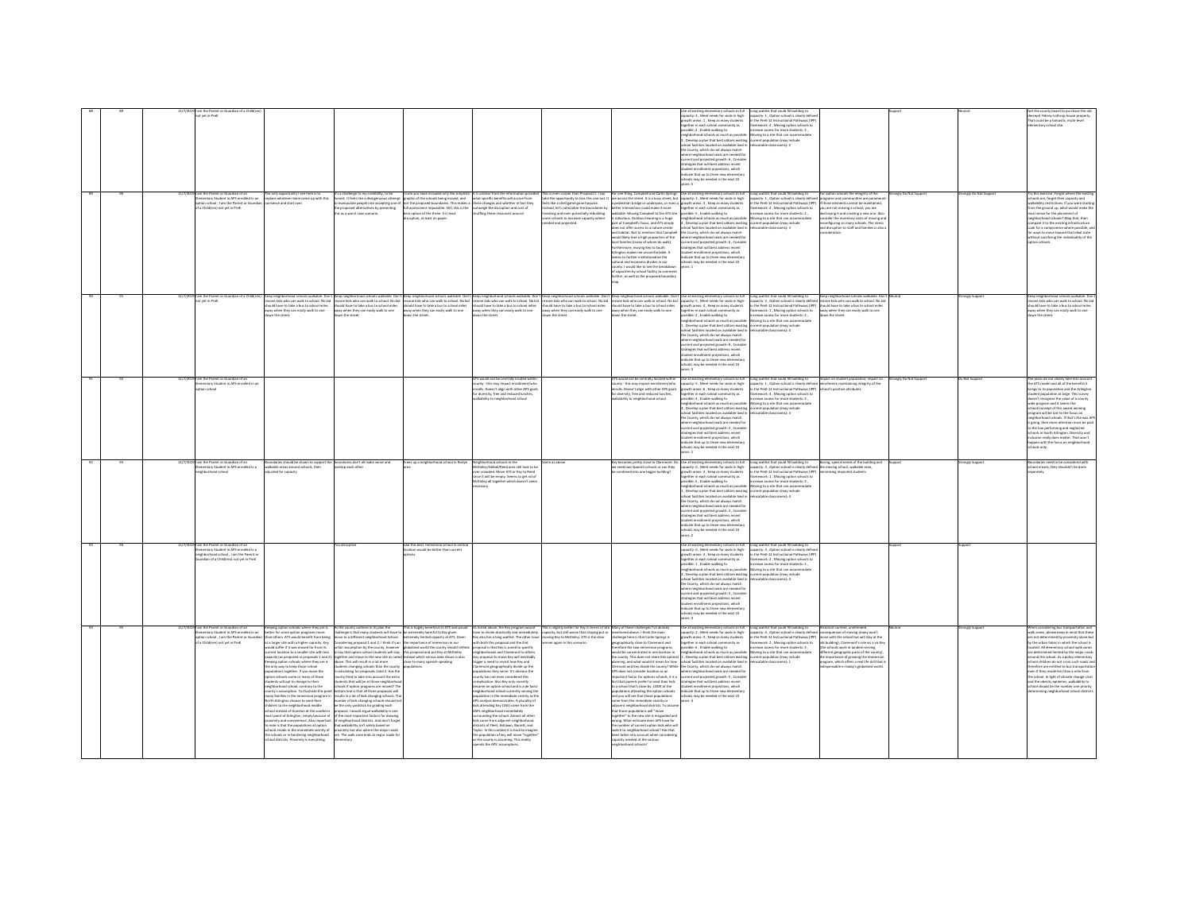| 88 | 89 | 11/7/2019 | I am the Parent or Guardian of a Child(ren) not yet in PreK | | | | | | | Use all existing elementary schools to full capacity: 4 , Meet needs for seats in high-growth areas: 1 , Keep as many students together in each school community as possible: 2 , Enable walking to neighborhood schools as much as possible: 3 , Develop a plan that best utilizes existing school facilities located on available land in the County, which do not always match where neighborhood seats are needed for current and projected growth: 6 , Consider strategies that will best address recent student enrollment projections, which indicate that up to three new elementary schools may be needed in the next 10 years: 5 | Long waitlist that could fill building to capacity: 1 , Option school is clearly defined in the PreK-12 Instructional Pathways (IPP) framework: 4 , Moving option schools to increase access for more students: 3 , Moving to a site that can accommodate current population (may include relocatable classrooms): 2 | | Support | Neutral | Get the county board to purchase the old, decrepit Febrey-Lothrop house property. That could be a fantastic, multi-level elementary school site. |
|---|---|---|---|---|---|---|---|---|---|---|---|---|---|---|---|
| 89 | 90 | 11/7/2019 | I am the Parent or Guardian of an Elementary Student in APS enrolled in an option school , I am the Parent or Guardian of a Child(ren) not yet in PreK | The only opportunity I see here is to replace whatever team came up with this nonsense and start over. | It's a challenge to my credibility, to be honest. It feels like a disingenuous attempt to manipulate people into accepting one of the proposed alternatives by presenting this as a worst case scenario. | I note you have included only the geographics of the schools being moved, and not the proposed boundaries. This makes a full assessment impossible. Still, this is the best option of the three. It's least disruption, at least on paper. | It's unclear from the information provided what specific benefits will accrue from these changes and whether in fact they outweigh the disruption and cost of shuffling these resources around. | This is even crazier than Proposal 1. I say take the opportunity to toss this one out. It feels like a shell game gone haywire. Instead, let's rationalize the boundaries by meeting and even potentially rebuilding some schools to increase capacity where needed and projected. | For one thing, Campbell and Carlin Springs are across the street. It is a busy street, but a pedestrian bridge or underpass, or even a better intersection could make it more walkable. Moving Campbell to the ATS site is ridiculous. Outdoor learning is a huge part of Campbell's focus, and ATS simply does not offer access to a nature center and habitat. Not to mention that Campbell would likely lose a high proportion of the local families (many of whom do walk). Furthermore, moving Key to South Arlington makes me uncomfortable. It seems to further institutionalize the cultural and economic divides in our county. I would like to see the breakdown of capacities by school facility to comment further, as well as the proposed boundary map. | Use all existing elementary schools to full capacity: 2 , Meet needs for seats in high-growth areas: 3 , Keep as many students together in each school community as possible: 5 , Enable walking to neighborhood schools as much as possible: 4 , Develop a plan that best utilizes existing school facilities located on available land in the County, which do not always match where neighborhood seats are needed for current and projected growth: 6 , Consider strategies that will best address recent student enrollment projections, which indicate that up to three new elementary schools may be needed in the next 10 years: 1 | Long waitlist that could fill building to capacity: 2 , Option school is clearly defined in the PreK-12 Instructional Pathways (IPP) framework: 1 , Moving option schools to increase access for more students: 4 , Moving to a site that can accommodate current population (may include relocatable classrooms): 3 | For option schools the integrity of the programs and communities are paramount. If those elements cannot be maintained, you are not moving a school, you are destroying it and creating a new one. Also consider the monetary costs of moving and reconfiguring so many schools. The stress and disruption to staff and families is also a consideration. | Strongly Do Not Support | Strongly Do Not Support | Try this exercise. Forget where the existing schools are, forget their capacity and walkability restrictions. If you were starting from the ground up, what would make the most sense for the placement of neighborhood schools? Map that, then compare it to the existing infrastructure. Look for a compromise where possible, and for ways to move toward that ideal state without sacrificing the individuality of the option schools. |
| 90 | 91 | 11/7/2019 | I am the Parent or Guardian of a Child(ren) not yet in PreK | Keep neighborhood schools walkable. Don't move kids who can walk to school. No kid should have to take a bus to school miles away when they can easily walk to one down the street. | Keep neighborhood schools walkable. Don't move kids who can walk to school. No kid should have to take a bus to school miles away when they can easily walk to one down the street. | Keep neighborhood schools walkable. Don't move kids who can walk to school. No kid should have to take a bus to school miles away when they can easily walk to one down the street. | Keep neighborhood schools walkable. Don't move kids who can walk to school. No kid should have to take a bus to school miles away when they can easily walk to one down the street. | Keep neighborhood schools walkable. Don't move kids who can walk to school. No kid should have to take a bus to school miles away when they can easily walk to one down the street. | Keep neighborhood schools walkable. Don't move kids who can walk to school. No kid should have to take a bus to school miles away when they can easily walk to one down the street. | Use all existing elementary schools to full capacity: 5 , Meet needs for seats in high-growth areas: 6 , Keep as many students together in each school community as possible: 4 , Enable walking to neighborhood schools as much as possible: 2 , Develop a plan that best utilizes existing school facilities located on available land in the County, which do not always match where neighborhood seats are needed for current and projected growth: 1 , Consider strategies that will best address recent student enrollment projections, which indicate that up to three new elementary schools may be needed in the next 10 years: 3 | Long waitlist that could fill building to capacity: 2 , Option school is clearly defined in the PreK-12 Instructional Pathways (IPP) framework: 1 , Moving option schools to increase access for more students: 3 , Moving to a site that can accommodate current population (may include relocatable classrooms): 4 | Keep neighborhood schools walkable. Don't move kids who can walk to school. No kid should have to take a bus to school miles away when they can easily walk to one down the street. | Neutral | Strongly Support | Keep neighborhood schools walkable. Don't move kids who can walk to school. No kid should have to take a bus to school miles away when they can easily walk to one down the street. |
| 91 | 92 | 11/7/2019 | I am the Parent or Guardian of an Elementary Student in APS enrolled in an option school | | | | ATS would not be centrally located within county - this may impact enrollment/who enrolls. Doesn't align with other APS goals for diversity, free and reduced lunches, walkability to neighborhood school | | ATS would not be centrally located within county - this may impact enrollment/who enrolls. Doesn't align with other APS goals for diversity, free and reduced lunches, walkability to neighborhood school | Use all existing elementary schools to full capacity: 4 , Meet needs for seats in high-growth areas: 6 , Keep as many students together in each school community as possible: 3 , Enable walking to neighborhood schools as much as possible: 2 , Develop a plan that best utilizes existing school facilities located on available land in the County, which do not always match where neighborhood seats are needed for current and projected growth: 5 , Consider strategies that will best address recent student enrollment projections, which indicate that up to three new elementary schools may be needed in the next 10 years: 1 | Long waitlist that could fill building to capacity: 1 , Option school is clearly defined in the PreK-12 Instructional Pathways (IPP) framework: 2 , Moving option schools to increase access for more students: 4 , Moving to a site that can accommodate current population (may include relocatable classrooms): 3 | Impact on student population. Impact on enrollment; maintaining integrity of the school's positive attributes. | Strongly Do Not Support | Do Not Support | The plans do not clearly take into account the ATS model and all of the benefits it brings to its population and the Arlington student population at large. This survey doesn't recognize the value of a county wide program and it seems whoever program will be lost to the focus on neighborhood schools. If that's the way APS is going, then more attention must be paid to the low performing and neglected schools in South Arlington. Diversity and inclusion really does matter. That won't happen with the focus on neighborhood schools only. |
| 92 | 93 | 11/7/2019 | I am the Parent or Guardian of an Elementary Student in APS enrolled in a neighborhood school | Boundaries should be drawn to support the walkable areas around schools, then adjusted for capacity | boundaries don't all make sense and overlap each other | Frees up a neighborhood school in Rosslyn area. | Neighborhood schools in the McKinley/Nottingham/Reed area still look to be over crowded. Move ATS or Key to Reed (it will be empty. Seems to get rid of McKinley all together which doesn't seem necessary. | Same as above | Key becomes pretty close to Claremont. Do we need two Spanish schools or can they be combined into one bigger building? | Use all existing elementary schools to full capacity: 4 , Meet needs for seats in high-growth areas: 3 , Keep as many students together in each school community as possible: 5 , Enable walking to neighborhood schools as much as possible: 1 , Develop a plan that best utilizes existing school facilities located on available land in the County, which do not always match where neighborhood seats are needed for current and projected growth: 6 , Consider strategies that will best address recent student enrollment projections, which indicate that up to three new elementary schools may be needed in the next 10 years: 2 | Long waitlist that could fill building to capacity: 1 , Option school is clearly defined in the PreK-12 Instructional Pathways (IPP) framework: 4 , Moving option schools to increase access for more students: 2 , Moving to a site that can accommodate current population (may include relocatable classrooms): 3 | Busing, special needs of the building and the moving school, walkable area, minimizing impacted students | Support | Strongly Support | Boundaries need to be considered with school moves; they shouldn't be done separately. |
| 93 | 94 | 11/7/2019 | I am the Parent or Guardian of an Elementary Student in APS enrolled in a neighborhood school , I am the Parent or Guardian of a Child(ren) not yet in PreK | | Too disruptive | I like that best. Immersion school in central location would be better than current options. | | | | Use all existing elementary schools to full capacity: 6 , Meet needs for seats in high-growth areas: 4 , Keep as many students together in each school community as possible: 3 , Enable walking to neighborhood schools as much as possible: 1 , Develop a plan that best utilizes existing school facilities located on available land in the County, which do not always match where neighborhood seats are needed for current and projected growth: 5 , Consider strategies that will best address recent student enrollment projections, which indicate that up to three new elementary schools may be needed in the next 10 years: 2 | Long waitlist that could fill building to capacity: 3 , Option school is clearly defined in the PreK-12 Instructional Pathways (IPP) framework: 1 , Moving option schools to increase access for more students: 2 , Moving to a site that can accommodate current population (may include relocatable classrooms): 4 | | Support | Support | |
| 94 | 95 | 11/7/2019 | I am the Parent or Guardian of an Elementary Student in APS enrolled in an option school , I am the Parent or Guardian of a Child(ren) not yet in PreK | Keeping option schools where they are is better for some option programs more than others. ATS would benefit from being at a larger site with a higher capacity. Key would suffer if it was moved far from its current location to a smaller site with less capacity (as proposed in proposals 1 and 2). Keeping option schools where they are is the only way to keep those school populations together. If you move the option schools some or many of those students will opt to change to their neighborhood school, contrary to the county's assumption. To illustrate this point many families in the immersion program in North Arlington choose to send their children to the neighborhood middle school instead of Gunston at the southern most point of Arlington, simply because of proximity and convenience. Also important to note is that the populations at option schools reside in the immediate vicinity of the schools or in bordering neighborhood school districts. Proximity is everything. | As the county outlines in its plan the challenge is that many students will have to move to a different neighborhood school. Considering proposals 1 and 2, I think it's an unfair assumption by the county, however to say that option school students will stay together and move to the new site as noted above. This will result in a lot more students changing schools than the county is calculating for proposals 1 and 2. Has the county tried to take into account the extra students that will be at those neighborhood schools if option programs are moved? The bottom line is that all three proposals will result in a lot of kids changing schools. The number of kids changing schools should not be the only yardstick for grading each proposal. I would argue walkability is one of the most important factors for drawing neighborhood districts. And don't forget that walkability isn't solely based on proximity but also where the major roads are. The walk zone ends at major roads for elementary. | This is hugely beneficial to ATS and would be extremely harmful to Key given extremely limited capacity at ATS. Given the importance of immersion in our globalized world the county should rethink this proposal and put Key at McKinley instead which serious data shows is also closer to many spanish-speaking populations. | As noted above, the Key program would have to shrink drastically and immediately. Key also has a long waitlist. The other issue with both this proposal and the 2nd proposal is that Key is zoned to specific neighborhoods and Claremont to others. Any proposal to move Key will inevitably trigger a need to revisit how Key and Claremont geographically divide up the populations they serve. It's obvious the county has not even considered this complication. Also Key only recently became an option school and is a de facto neighborhood school currently serving the population in the immediate vicinity as the APS analysis demonstrates. A plurality of kids attending Key (3XX) come from the ASFS neighborhood immediately surrounding the school. Almost all other kids come from adjacent neighborhood districts of Fleet, Ashlawn, Barrett, and Taylor. In this context it is hard to imagine the population of Key will move "together" as the county is assuming. This reality upends the APS' assumptions. | This is slightly better for Key in terms of its capacity, but still worse than staying put or moving Key to McKinley. ATS is the clear winner again in this scenario. | Many of these challenges I've already mentioned above. I think the main challenge here is that Carlin Springs is geographically close to Claremont and therefore the two immersion programs would be concentrated in one location in the county. This does not seem like optimal planning, and what would it mean for how Claremont and Key divide the county? While APS does not consider location as an important factor for option schools, it is a fact that parents prefer to send their kids to a school that's close by. LOOK at the populations attending the option schools and you will see that those populations come from the immediate vicinity or adjacent neighborhood districts. To assume that those populations will "move together" to the new site is misguided and wrong. What estimate does APS have for the number of current option kids who will switch to neighborhood school? Has that been taken into account when considering capacity needed at the various neighborhood schools? | Use all existing elementary schools to full capacity: 2 , Meet needs for seats in high-growth areas: 1 , Keep as many students together in each school community as possible: 3 , Enable walking to neighborhood schools as much as possible: 6 , Develop a plan that best utilizes existing school facilities located on available land in the County, which do not always match where neighborhood seats are needed for current and projected growth: 5 , Consider strategies that will best address recent student enrollment projections, which indicate that up to three new elementary schools may be needed in the next 10 years: 4 | Long waitlist that could fill building to capacity: 3 , Option school is clearly defined in the PreK-12 Instructional Pathways (IPP) framework: 4 , Moving option schools to increase access for more students: 2 , Moving to a site that can accommodate current population (may include relocatable classrooms): 1 | Historical context, unintended consequences of moving (many won't move with the school but will stay at the old building), Claremont's role vis a vis Key (the schools work in tandem serving different geographic parts of the county), the importance of growing the immersion program, which offers a real life skill that is indispensable in today's globalized world. | Neutral | Strongly Support | When considering bus transportation and walk zones, please keep in mind that these are not determined by proximity alone but by the urban fabric in which the school is located. All elementary school walk zones are determined limited by the major roads around the school. As a policy elementary school children do not cross such roads and therefore are entitled to bus transportation even if they reside less than a mile from the school. In light of climate change crisis and the obesity epidemic, walkability to school should be the number one priority determining neighborhood school districts. |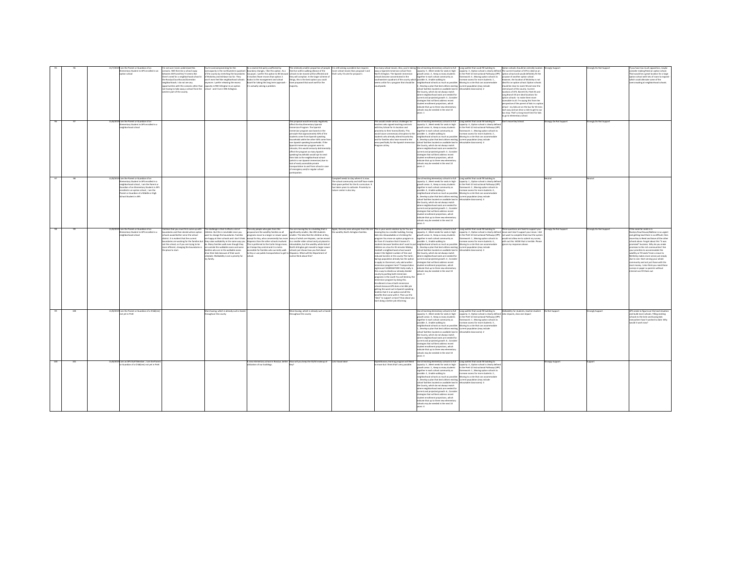| | | | | | | | | | | | | | | | |
|---|---|---|---|---|---|---|---|---|---|---|---|---|---|---|---|
| 95 | 96 | | 11/7/2019 I am the Parent or Guardian of an Elementary Student in APS enrolled in an option school | I'm not sure I even understand this scenario. Will there be a school swap between ASFS and Key? It seems like there's need for a neighborhood school in the Rosslyn/Courthouse/Clarendon neighborhoods. I do not see any opportunities with this scenario other than not having to take away a school from the western part of the county. | You're overcompensating for the overcapacity in the northwestern quadrant of the county by stretching the boundaries of McKinley and Ashlawn too far. They won't even feel like neighborhood schools anymore. I prefer releasing the excess capacity in NW Arlington to an option school - and I live in NW Arlington. | As a neutral 3rd party unaffected by boundary changes, I like this option. As a tax payer, I prefer this option to #2 because it involves fewer moves than option 2. Kudos to the management and school board for taking this long term approach - it is actually solving a problem. | The relatively smaller proportion of people that live within walking distance of the schools to be moved will be affected and they will complain. In the larger scheme of things, this is the best option you could have proposed that work well for the majority. | It is still solving a problem but requires more school moves than proposal 1 and that's why I'd vote for proposal 1. | Too many school moves. Also, you're taking away a Spanish immersion school from North Arlington. The Spanish immersion schools become concentrated in the southwestern quadrant of the county which seems unfair for a program that should be countywide. | Use all existing elementary schools to full capacity: 5 , Meet needs for seats in high-growth areas : 2 , Keep as many students together in each school community as possible : 4 , Enable walking to neighborhood schools as much as possible : 6 , Develop a plan that best utilizes existing school facilities located on available land in the County, which do not always match where neighborhood seats are needed for current and projected growth : 3 , Consider strategies that will best address recent student enrollment projections, which indicate that up to three new elementary schools may be needed in the next 10 years : 1 | Long waitlist that could fill building to capacity : 4 , Option school is clearly defined in the PreK-12 Instructional Pathways (IPP) framework : 4 , Moving option schools to increase access for more students : 1 , Moving to a site that can accommodate current population (may include relocatable classrooms) : 2 | Option schools should be centrally located. The current location of ATS is ideal as an option school and would definitely fit the purpose of another option school. However, the location of McKinley is not ideal for an option school. Option schools should be close to route 50 and near the central part of the county. Current locations of ATS, Barrett ES, Fleet ES and Long Branch ES are ideal locations for option schools - to make them more accessible to all. I'm saying this from the perspective of the parent of kids in a option school - my kids are on the bus for 50 mins each way and we drive a mile to get to our bus stop. That's a long travel time for kids to go to elementary school. | Strongly Support | Strongly Do Not Support | If you have too much opposition, maybe consider making Reed an option school. That would be a great location for a large option school with lots of room to expand - which could alleviate some of the overcrowding at neighborhood schools. |
| 96 | 97 | | 11/8/2019 I am the Parent or Guardian of an Elementary Student in APS enrolled in a neighborhood school | | | | This proposal would seriously negatively affect the Key Elementary Spanish Immersion Program. The Spanish immersion program was based on the principle that approximately 50% of the students come from Spanish-speaking households while the other 50% come from non Spanish speaking households. If the Spanish immersion program were to relocate, this would seriously detrimentally affect the program as many Spanish speaking households would opt to enroll their kids to the neighborhood school (which is not Spanish immersion) due to lack of easily accessible private transportation to and from school in case of emergency and/or regular school participation. | | This would create serious challenges for teachers who signed teaching contracts with Key School for its location and proximity to their homes/family. This would cause unnecessary disruption to the students who already attend Escuela Key and for families who have moved to the area specifically for the Spanish Immersion Program at Key. | Use all existing elementary schools to full capacity: 5 , Meet needs for seats in high-growth areas : 6 , Keep as many students together in each school community as possible : 4 , Enable walking to neighborhood schools as much as possible : 1 , Develop a plan that best utilizes existing school facilities located on available land in the County, which do not always match where neighborhood seats are needed for current and projected growth : 3 , Consider strategies that will best address recent student enrollment projections, which indicate that up to three new elementary schools may be needed in the next 10 years : 2 | Long waitlist that could fill building to capacity : 1 , Option school is clearly defined in the PreK-12 Instructional Pathways (IPP) framework : 4 , Moving option schools to increase access for more students : 2 , Moving to a site that can accommodate current population (may include relocatable classrooms) : 3 | Don't move Key School. | Strongly Do Not Support | Strongly Do Not Support | |
| 97 | 98 | | 11/8/2019 I am the Parent or Guardian of an Elementary Student in APS enrolled in a neighborhood school , I am the Parent or Guardian of an Elementary Student in APS enrolled in an option school , I am the Parent or Guardian of a Middle or High School Student in APS | | | | | Campbell needs to stay where it is now. The school community and staff have made that space perfect for the EL curriculum. It has taken years to cultivate. Proximity to nature center is also key. | | Use all existing elementary schools to full capacity: 2 , Meet needs for seats in high-growth areas : 3 , Keep as many students together in each school community as possible : 4 , Enable walking to neighborhood schools as much as possible : 6 , Develop a plan that best utilizes existing school facilities located on available land in the County, which do not always match where neighborhood seats are needed for current and projected growth : 1 , Consider strategies that will best address recent student enrollment projections, which indicate that up to three new elementary schools may be needed in the next 10 years : 5 | Long waitlist that could fill building to capacity : 1 , Option school is clearly defined in the PreK-12 Instructional Pathways (IPP) framework : 2 , Moving option schools to increase access for more students : 4 , Moving to a site that can accommodate current population (may include relocatable classrooms) : 3 | | Neutral | Neutral | |
| 98 | 99 | | 11/8/2019 I am the Parent or Guardian of an Elementary Student in APS enrolled in a neighborhood school | I believe that you must first come up with boundaries and then decide where option schools would better serve the school district. It is evident that the current boundaries are working for the families but not the school, so if you are trying to be more efficient, changing the boundaries is the place to start. | The challenge is that it affects a lot of children. But this is inevitable once you want to change the boundaries. Families are happy at their schools and I don't think they value walkability in the same way you do. Many families walk even though they are outside the walkable zones and some families who are in the walkable zones drive their kids because of their work schedule. Walkability is not a priority for my family. | The only people who gain from this proposal are the wealthy families as all programs move to a larger or newer space except for Key, who conveniently has more Hispanics than the other schools involved. This is preferred to the Carlin Springs move, as it keeps Key central and it is metro accessible for families who currently walk to Key or use public transportation to get to school. | You are moving Key to a building that is significantly smaller, like 200 students smaller. This idea that the children at Key, many of which are Hispanic, can be moved to a smaller older school and just placed in relocatables, but the wealthy white kids of North Arlington get moved to larger newer schools just shows how you feel about Hispanics. What will the Department of Justice think about this? | Again, the only ones who gain from this are the wealthy North Arlington families. | This is your worst solution by far You are moving Key to a smaller building, forcing kids into relocatables or shrinking the program You move an option program so far from it's location that it looses it's students because families don't want to put children on a bus for 45 minutes Making Cardinell a neighborhood school would make it the highest number of free and reduced families in the county. The Carlin Springs population already has the option to apply to Claremont, why add another immersion program here? Transportation nightmare! SEGREGATION! Holly molly is this a way to divide our already divided county by putting both immersion programs in the south You will destroy the immersion program by doing this. Enrollment is low at both immersion schools because APS does a terrible job getting the word out to Spanish speaking families that it is an option and all the benefits that come with it. Then use the "data" to support a move? How about you start doing a better job informing | Use all existing elementary schools to full capacity: 2 , Meet needs for seats in high-growth areas : 6 , Keep as many students together in each school community as possible : 1 , Enable walking to neighborhood schools as much as possible : 5 , Develop a plan that best utilizes existing school facilities located on available land in the County, which do not always match where neighborhood seats are needed for current and projected growth : 4 , Consider strategies that will best address recent student enrollment projections, which indicate that up to three new elementary schools may be needed in the next 10 years : 3 | Long waitlist that could fill building to capacity : 2 , Option school is clearly defined in the PreK-12 Instructional Pathways (IPP) framework : 1 , Moving option schools to increase access for more students : 4 , Moving to a site that can accommodate current population (may include relocatable classrooms) : 3 | These questions are fixed to support your move and I don't support your move. I did not want to complete them but the system would not allow me to submit my survey with out this. WOW that is terrible. Please ignore my responses above. | Strongly Do Not Support | Strongly Do Not Support | If the need for seats is in Rosslyn/Courthouse/Ballston is so urgent and getting land there is so difficult, then move Key to Reed and leave all the other schools alone. Forget about this "it was promised" business. Why do you make promises to the rich communities? Are your priorities to accommodate the wealthy or fill seats? Even a move to McKinley makes more sense just simply due to size. Start serving your whole community and not just those with the most money. I also think you need these surveys in paper so parents without internet can fill them out. |
| 99 | 100 | | 11/8/2019 I am the Parent or Guardian of a Child(ren) not yet in PreK | | More busing, which is already such a hassle throughout the county | | More busing, which is already such a hassle throughout the county | | | Use all existing elementary schools to full capacity: 5 , Meet needs for seats in high-growth areas : 1 , Keep as many students together in each school community as possible : 2 , Enable walking to neighborhood schools as much as possible : 3 , Develop a plan that best utilizes existing school facilities located on available land in the County, which do not always match where neighborhood seats are needed for current and projected growth : 6 , Consider strategies that will best address recent student enrollment projections, which indicate that up to three new elementary schools may be needed in the next 10 years : 4 | Long waitlist that could fill building to capacity : 3 , Option school is clearly defined in the PreK-12 Instructional Pathways (IPP) framework : 1 , Moving option schools to increase access for more students : 4 , Moving to a site that can accommodate current population (may include relocatable classrooms) : 2 | Walkability for students, teacher student ratio impacts, class size impact | Do Not Support | Strongly Support | APS needs to figure out the land situation and build more schools. Filling existing schools to the brim and busing kids everywhere hasn't worked to date. Why would it work now? |
| 100 | 101 | | 11/8/2019 I am an APS Staff Member , I am the Parent or Guardian of a Child(ren) not yet in PreK | | | A new elementary school in Rosslyn, better utilization of our buildings. | How will you keep the 50/50 makeup of Key? | Cool! Good idea! | Expeditionary learning program will Need to move but I think that's very possible | Use all existing elementary schools to full capacity: 5 , Meet needs for seats in high-growth areas : 1 , Keep as many students together in each school community as possible : 2 , Enable walking to neighborhood schools as much as possible : 6 , Develop a plan that best utilizes existing school facilities located on available land in the County, which do not always match where neighborhood seats are needed for current and projected growth : 3 , Consider strategies that will best address recent student enrollment projections, which indicate that up to three new elementary schools may be needed in the next 10 years : 4 | Long waitlist that could fill building to capacity : 4 , Option school is clearly defined in the PreK-12 Instructional Pathways (IPP) framework : 2 , Moving option schools to increase access for more students : 1 , Moving to a site that can accommodate current population (may include relocatable classrooms) : 3 | | Strongly Support | Support | |